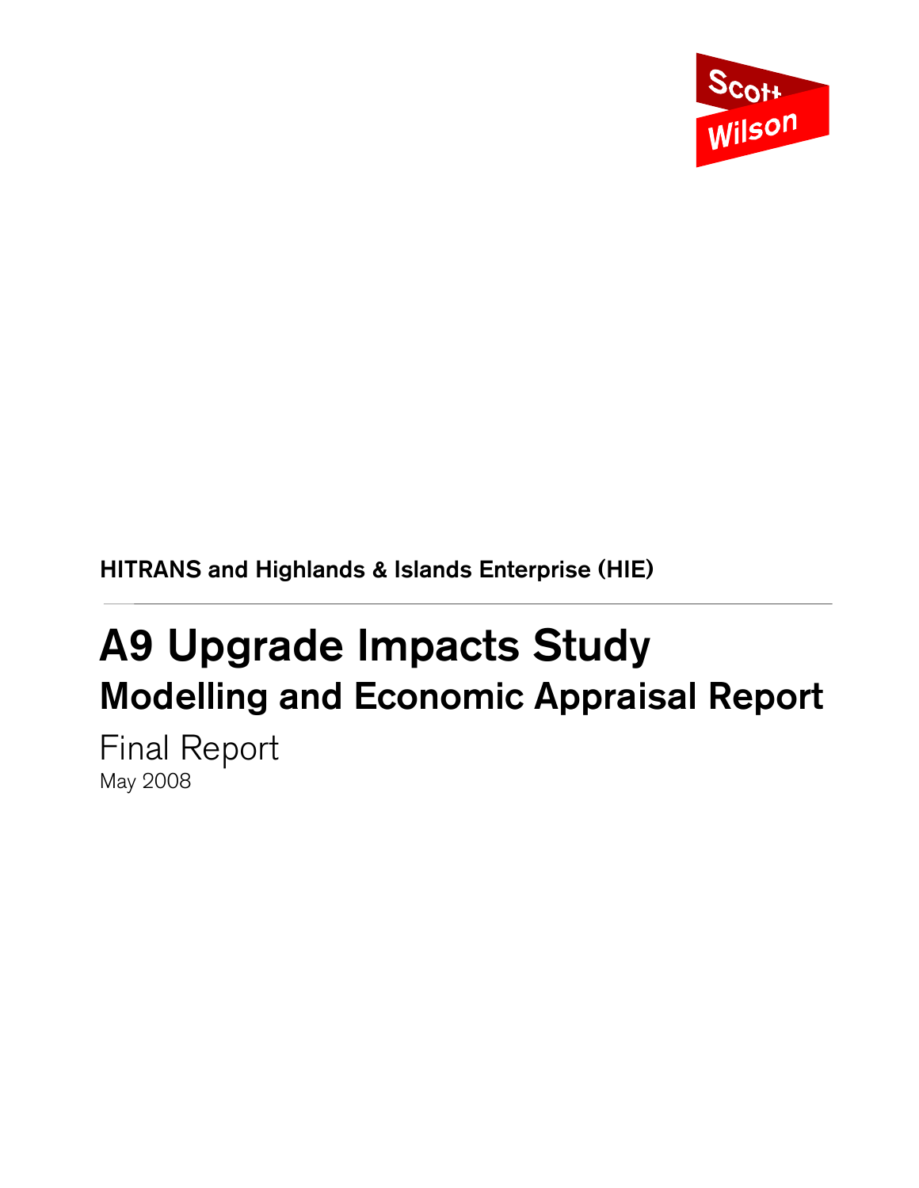Scott Wilson

HITRANS and Highlands & Islands Enterprise (HIE)

# A9 Upgrade Impacts Study

## Modelling and Economic Appraisal Report

Final Report

May 2008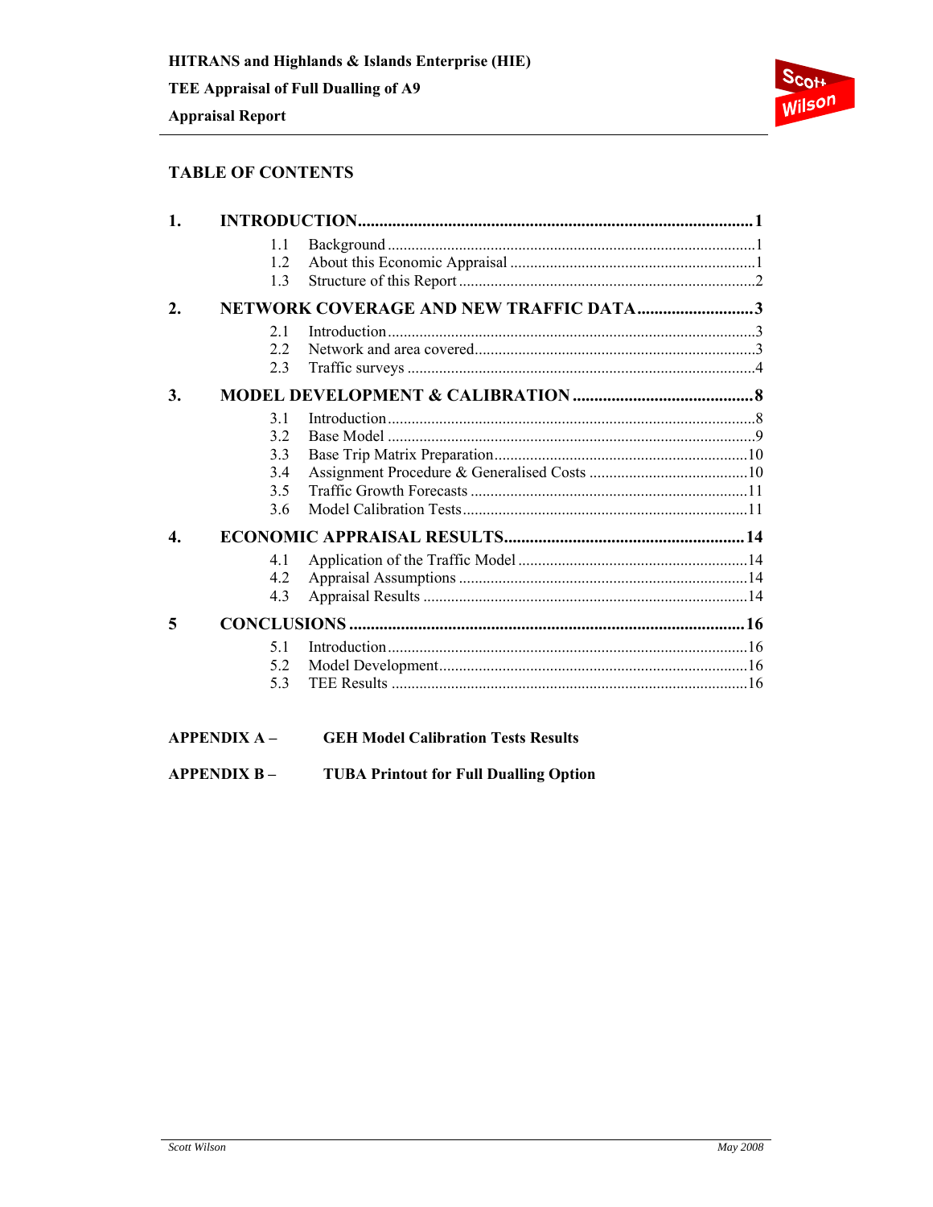## TABLE OF CONTENTS

**1. INTRODUCTION ..... 1**
- 1.1 Background ..... 1
- 1.2 About this Economic Appraisal ..... 1
- 1.3 Structure of this Report ..... 2

**2. NETWORK COVERAGE AND NEW TRAFFIC DATA ..... 3**
- 2.1 Introduction ..... 3
- 2.2 Network and area covered ..... 3
- 2.3 Traffic surveys ..... 4

**3. MODEL DEVELOPMENT & CALIBRATION ..... 8**
- 3.1 Introduction ..... 8
- 3.2 Base Model ..... 9
- 3.3 Base Trip Matrix Preparation ..... 10
- 3.4 Assignment Procedure & Generalised Costs ..... 10
- 3.5 Traffic Growth Forecasts ..... 11
- 3.6 Model Calibration Tests ..... 11

**4. ECONOMIC APPRAISAL RESULTS ..... 14**
- 4.1 Application of the Traffic Model ..... 14
- 4.2 Appraisal Assumptions ..... 14
- 4.3 Appraisal Results ..... 14

**5 CONCLUSIONS ..... 16**
- 5.1 Introduction ..... 16
- 5.2 Model Development ..... 16
- 5.3 TEE Results ..... 16

**APPENDIX A – GEH Model Calibration Tests Results**

**APPENDIX B – TUBA Printout for Full Dualling Option**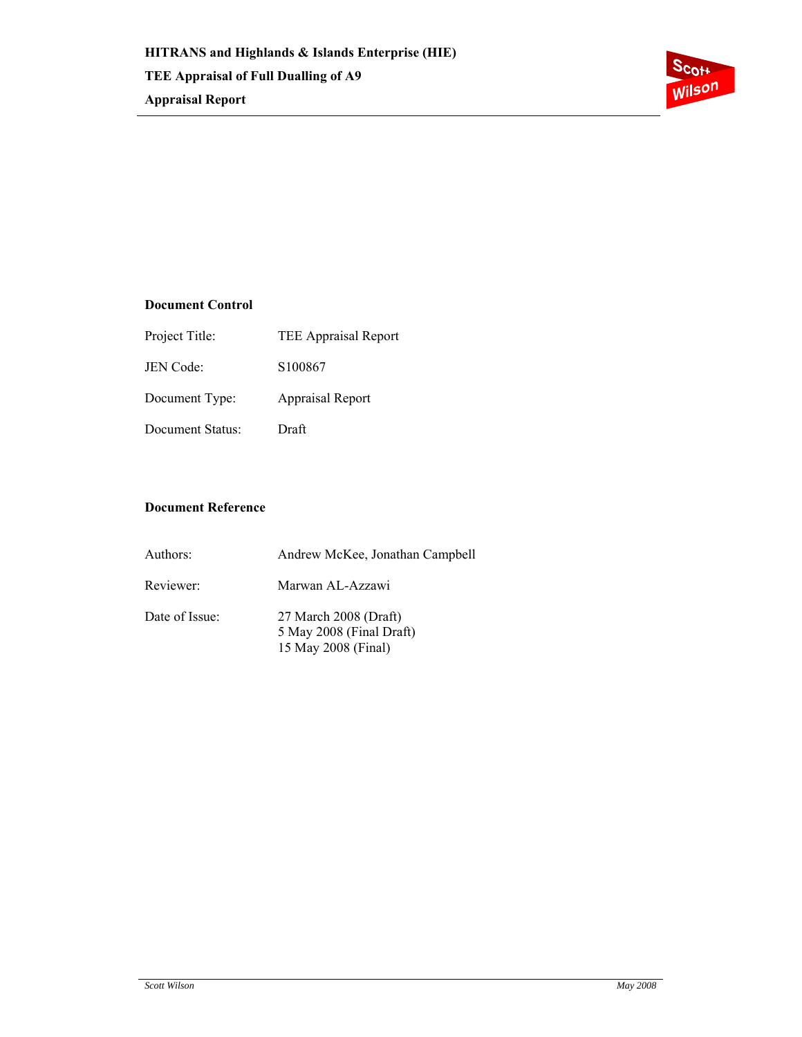**Document Control**

| | |
|---|---|
| Project Title: | TEE Appraisal Report |
| JEN Code: | S100867 |
| Document Type: | Appraisal Report |
| Document Status: | Draft |

**Document Reference**

| | |
|---|---|
| Authors: | Andrew McKee, Jonathan Campbell |
| Reviewer: | Marwan AL-Azzawi |
| Date of Issue: | 27 March 2008 (Draft)<br>5 May 2008 (Final Draft)<br>15 May 2008 (Final) |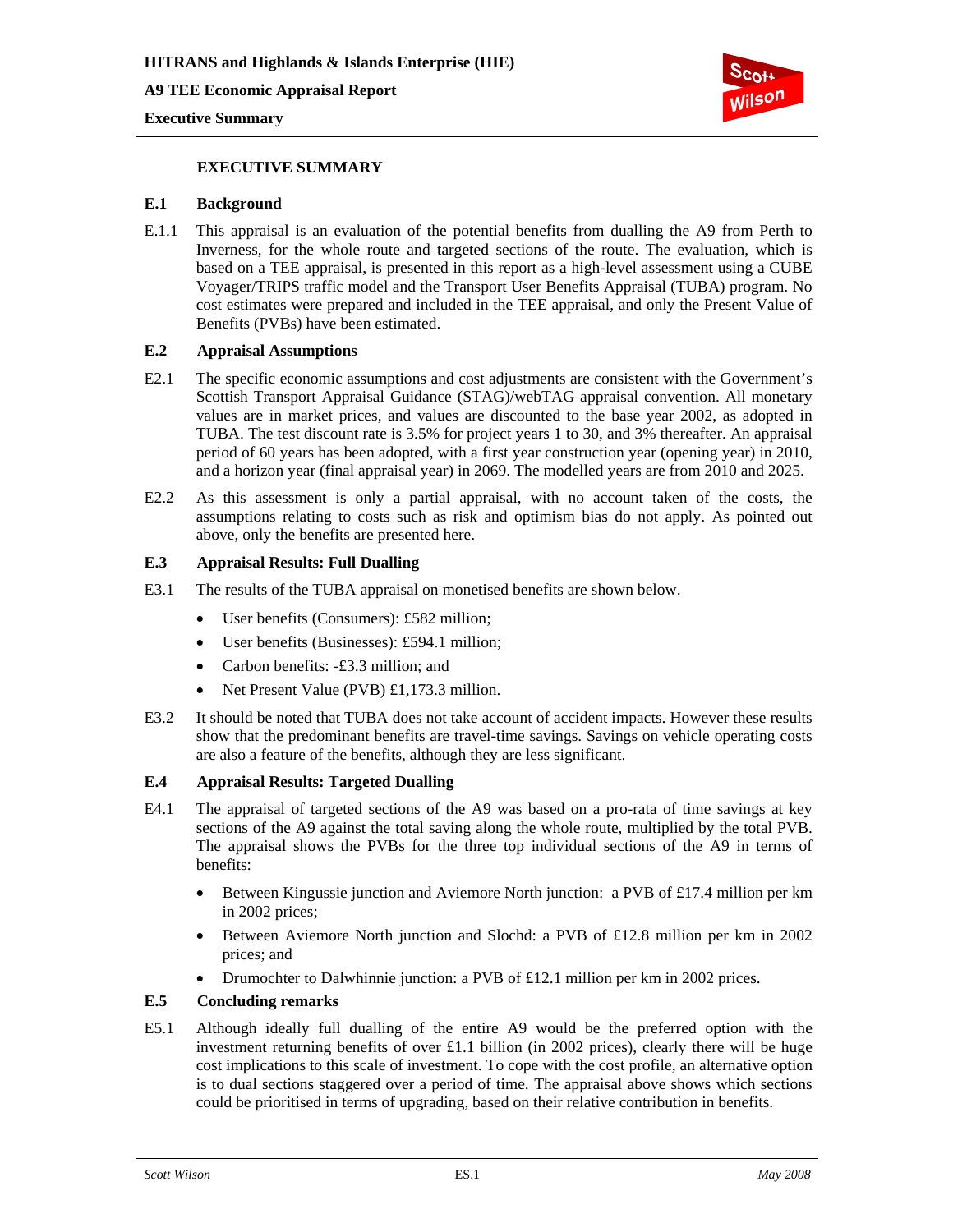# EXECUTIVE SUMMARY

## E.1 Background

E.1.1 This appraisal is an evaluation of the potential benefits from dualling the A9 from Perth to Inverness, for the whole route and targeted sections of the route. The evaluation, which is based on a TEE appraisal, is presented in this report as a high-level assessment using a CUBE Voyager/TRIPS traffic model and the Transport User Benefits Appraisal (TUBA) program. No cost estimates were prepared and included in the TEE appraisal, and only the Present Value of Benefits (PVBs) have been estimated.

## E.2 Appraisal Assumptions

E2.1 The specific economic assumptions and cost adjustments are consistent with the Government's Scottish Transport Appraisal Guidance (STAG)/webTAG appraisal convention. All monetary values are in market prices, and values are discounted to the base year 2002, as adopted in TUBA. The test discount rate is 3.5% for project years 1 to 30, and 3% thereafter. An appraisal period of 60 years has been adopted, with a first year construction year (opening year) in 2010, and a horizon year (final appraisal year) in 2069. The modelled years are from 2010 and 2025.

E2.2 As this assessment is only a partial appraisal, with no account taken of the costs, the assumptions relating to costs such as risk and optimism bias do not apply. As pointed out above, only the benefits are presented here.

## E.3 Appraisal Results: Full Dualling

E3.1 The results of the TUBA appraisal on monetised benefits are shown below.

- User benefits (Consumers): £582 million;
- User benefits (Businesses): £594.1 million;
- Carbon benefits: -£3.3 million; and
- Net Present Value (PVB) £1,173.3 million.

E3.2 It should be noted that TUBA does not take account of accident impacts. However these results show that the predominant benefits are travel-time savings. Savings on vehicle operating costs are also a feature of the benefits, although they are less significant.

## E.4 Appraisal Results: Targeted Dualling

E4.1 The appraisal of targeted sections of the A9 was based on a pro-rata of time savings at key sections of the A9 against the total saving along the whole route, multiplied by the total PVB. The appraisal shows the PVBs for the three top individual sections of the A9 in terms of benefits:

- Between Kingussie junction and Aviemore North junction: a PVB of £17.4 million per km in 2002 prices;
- Between Aviemore North junction and Slochd: a PVB of £12.8 million per km in 2002 prices; and
- Drumochter to Dalwhinnie junction: a PVB of £12.1 million per km in 2002 prices.

## E.5 Concluding remarks

E5.1 Although ideally full dualling of the entire A9 would be the preferred option with the investment returning benefits of over £1.1 billion (in 2002 prices), clearly there will be huge cost implications to this scale of investment. To cope with the cost profile, an alternative option is to dual sections staggered over a period of time. The appraisal above shows which sections could be prioritised in terms of upgrading, based on their relative contribution in benefits.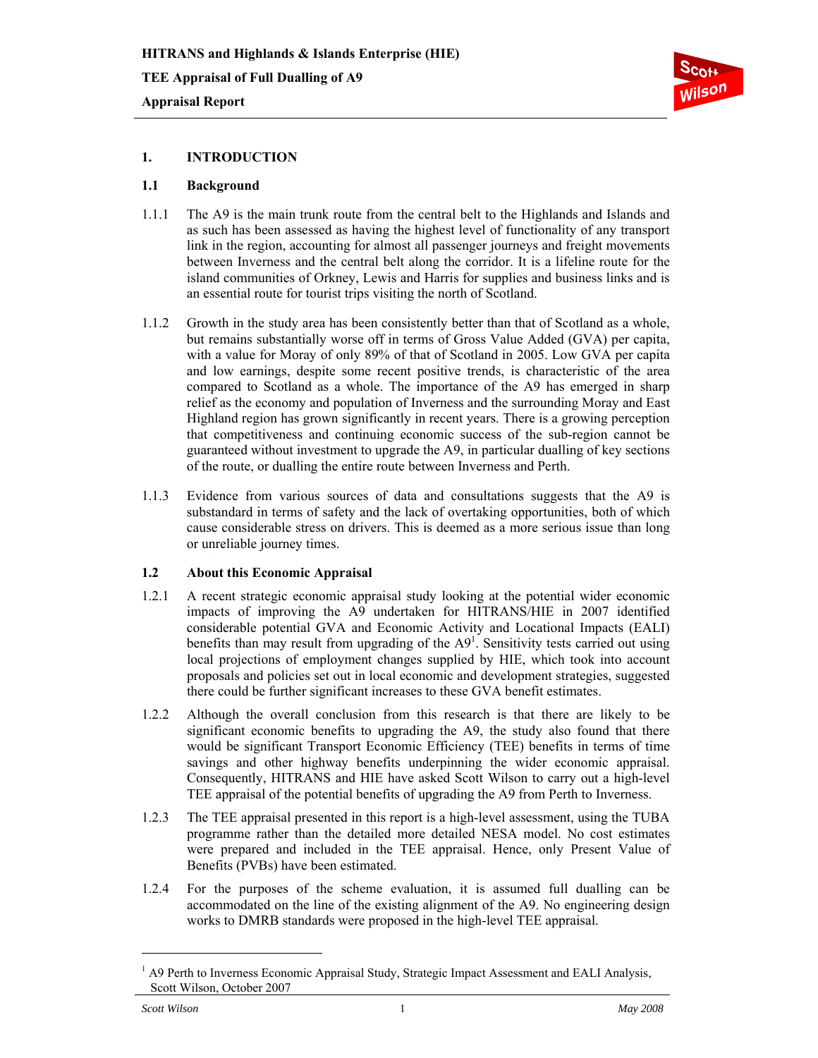# 1. INTRODUCTION

## 1.1 Background

1.1.1 The A9 is the main trunk route from the central belt to the Highlands and Islands and as such has been assessed as having the highest level of functionality of any transport link in the region, accounting for almost all passenger journeys and freight movements between Inverness and the central belt along the corridor. It is a lifeline route for the island communities of Orkney, Lewis and Harris for supplies and business links and is an essential route for tourist trips visiting the north of Scotland.

1.1.2 Growth in the study area has been consistently better than that of Scotland as a whole, but remains substantially worse off in terms of Gross Value Added (GVA) per capita, with a value for Moray of only 89% of that of Scotland in 2005. Low GVA per capita and low earnings, despite some recent positive trends, is characteristic of the area compared to Scotland as a whole. The importance of the A9 has emerged in sharp relief as the economy and population of Inverness and the surrounding Moray and East Highland region has grown significantly in recent years. There is a growing perception that competitiveness and continuing economic success of the sub-region cannot be guaranteed without investment to upgrade the A9, in particular dualling of key sections of the route, or dualling the entire route between Inverness and Perth.

1.1.3 Evidence from various sources of data and consultations suggests that the A9 is substandard in terms of safety and the lack of overtaking opportunities, both of which cause considerable stress on drivers. This is deemed as a more serious issue than long or unreliable journey times.

## 1.2 About this Economic Appraisal

1.2.1 A recent strategic economic appraisal study looking at the potential wider economic impacts of improving the A9 undertaken for HITRANS/HIE in 2007 identified considerable potential GVA and Economic Activity and Locational Impacts (EALI) benefits than may result from upgrading of the A9[1]. Sensitivity tests carried out using local projections of employment changes supplied by HIE, which took into account proposals and policies set out in local economic and development strategies, suggested there could be further significant increases to these GVA benefit estimates.

1.2.2 Although the overall conclusion from this research is that there are likely to be significant economic benefits to upgrading the A9, the study also found that there would be significant Transport Economic Efficiency (TEE) benefits in terms of time savings and other highway benefits underpinning the wider economic appraisal. Consequently, HITRANS and HIE have asked Scott Wilson to carry out a high-level TEE appraisal of the potential benefits of upgrading the A9 from Perth to Inverness.

1.2.3 The TEE appraisal presented in this report is a high-level assessment, using the TUBA programme rather than the detailed more detailed NESA model. No cost estimates were prepared and included in the TEE appraisal. Hence, only Present Value of Benefits (PVBs) have been estimated.

1.2.4 For the purposes of the scheme evaluation, it is assumed full dualling can be accommodated on the line of the existing alignment of the A9. No engineering design works to DMRB standards were proposed in the high-level TEE appraisal.

[1] A9 Perth to Inverness Economic Appraisal Study, Strategic Impact Assessment and EALI Analysis, Scott Wilson, October 2007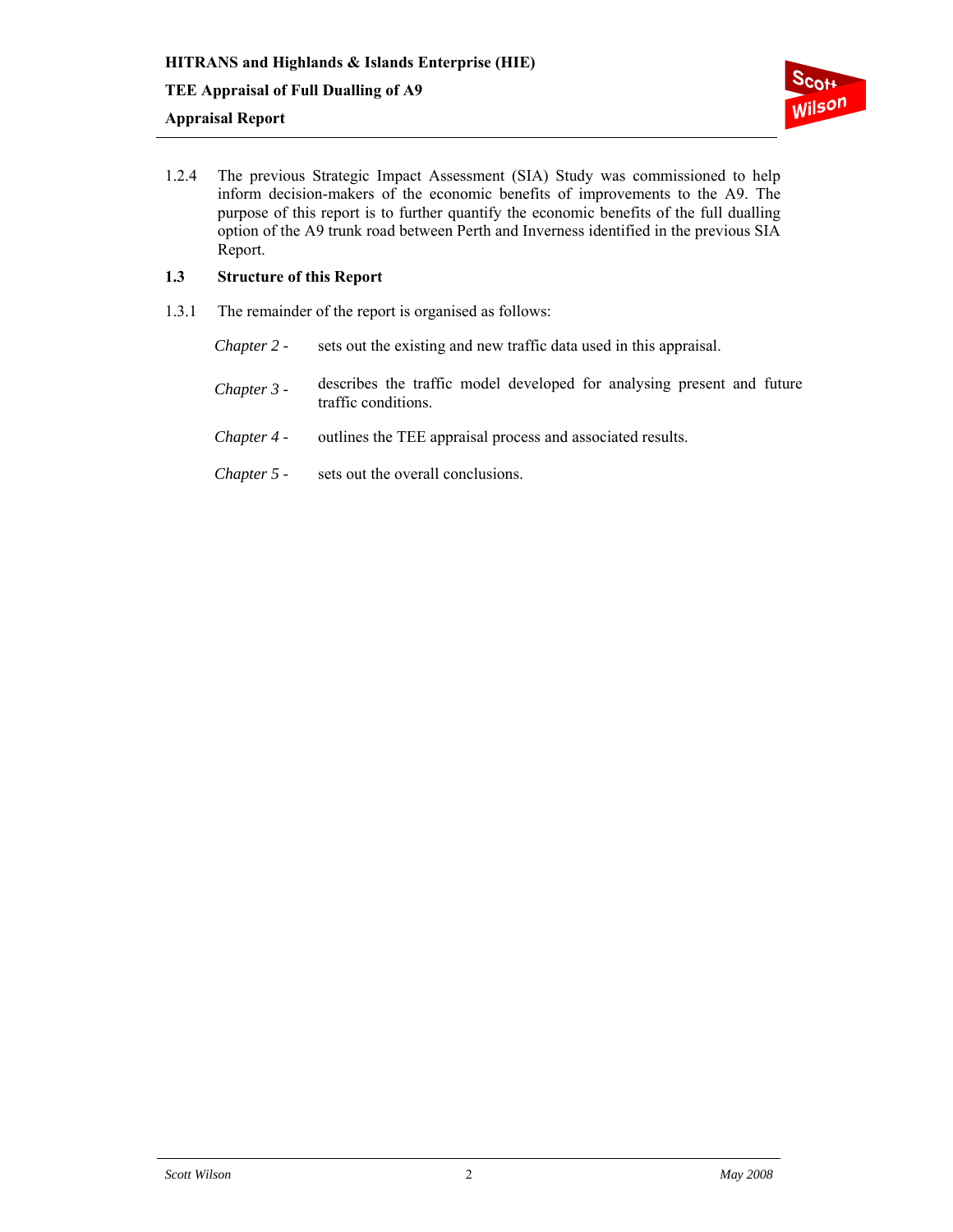1.2.4 The previous Strategic Impact Assessment (SIA) Study was commissioned to help inform decision-makers of the economic benefits of improvements to the A9. The purpose of this report is to further quantify the economic benefits of the full dualling option of the A9 trunk road between Perth and Inverness identified in the previous SIA Report.

## 1.3 Structure of this Report

1.3.1 The remainder of the report is organised as follows:

*Chapter 2* - sets out the existing and new traffic data used in this appraisal.

*Chapter 3* - describes the traffic model developed for analysing present and future traffic conditions.

*Chapter 4* - outlines the TEE appraisal process and associated results.

*Chapter 5* - sets out the overall conclusions.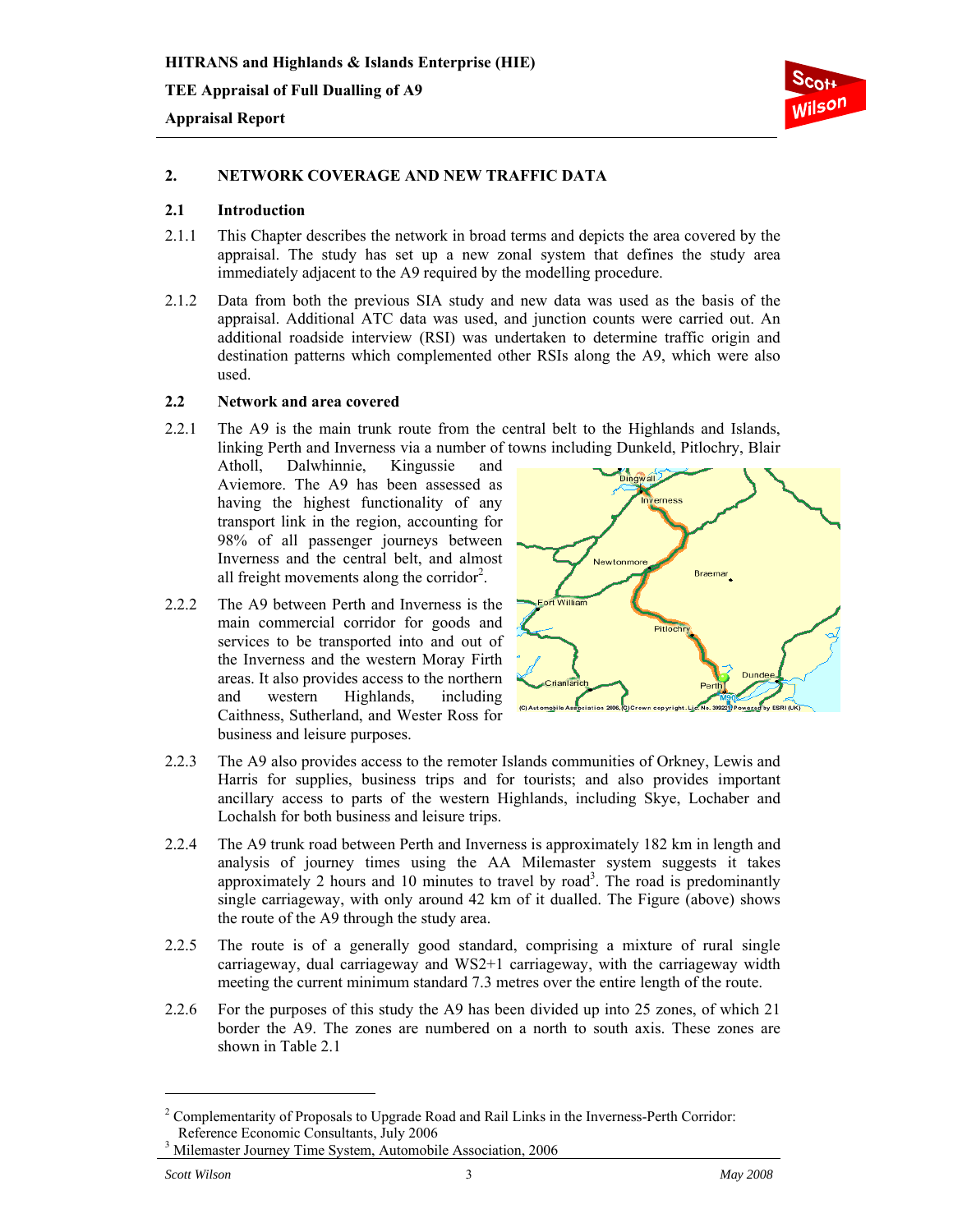## 2. NETWORK COVERAGE AND NEW TRAFFIC DATA

### 2.1 Introduction

2.1.1 This Chapter describes the network in broad terms and depicts the area covered by the appraisal. The study has set up a new zonal system that defines the study area immediately adjacent to the A9 required by the modelling procedure.

2.1.2 Data from both the previous SIA study and new data was used as the basis of the appraisal. Additional ATC data was used, and junction counts were carried out. An additional roadside interview (RSI) was undertaken to determine traffic origin and destination patterns which complemented other RSIs along the A9, which were also used.

### 2.2 Network and area covered

2.2.1 The A9 is the main trunk route from the central belt to the Highlands and Islands, linking Perth and Inverness via a number of towns including Dunkeld, Pitlochry, Blair Atholl, Dalwhinnie, Kingussie and Aviemore. The A9 has been assessed as having the highest functionality of any transport link in the region, accounting for 98% of all passenger journeys between Inverness and the central belt, and almost all freight movements along the corridor[2].

2.2.2 The A9 between Perth and Inverness is the main commercial corridor for goods and services to be transported into and out of the Inverness and the western Moray Firth areas. It also provides access to the northern and western Highlands, including Caithness, Sutherland, and Wester Ross for business and leisure purposes.

2.2.3 The A9 also provides access to the remoter Islands communities of Orkney, Lewis and Harris for supplies, business trips and for tourists; and also provides important ancillary access to parts of the western Highlands, including Skye, Lochaber and Lochalsh for both business and leisure trips.

2.2.4 The A9 trunk road between Perth and Inverness is approximately 182 km in length and analysis of journey times using the AA Milemaster system suggests it takes approximately 2 hours and 10 minutes to travel by road[3]. The road is predominantly single carriageway, with only around 42 km of it dualled. The Figure (above) shows the route of the A9 through the study area.

2.2.5 The route is of a generally good standard, comprising a mixture of rural single carriageway, dual carriageway and WS2+1 carriageway, with the carriageway width meeting the current minimum standard 7.3 metres over the entire length of the route.

2.2.6 For the purposes of this study the A9 has been divided up into 25 zones, of which 21 border the A9. The zones are numbered on a north to south axis. These zones are shown in Table 2.1

---

[2] Complementarity of Proposals to Upgrade Road and Rail Links in the Inverness-Perth Corridor: Reference Economic Consultants, July 2006

[3] Milemaster Journey Time System, Automobile Association, 2006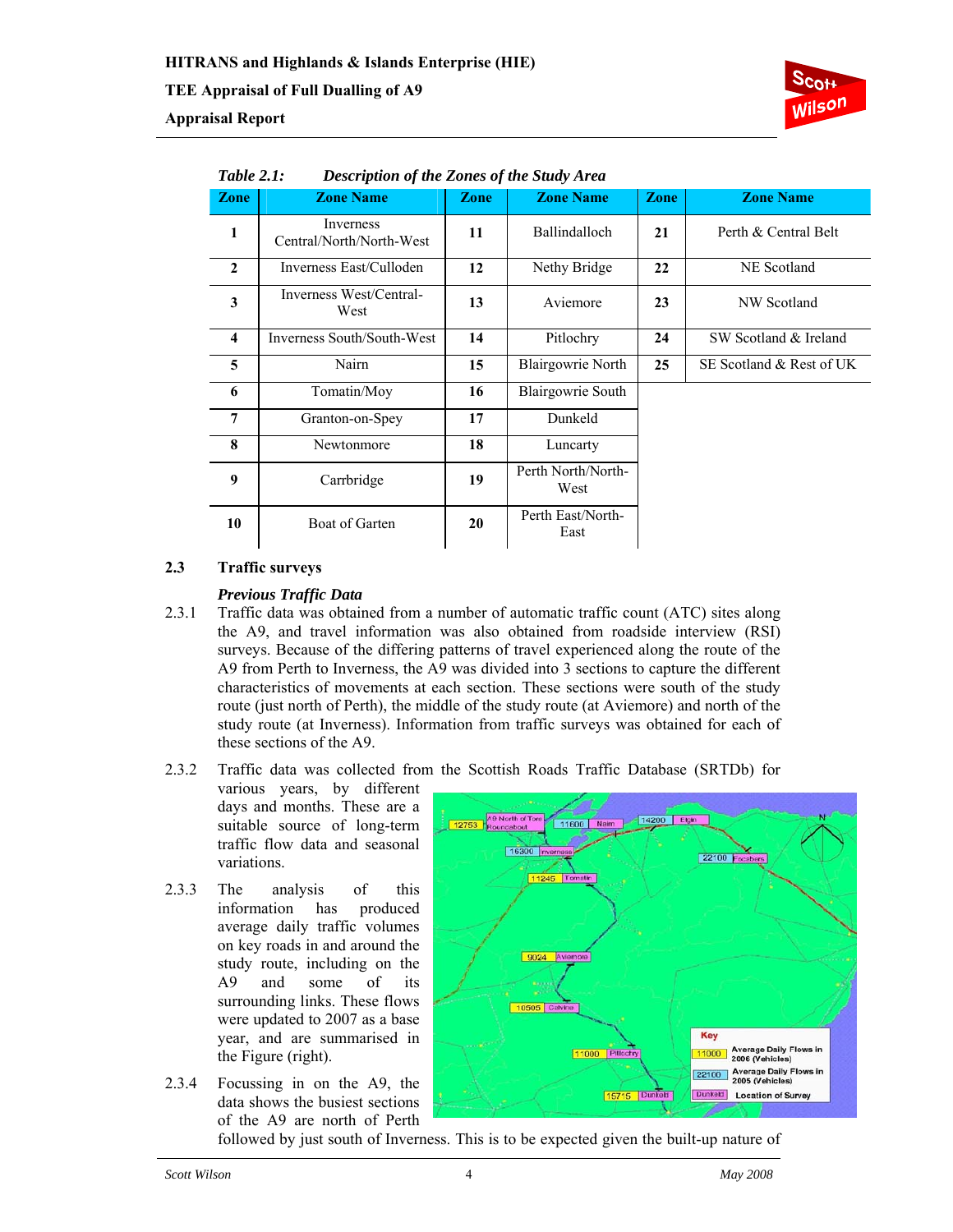*Table 2.1: Description of the Zones of the Study Area*

| Zone | Zone Name | Zone | Zone Name | Zone | Zone Name |
|---|---|---|---|---|---|
| 1 | Inverness Central/North/North-West | 11 | Ballindalloch | 21 | Perth & Central Belt |
| 2 | Inverness East/Culloden | 12 | Nethy Bridge | 22 | NE Scotland |
| 3 | Inverness West/Central-West | 13 | Aviemore | 23 | NW Scotland |
| 4 | Inverness South/South-West | 14 | Pitlochry | 24 | SW Scotland & Ireland |
| 5 | Nairn | 15 | Blairgowrie North | 25 | SE Scotland & Rest of UK |
| 6 | Tomatin/Moy | 16 | Blairgowrie South | | |
| 7 | Granton-on-Spey | 17 | Dunkeld | | |
| 8 | Newtonmore | 18 | Luncarty | | |
| 9 | Carrbridge | 19 | Perth North/North-West | | |
| 10 | Boat of Garten | 20 | Perth East/North-East | | |

## 2.3 Traffic surveys

### *Previous Traffic Data*

2.3.1 Traffic data was obtained from a number of automatic traffic count (ATC) sites along the A9, and travel information was also obtained from roadside interview (RSI) surveys. Because of the differing patterns of travel experienced along the route of the A9 from Perth to Inverness, the A9 was divided into 3 sections to capture the different characteristics of movements at each section. These sections were south of the study route (just north of Perth), the middle of the study route (at Aviemore) and north of the study route (at Inverness). Information from traffic surveys was obtained for each of these sections of the A9.

2.3.2 Traffic data was collected from the Scottish Roads Traffic Database (SRTDb) for various years, by different days and months. These are a suitable source of long-term traffic flow data and seasonal variations.

2.3.3 The analysis of this information has produced average daily traffic volumes on key roads in and around the study route, including on the A9 and some of its surrounding links. These flows were updated to 2007 as a base year, and are summarised in the Figure (right).

2.3.4 Focussing in on the A9, the data shows the busiest sections of the A9 are north of Perth followed by just south of Inverness. This is to be expected given the built-up nature of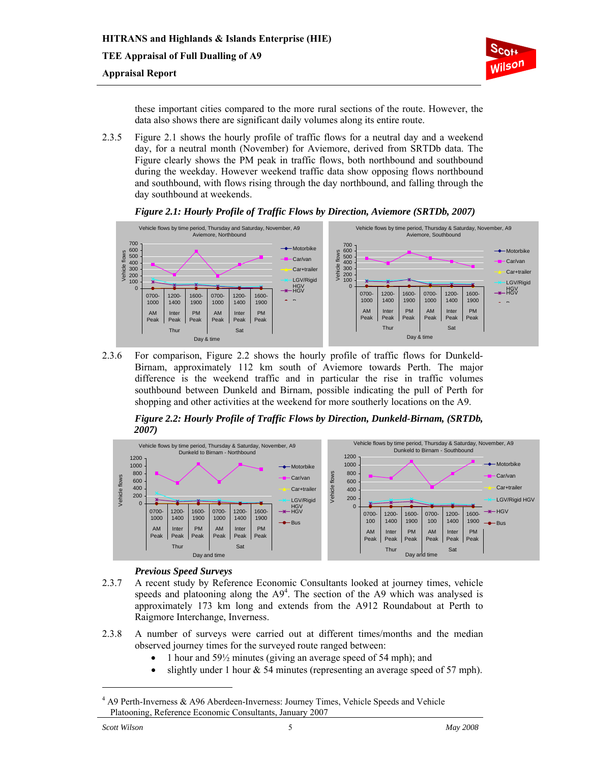these important cities compared to the more rural sections of the route. However, the data also shows there are significant daily volumes along its entire route.

2.3.5 Figure 2.1 shows the hourly profile of traffic flows for a neutral day and a weekend day, for a neutral month (November) for Aviemore, derived from SRTDb data. The Figure clearly shows the PM peak in traffic flows, both northbound and southbound during the weekday. However weekend traffic data show opposing flows northbound and southbound, with flows rising through the day northbound, and falling through the day southbound at weekends.

***Figure 2.1: Hourly Profile of Traffic Flows by Direction, Aviemore (SRTDb, 2007)***

2.3.6 For comparison, Figure 2.2 shows the hourly profile of traffic flows for Dunkeld-Birnam, approximately 112 km south of Aviemore towards Perth. The major difference is the weekend traffic and in particular the rise in traffic volumes southbound between Dunkeld and Birnam, possible indicating the pull of Perth for shopping and other activities at the weekend for more southerly locations on the A9.

***Figure 2.2: Hourly Profile of Traffic Flows by Direction, Dunkeld-Birnam, (SRTDb, 2007)***

### *Previous Speed Surveys*

2.3.7 A recent study by Reference Economic Consultants looked at journey times, vehicle speeds and platooning along the A9[4]. The section of the A9 which was analysed is approximately 173 km long and extends from the A912 Roundabout at Perth to Raigmore Interchange, Inverness.

2.3.8 A number of surveys were carried out at different times/months and the median observed journey times for the surveyed route ranged between:

- 1 hour and 59½ minutes (giving an average speed of 54 mph); and
- slightly under 1 hour & 54 minutes (representing an average speed of 57 mph).

---

[4] A9 Perth-Inverness & A96 Aberdeen-Inverness: Journey Times, Vehicle Speeds and Vehicle Platooning, Reference Economic Consultants, January 2007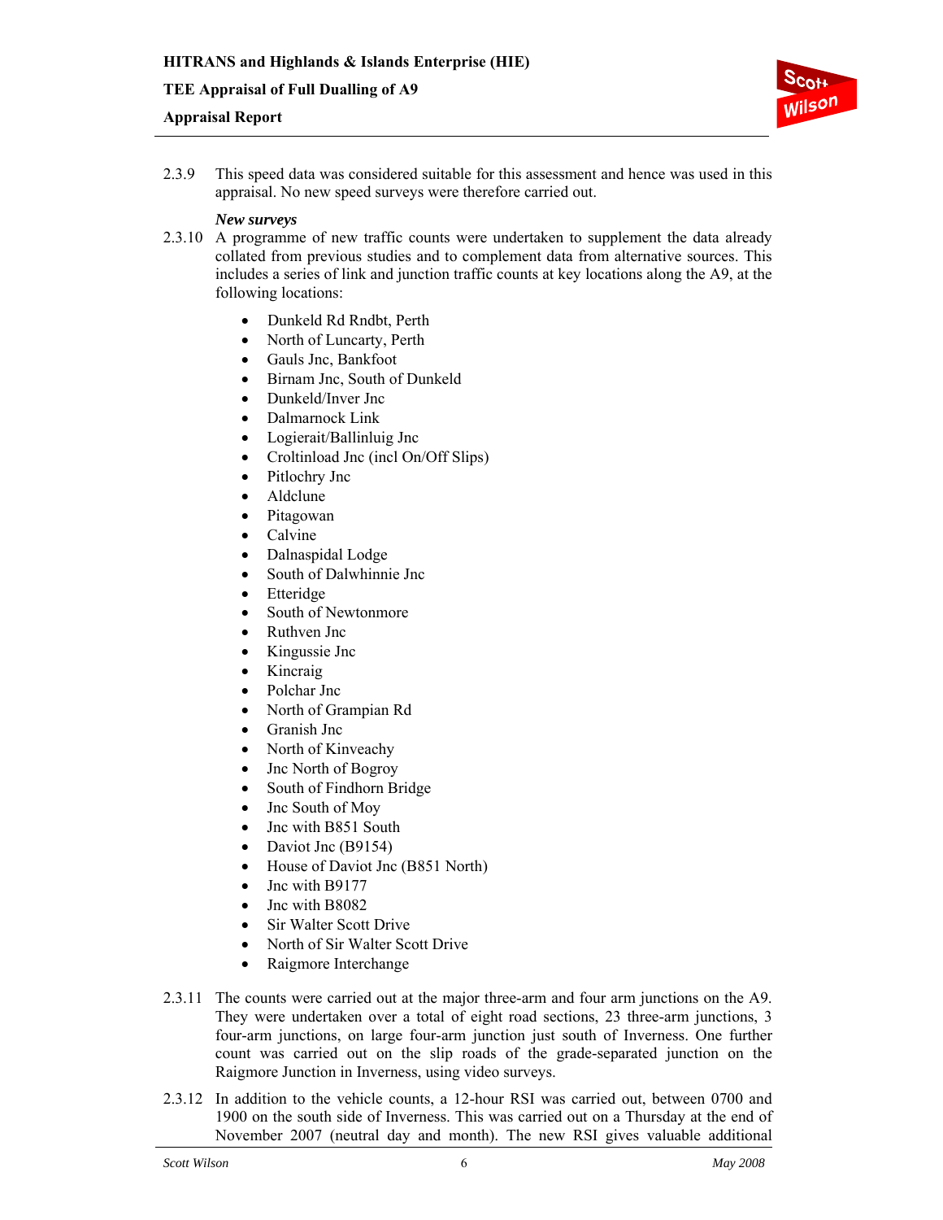2.3.9 This speed data was considered suitable for this assessment and hence was used in this appraisal. No new speed surveys were therefore carried out.

***New surveys***

2.3.10 A programme of new traffic counts were undertaken to supplement the data already collated from previous studies and to complement data from alternative sources. This includes a series of link and junction traffic counts at key locations along the A9, at the following locations:

- Dunkeld Rd Rndbt, Perth
- North of Luncarty, Perth
- Gauls Jnc, Bankfoot
- Birnam Jnc, South of Dunkeld
- Dunkeld/Inver Jnc
- Dalmarnock Link
- Logierait/Ballinluig Jnc
- Croltinload Jnc (incl On/Off Slips)
- Pitlochry Jnc
- Aldclune
- Pitagowan
- Calvine
- Dalnaspidal Lodge
- South of Dalwhinnie Jnc
- Etteridge
- South of Newtonmore
- Ruthven Jnc
- Kingussie Jnc
- Kincraig
- Polchar Jnc
- North of Grampian Rd
- Granish Jnc
- North of Kinveachy
- Jnc North of Bogroy
- South of Findhorn Bridge
- Jnc South of Moy
- Jnc with B851 South
- Daviot Jnc (B9154)
- House of Daviot Jnc (B851 North)
- Jnc with B9177
- Jnc with B8082
- Sir Walter Scott Drive
- North of Sir Walter Scott Drive
- Raigmore Interchange

2.3.11 The counts were carried out at the major three-arm and four arm junctions on the A9. They were undertaken over a total of eight road sections, 23 three-arm junctions, 3 four-arm junctions, on large four-arm junction just south of Inverness. One further count was carried out on the slip roads of the grade-separated junction on the Raigmore Junction in Inverness, using video surveys.

2.3.12 In addition to the vehicle counts, a 12-hour RSI was carried out, between 0700 and 1900 on the south side of Inverness. This was carried out on a Thursday at the end of November 2007 (neutral day and month). The new RSI gives valuable additional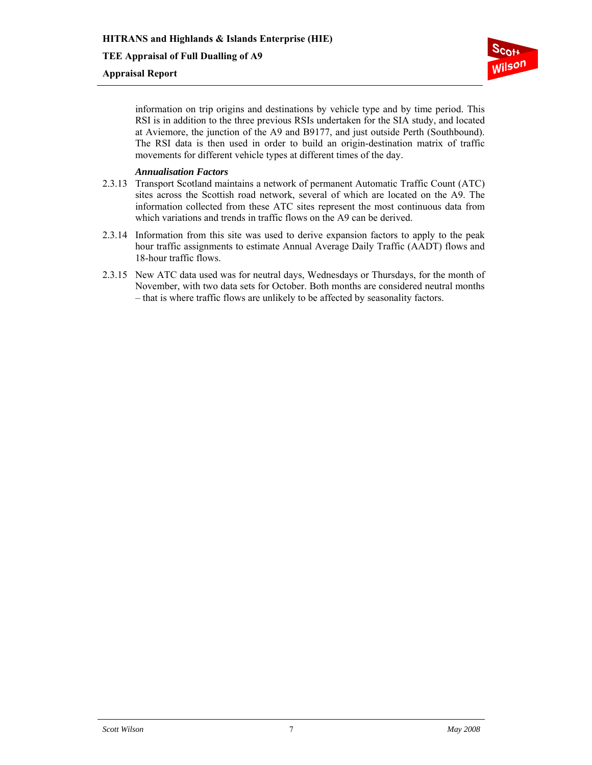information on trip origins and destinations by vehicle type and by time period. This RSI is in addition to the three previous RSIs undertaken for the SIA study, and located at Aviemore, the junction of the A9 and B9177, and just outside Perth (Southbound). The RSI data is then used in order to build an origin-destination matrix of traffic movements for different vehicle types at different times of the day.

***Annualisation Factors***

2.3.13 Transport Scotland maintains a network of permanent Automatic Traffic Count (ATC) sites across the Scottish road network, several of which are located on the A9. The information collected from these ATC sites represent the most continuous data from which variations and trends in traffic flows on the A9 can be derived.

2.3.14 Information from this site was used to derive expansion factors to apply to the peak hour traffic assignments to estimate Annual Average Daily Traffic (AADT) flows and 18-hour traffic flows.

2.3.15 New ATC data used was for neutral days, Wednesdays or Thursdays, for the month of November, with two data sets for October. Both months are considered neutral months – that is where traffic flows are unlikely to be affected by seasonality factors.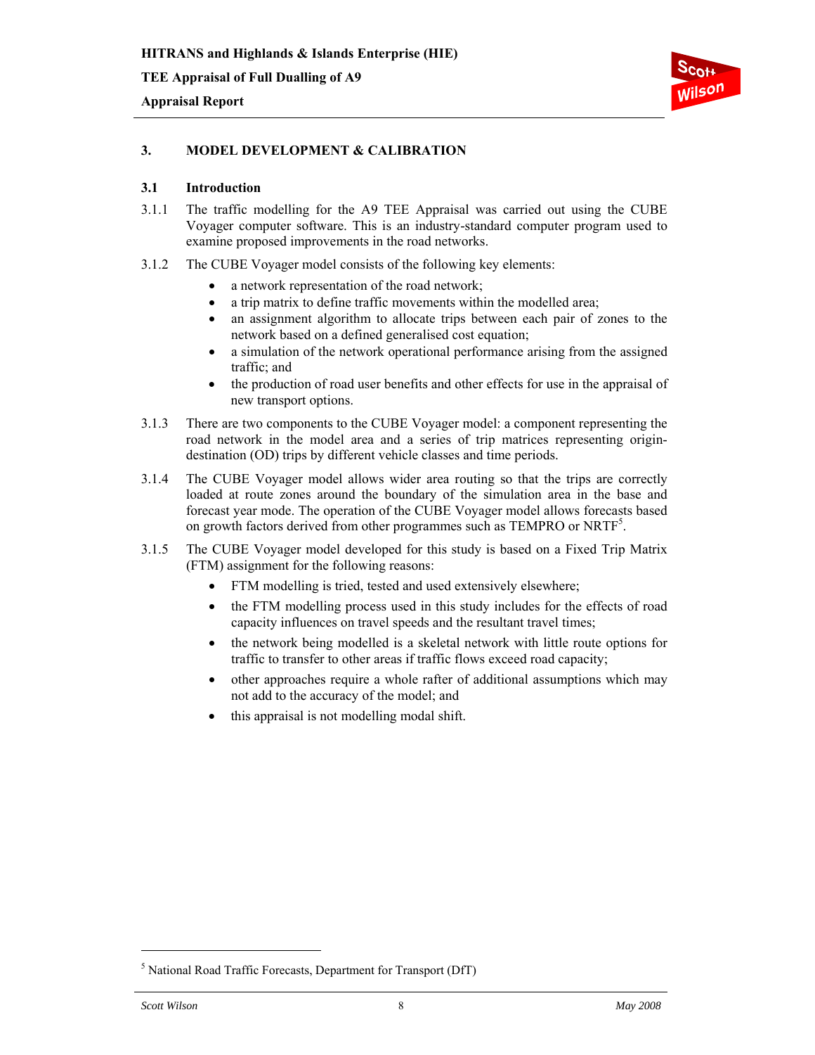## 3. MODEL DEVELOPMENT & CALIBRATION

### 3.1 Introduction

3.1.1 The traffic modelling for the A9 TEE Appraisal was carried out using the CUBE Voyager computer software. This is an industry-standard computer program used to examine proposed improvements in the road networks.

3.1.2 The CUBE Voyager model consists of the following key elements:

- a network representation of the road network;
- a trip matrix to define traffic movements within the modelled area;
- an assignment algorithm to allocate trips between each pair of zones to the network based on a defined generalised cost equation;
- a simulation of the network operational performance arising from the assigned traffic; and
- the production of road user benefits and other effects for use in the appraisal of new transport options.

3.1.3 There are two components to the CUBE Voyager model: a component representing the road network in the model area and a series of trip matrices representing origin-destination (OD) trips by different vehicle classes and time periods.

3.1.4 The CUBE Voyager model allows wider area routing so that the trips are correctly loaded at route zones around the boundary of the simulation area in the base and forecast year mode. The operation of the CUBE Voyager model allows forecasts based on growth factors derived from other programmes such as TEMPRO or NRTF[5].

3.1.5 The CUBE Voyager model developed for this study is based on a Fixed Trip Matrix (FTM) assignment for the following reasons:

- FTM modelling is tried, tested and used extensively elsewhere;
- the FTM modelling process used in this study includes for the effects of road capacity influences on travel speeds and the resultant travel times;
- the network being modelled is a skeletal network with little route options for traffic to transfer to other areas if traffic flows exceed road capacity;
- other approaches require a whole rafter of additional assumptions which may not add to the accuracy of the model; and
- this appraisal is not modelling modal shift.

[5] National Road Traffic Forecasts, Department for Transport (DfT)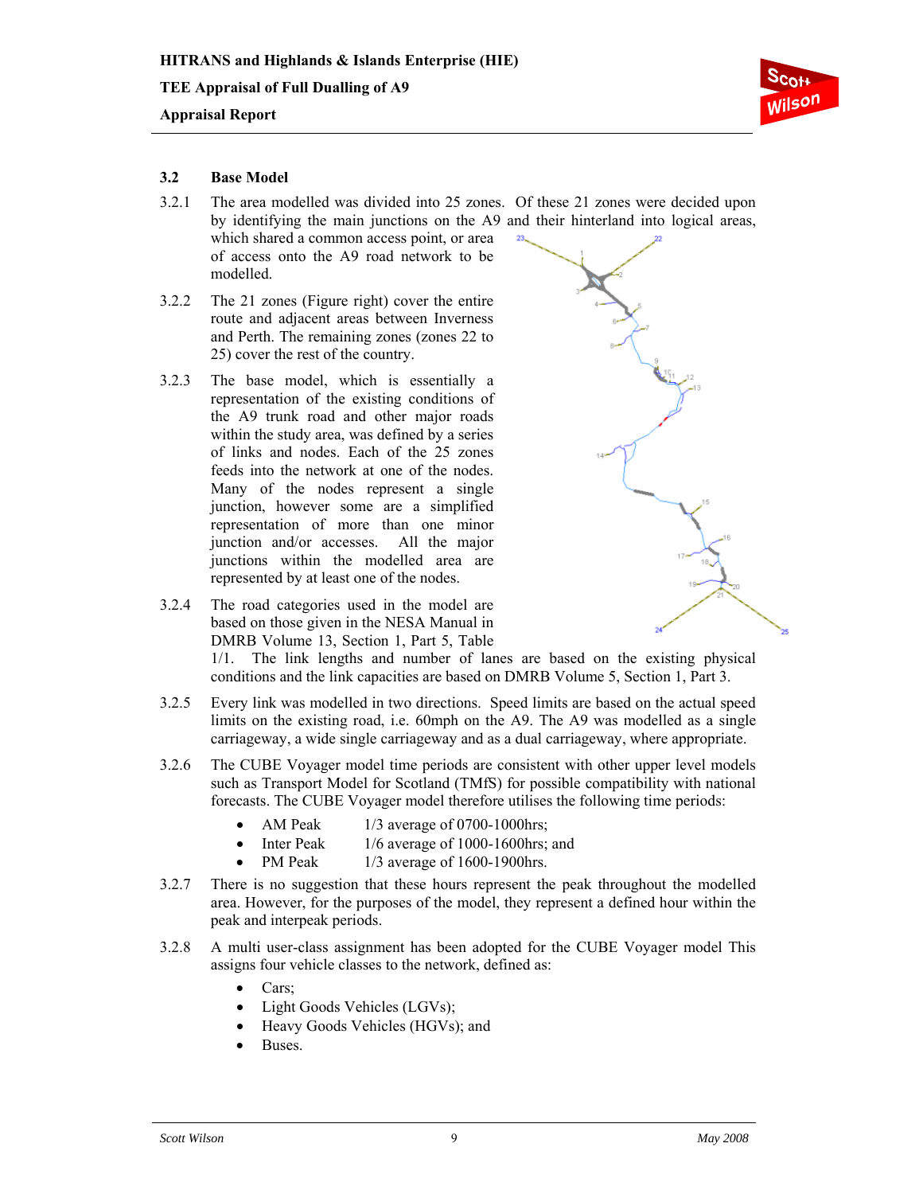## 3.2 Base Model

3.2.1 The area modelled was divided into 25 zones. Of these 21 zones were decided upon by identifying the main junctions on the A9 and their hinterland into logical areas, which shared a common access point, or area of access onto the A9 road network to be modelled.

3.2.2 The 21 zones (Figure right) cover the entire route and adjacent areas between Inverness and Perth. The remaining zones (zones 22 to 25) cover the rest of the country.

3.2.3 The base model, which is essentially a representation of the existing conditions of the A9 trunk road and other major roads within the study area, was defined by a series of links and nodes. Each of the 25 zones feeds into the network at one of the nodes. Many of the nodes represent a single junction, however some are a simplified representation of more than one minor junction and/or accesses. All the major junctions within the modelled area are represented by at least one of the nodes.

3.2.4 The road categories used in the model are based on those given in the NESA Manual in DMRB Volume 13, Section 1, Part 5, Table 1/1. The link lengths and number of lanes are based on the existing physical conditions and the link capacities are based on DMRB Volume 5, Section 1, Part 3.

3.2.5 Every link was modelled in two directions. Speed limits are based on the actual speed limits on the existing road, i.e. 60mph on the A9. The A9 was modelled as a single carriageway, a wide single carriageway and as a dual carriageway, where appropriate.

3.2.6 The CUBE Voyager model time periods are consistent with other upper level models such as Transport Model for Scotland (TMfS) for possible compatibility with national forecasts. The CUBE Voyager model therefore utilises the following time periods:

- AM Peak 1/3 average of 0700-1000hrs;
- Inter Peak 1/6 average of 1000-1600hrs; and
- PM Peak 1/3 average of 1600-1900hrs.

3.2.7 There is no suggestion that these hours represent the peak throughout the modelled area. However, for the purposes of the model, they represent a defined hour within the peak and interpeak periods.

3.2.8 A multi user-class assignment has been adopted for the CUBE Voyager model This assigns four vehicle classes to the network, defined as:

- Cars;
- Light Goods Vehicles (LGVs);
- Heavy Goods Vehicles (HGVs); and
- Buses.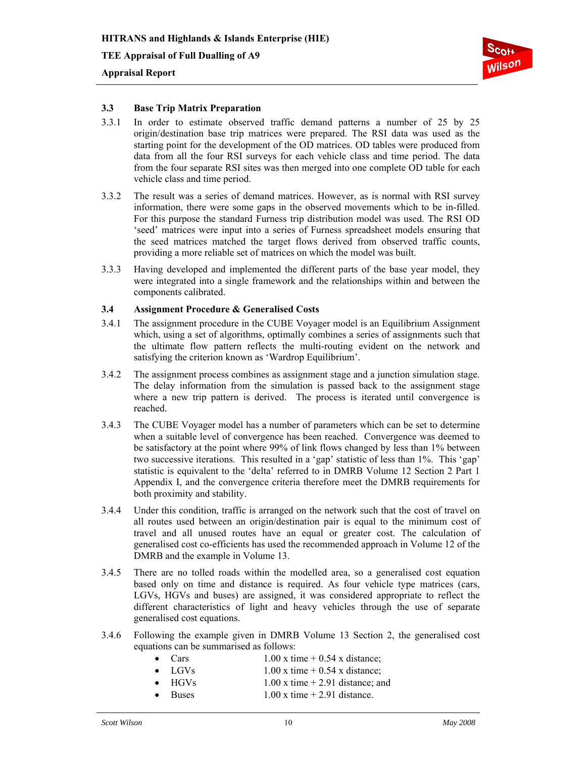### 3.3 Base Trip Matrix Preparation

3.3.1 In order to estimate observed traffic demand patterns a number of 25 by 25 origin/destination base trip matrices were prepared. The RSI data was used as the starting point for the development of the OD matrices. OD tables were produced from data from all the four RSI surveys for each vehicle class and time period. The data from the four separate RSI sites was then merged into one complete OD table for each vehicle class and time period.

3.3.2 The result was a series of demand matrices. However, as is normal with RSI survey information, there were some gaps in the observed movements which to be in-filled. For this purpose the standard Furness trip distribution model was used. The RSI OD 'seed' matrices were input into a series of Furness spreadsheet models ensuring that the seed matrices matched the target flows derived from observed traffic counts, providing a more reliable set of matrices on which the model was built.

3.3.3 Having developed and implemented the different parts of the base year model, they were integrated into a single framework and the relationships within and between the components calibrated.

### 3.4 Assignment Procedure & Generalised Costs

3.4.1 The assignment procedure in the CUBE Voyager model is an Equilibrium Assignment which, using a set of algorithms, optimally combines a series of assignments such that the ultimate flow pattern reflects the multi-routing evident on the network and satisfying the criterion known as 'Wardrop Equilibrium'.

3.4.2 The assignment process combines as assignment stage and a junction simulation stage. The delay information from the simulation is passed back to the assignment stage where a new trip pattern is derived. The process is iterated until convergence is reached.

3.4.3 The CUBE Voyager model has a number of parameters which can be set to determine when a suitable level of convergence has been reached. Convergence was deemed to be satisfactory at the point where 99% of link flows changed by less than 1% between two successive iterations. This resulted in a 'gap' statistic of less than 1%. This 'gap' statistic is equivalent to the 'delta' referred to in DMRB Volume 12 Section 2 Part 1 Appendix I, and the convergence criteria therefore meet the DMRB requirements for both proximity and stability.

3.4.4 Under this condition, traffic is arranged on the network such that the cost of travel on all routes used between an origin/destination pair is equal to the minimum cost of travel and all unused routes have an equal or greater cost. The calculation of generalised cost co-efficients has used the recommended approach in Volume 12 of the DMRB and the example in Volume 13.

3.4.5 There are no tolled roads within the modelled area, so a generalised cost equation based only on time and distance is required. As four vehicle type matrices (cars, LGVs, HGVs and buses) are assigned, it was considered appropriate to reflect the different characteristics of light and heavy vehicles through the use of separate generalised cost equations.

3.4.6 Following the example given in DMRB Volume 13 Section 2, the generalised cost equations can be summarised as follows:

- Cars 1.00 x time + 0.54 x distance;
- LGVs 1.00 x time + 0.54 x distance;
- HGVs 1.00 x time + 2.91 distance; and
- Buses 1.00 x time + 2.91 distance.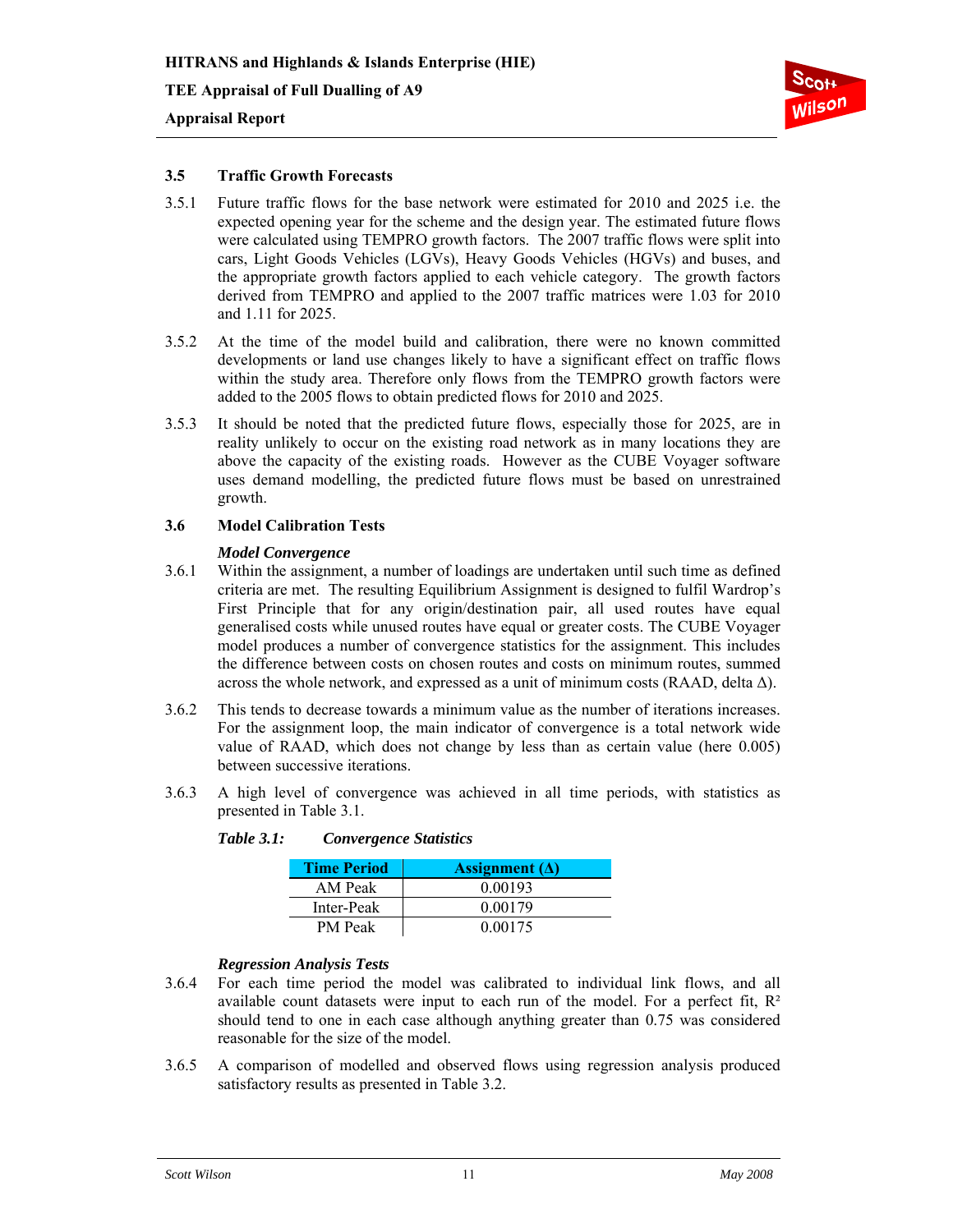## 3.5 Traffic Growth Forecasts

3.5.1 Future traffic flows for the base network were estimated for 2010 and 2025 i.e. the expected opening year for the scheme and the design year. The estimated future flows were calculated using TEMPRO growth factors. The 2007 traffic flows were split into cars, Light Goods Vehicles (LGVs), Heavy Goods Vehicles (HGVs) and buses, and the appropriate growth factors applied to each vehicle category. The growth factors derived from TEMPRO and applied to the 2007 traffic matrices were 1.03 for 2010 and 1.11 for 2025.

3.5.2 At the time of the model build and calibration, there were no known committed developments or land use changes likely to have a significant effect on traffic flows within the study area. Therefore only flows from the TEMPRO growth factors were added to the 2005 flows to obtain predicted flows for 2010 and 2025.

3.5.3 It should be noted that the predicted future flows, especially those for 2025, are in reality unlikely to occur on the existing road network as in many locations they are above the capacity of the existing roads. However as the CUBE Voyager software uses demand modelling, the predicted future flows must be based on unrestrained growth.

## 3.6 Model Calibration Tests

### *Model Convergence*

3.6.1 Within the assignment, a number of loadings are undertaken until such time as defined criteria are met. The resulting Equilibrium Assignment is designed to fulfil Wardrop's First Principle that for any origin/destination pair, all used routes have equal generalised costs while unused routes have equal or greater costs. The CUBE Voyager model produces a number of convergence statistics for the assignment. This includes the difference between costs on chosen routes and costs on minimum routes, summed across the whole network, and expressed as a unit of minimum costs (RAAD, delta $\Delta$).

3.6.2 This tends to decrease towards a minimum value as the number of iterations increases. For the assignment loop, the main indicator of convergence is a total network wide value of RAAD, which does not change by less than as certain value (here 0.005) between successive iterations.

3.6.3 A high level of convergence was achieved in all time periods, with statistics as presented in Table 3.1.

***Table 3.1: Convergence Statistics***

| Time Period | Assignment ($\Delta$) |
|---|---|
| AM Peak | 0.00193 |
| Inter-Peak | 0.00179 |
| PM Peak | 0.00175 |

### *Regression Analysis Tests*

3.6.4 For each time period the model was calibrated to individual link flows, and all available count datasets were input to each run of the model. For a perfect fit, $R^2$ should tend to one in each case although anything greater than 0.75 was considered reasonable for the size of the model.

3.6.5 A comparison of modelled and observed flows using regression analysis produced satisfactory results as presented in Table 3.2.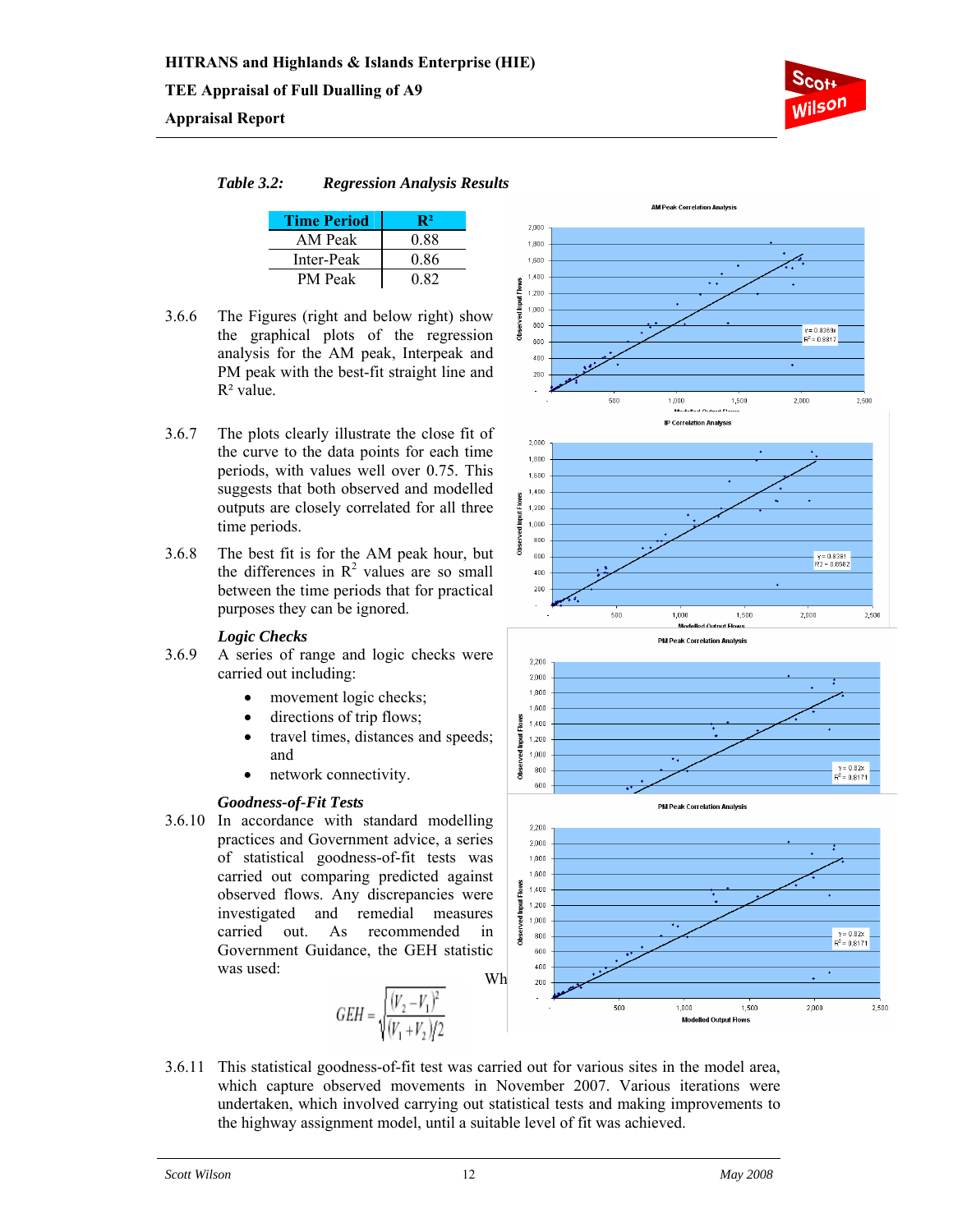*Table 3.2: Regression Analysis Results*

| Time Period | R² |
|---|---|
| AM Peak | 0.88 |
| Inter-Peak | 0.86 |
| PM Peak | 0.82 |

3.6.6 The Figures (right and below right) show the graphical plots of the regression analysis for the AM peak, Interpeak and PM peak with the best-fit straight line and $R^2$ value.

3.6.7 The plots clearly illustrate the close fit of the curve to the data points for each time periods, with values well over 0.75. This suggests that both observed and modelled outputs are closely correlated for all three time periods.

3.6.8 The best fit is for the AM peak hour, but the differences in $R^2$ values are so small between the time periods that for practical purposes they can be ignored.

### *Logic Checks*

3.6.9 A series of range and logic checks were carried out including:

- movement logic checks;
- directions of trip flows;
- travel times, distances and speeds; and
- network connectivity.

### *Goodness-of-Fit Tests*

3.6.10 In accordance with standard modelling practices and Government advice, a series of statistical goodness-of-fit tests was carried out comparing predicted against observed flows. Any discrepancies were investigated and remedial measures carried out. As recommended in Government Guidance, the GEH statistic was used:

$$GEH = \sqrt{\frac{(V_2 - V_1)^2}{(V_1 + V_2)/2}}$$

Wh

3.6.11 This statistical goodness-of-fit test was carried out for various sites in the model area, which capture observed movements in November 2007. Various iterations were undertaken, which involved carrying out statistical tests and making improvements to the highway assignment model, until a suitable level of fit was achieved.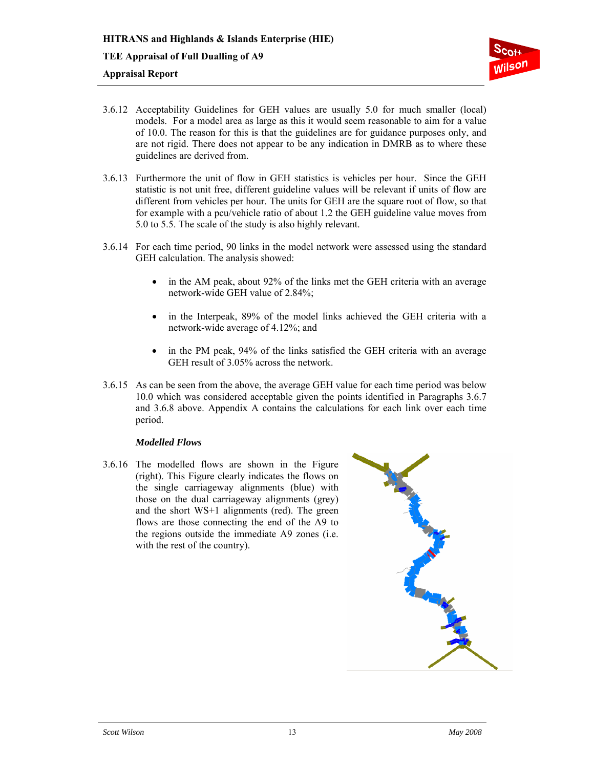3.6.12 Acceptability Guidelines for GEH values are usually 5.0 for much smaller (local) models. For a model area as large as this it would seem reasonable to aim for a value of 10.0. The reason for this is that the guidelines are for guidance purposes only, and are not rigid. There does not appear to be any indication in DMRB as to where these guidelines are derived from.

3.6.13 Furthermore the unit of flow in GEH statistics is vehicles per hour. Since the GEH statistic is not unit free, different guideline values will be relevant if units of flow are different from vehicles per hour. The units for GEH are the square root of flow, so that for example with a pcu/vehicle ratio of about 1.2 the GEH guideline value moves from 5.0 to 5.5. The scale of the study is also highly relevant.

3.6.14 For each time period, 90 links in the model network were assessed using the standard GEH calculation. The analysis showed:

- in the AM peak, about 92% of the links met the GEH criteria with an average network-wide GEH value of 2.84%;
- in the Interpeak, 89% of the model links achieved the GEH criteria with a network-wide average of 4.12%; and
- in the PM peak, 94% of the links satisfied the GEH criteria with an average GEH result of 3.05% across the network.

3.6.15 As can be seen from the above, the average GEH value for each time period was below 10.0 which was considered acceptable given the points identified in Paragraphs 3.6.7 and 3.6.8 above. Appendix A contains the calculations for each link over each time period.

### *Modelled Flows*

3.6.16 The modelled flows are shown in the Figure (right). This Figure clearly indicates the flows on the single carriageway alignments (blue) with those on the dual carriageway alignments (grey) and the short WS+1 alignments (red). The green flows are those connecting the end of the A9 to the regions outside the immediate A9 zones (i.e. with the rest of the country).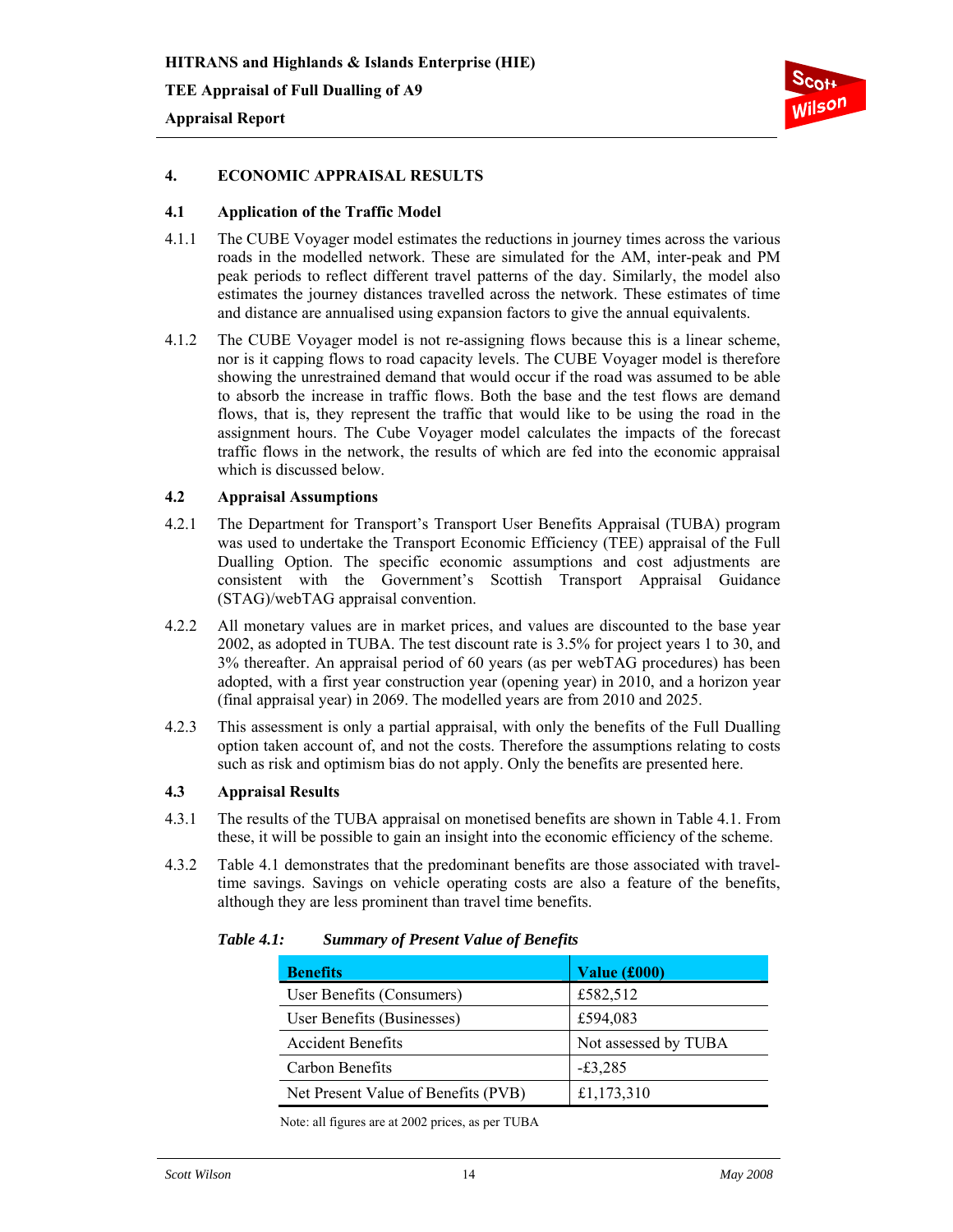## 4. ECONOMIC APPRAISAL RESULTS

### 4.1 Application of the Traffic Model

4.1.1 The CUBE Voyager model estimates the reductions in journey times across the various roads in the modelled network. These are simulated for the AM, inter-peak and PM peak periods to reflect different travel patterns of the day. Similarly, the model also estimates the journey distances travelled across the network. These estimates of time and distance are annualised using expansion factors to give the annual equivalents.

4.1.2 The CUBE Voyager model is not re-assigning flows because this is a linear scheme, nor is it capping flows to road capacity levels. The CUBE Voyager model is therefore showing the unrestrained demand that would occur if the road was assumed to be able to absorb the increase in traffic flows. Both the base and the test flows are demand flows, that is, they represent the traffic that would like to be using the road in the assignment hours. The Cube Voyager model calculates the impacts of the forecast traffic flows in the network, the results of which are fed into the economic appraisal which is discussed below.

### 4.2 Appraisal Assumptions

4.2.1 The Department for Transport's Transport User Benefits Appraisal (TUBA) program was used to undertake the Transport Economic Efficiency (TEE) appraisal of the Full Dualling Option. The specific economic assumptions and cost adjustments are consistent with the Government's Scottish Transport Appraisal Guidance (STAG)/webTAG appraisal convention.

4.2.2 All monetary values are in market prices, and values are discounted to the base year 2002, as adopted in TUBA. The test discount rate is 3.5% for project years 1 to 30, and 3% thereafter. An appraisal period of 60 years (as per webTAG procedures) has been adopted, with a first year construction year (opening year) in 2010, and a horizon year (final appraisal year) in 2069. The modelled years are from 2010 and 2025.

4.2.3 This assessment is only a partial appraisal, with only the benefits of the Full Dualling option taken account of, and not the costs. Therefore the assumptions relating to costs such as risk and optimism bias do not apply. Only the benefits are presented here.

### 4.3 Appraisal Results

4.3.1 The results of the TUBA appraisal on monetised benefits are shown in Table 4.1. From these, it will be possible to gain an insight into the economic efficiency of the scheme.

4.3.2 Table 4.1 demonstrates that the predominant benefits are those associated with travel-time savings. Savings on vehicle operating costs are also a feature of the benefits, although they are less prominent than travel time benefits.

***Table 4.1: Summary of Present Value of Benefits***

| Benefits | Value (£000) |
|---|---|
| User Benefits (Consumers) | £582,512 |
| User Benefits (Businesses) | £594,083 |
| Accident Benefits | Not assessed by TUBA |
| Carbon Benefits | -£3,285 |
| Net Present Value of Benefits (PVB) | £1,173,310 |

Note: all figures are at 2002 prices, as per TUBA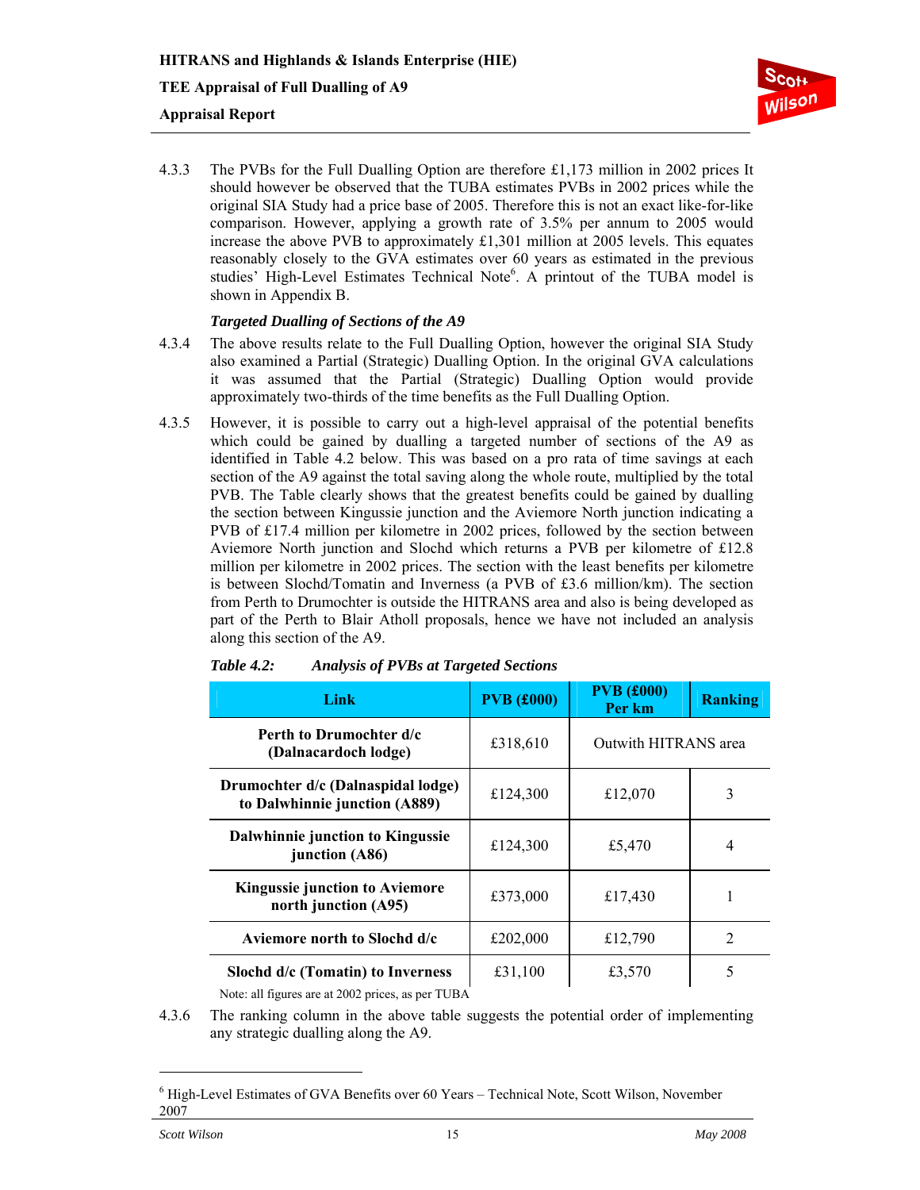4.3.3 The PVBs for the Full Dualling Option are therefore £1,173 million in 2002 prices It should however be observed that the TUBA estimates PVBs in 2002 prices while the original SIA Study had a price base of 2005. Therefore this is not an exact like-for-like comparison. However, applying a growth rate of 3.5% per annum to 2005 would increase the above PVB to approximately £1,301 million at 2005 levels. This equates reasonably closely to the GVA estimates over 60 years as estimated in the previous studies' High-Level Estimates Technical Note[6]. A printout of the TUBA model is shown in Appendix B.

### *Targeted Dualling of Sections of the A9*

4.3.4 The above results relate to the Full Dualling Option, however the original SIA Study also examined a Partial (Strategic) Dualling Option. In the original GVA calculations it was assumed that the Partial (Strategic) Dualling Option would provide approximately two-thirds of the time benefits as the Full Dualling Option.

4.3.5 However, it is possible to carry out a high-level appraisal of the potential benefits which could be gained by dualling a targeted number of sections of the A9 as identified in Table 4.2 below. This was based on a pro rata of time savings at each section of the A9 against the total saving along the whole route, multiplied by the total PVB. The Table clearly shows that the greatest benefits could be gained by dualling the section between Kingussie junction and the Aviemore North junction indicating a PVB of £17.4 million per kilometre in 2002 prices, followed by the section between Aviemore North junction and Slochd which returns a PVB per kilometre of £12.8 million per kilometre in 2002 prices. The section with the least benefits per kilometre is between Slochd/Tomatin and Inverness (a PVB of £3.6 million/km). The section from Perth to Drumochter is outside the HITRANS area and also is being developed as part of the Perth to Blair Atholl proposals, hence we have not included an analysis along this section of the A9.

*Table 4.2: Analysis of PVBs at Targeted Sections*

| Link | PVB (£000) | PVB (£000) Per km | Ranking |
|---|---|---|---|
| **Perth to Drumochter d/c (Dalnacardoch lodge)** | £318,610 | Outwith HITRANS area | |
| **Drumochter d/c (Dalnaspidal lodge) to Dalwhinnie junction (A889)** | £124,300 | £12,070 | 3 |
| **Dalwhinnie junction to Kingussie junction (A86)** | £124,300 | £5,470 | 4 |
| **Kingussie junction to Aviemore north junction (A95)** | £373,000 | £17,430 | 1 |
| **Aviemore north to Slochd d/c** | £202,000 | £12,790 | 2 |
| **Slochd d/c (Tomatin) to Inverness** | £31,100 | £3,570 | 5 |

Note: all figures are at 2002 prices, as per TUBA

4.3.6 The ranking column in the above table suggests the potential order of implementing any strategic dualling along the A9.

[6] High-Level Estimates of GVA Benefits over 60 Years – Technical Note, Scott Wilson, November 2007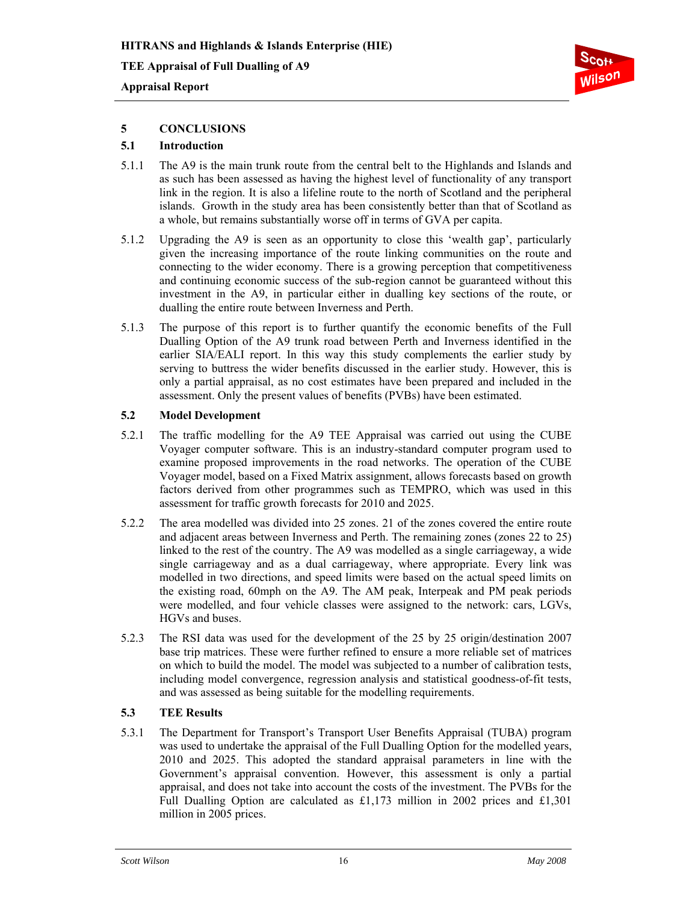# 5 CONCLUSIONS

## 5.1 Introduction

5.1.1 The A9 is the main trunk route from the central belt to the Highlands and Islands and as such has been assessed as having the highest level of functionality of any transport link in the region. It is also a lifeline route to the north of Scotland and the peripheral islands. Growth in the study area has been consistently better than that of Scotland as a whole, but remains substantially worse off in terms of GVA per capita.

5.1.2 Upgrading the A9 is seen as an opportunity to close this 'wealth gap', particularly given the increasing importance of the route linking communities on the route and connecting to the wider economy. There is a growing perception that competitiveness and continuing economic success of the sub-region cannot be guaranteed without this investment in the A9, in particular either in dualling key sections of the route, or dualling the entire route between Inverness and Perth.

5.1.3 The purpose of this report is to further quantify the economic benefits of the Full Dualling Option of the A9 trunk road between Perth and Inverness identified in the earlier SIA/EALI report. In this way this study complements the earlier study by serving to buttress the wider benefits discussed in the earlier study. However, this is only a partial appraisal, as no cost estimates have been prepared and included in the assessment. Only the present values of benefits (PVBs) have been estimated.

## 5.2 Model Development

5.2.1 The traffic modelling for the A9 TEE Appraisal was carried out using the CUBE Voyager computer software. This is an industry-standard computer program used to examine proposed improvements in the road networks. The operation of the CUBE Voyager model, based on a Fixed Matrix assignment, allows forecasts based on growth factors derived from other programmes such as TEMPRO, which was used in this assessment for traffic growth forecasts for 2010 and 2025.

5.2.2 The area modelled was divided into 25 zones. 21 of the zones covered the entire route and adjacent areas between Inverness and Perth. The remaining zones (zones 22 to 25) linked to the rest of the country. The A9 was modelled as a single carriageway, a wide single carriageway and as a dual carriageway, where appropriate. Every link was modelled in two directions, and speed limits were based on the actual speed limits on the existing road, 60mph on the A9. The AM peak, Interpeak and PM peak periods were modelled, and four vehicle classes were assigned to the network: cars, LGVs, HGVs and buses.

5.2.3 The RSI data was used for the development of the 25 by 25 origin/destination 2007 base trip matrices. These were further refined to ensure a more reliable set of matrices on which to build the model. The model was subjected to a number of calibration tests, including model convergence, regression analysis and statistical goodness-of-fit tests, and was assessed as being suitable for the modelling requirements.

## 5.3 TEE Results

5.3.1 The Department for Transport's Transport User Benefits Appraisal (TUBA) program was used to undertake the appraisal of the Full Dualling Option for the modelled years, 2010 and 2025. This adopted the standard appraisal parameters in line with the Government's appraisal convention. However, this assessment is only a partial appraisal, and does not take into account the costs of the investment. The PVBs for the Full Dualling Option are calculated as £1,173 million in 2002 prices and £1,301 million in 2005 prices.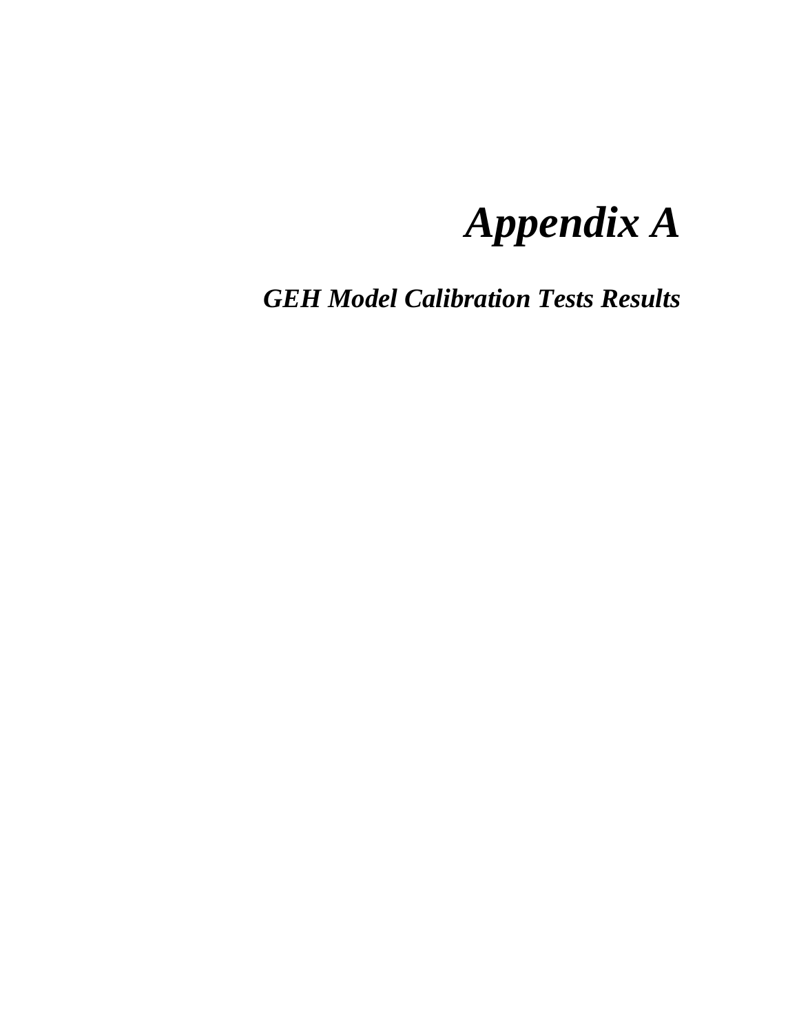# *Appendix A*

## *GEH Model Calibration Tests Results*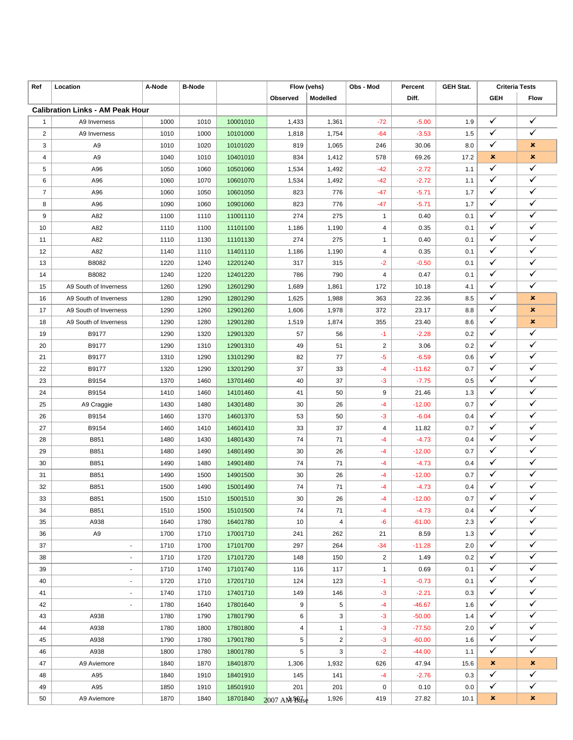| Ref | Location | A-Node | B-Node | | Flow (vehs) | | Obs - Mod | Percent | GEH Stat. | Criteria Tests | |
|---|---|---|---|---|---|---|---|---|---|---|---|
| | | | | | Observed | Modelled | | Diff. | | GEH | Flow |
| **Calibration Links - AM Peak Hour** | | | | | | | | | | | |
| 1 | A9 Inverness | 1000 | 1010 | 10001010 | 1,433 | 1,361 | -72 | -5.00 | 1.9 | ✓ | ✓ |
| 2 | A9 Inverness | 1010 | 1000 | 10101000 | 1,818 | 1,754 | -64 | -3.53 | 1.5 | ✓ | ✓ |
| 3 | A9 | 1010 | 1020 | 10101020 | 819 | 1,065 | 246 | 30.06 | 8.0 | ✓ | ✗ |
| 4 | A9 | 1040 | 1010 | 10401010 | 834 | 1,412 | 578 | 69.26 | 17.2 | ✗ | ✗ |
| 5 | A96 | 1050 | 1060 | 10501060 | 1,534 | 1,492 | -42 | -2.72 | 1.1 | ✓ | ✓ |
| 6 | A96 | 1060 | 1070 | 10601070 | 1,534 | 1,492 | -42 | -2.72 | 1.1 | ✓ | ✓ |
| 7 | A96 | 1060 | 1050 | 10601050 | 823 | 776 | -47 | -5.71 | 1.7 | ✓ | ✓ |
| 8 | A96 | 1090 | 1060 | 10901060 | 823 | 776 | -47 | -5.71 | 1.7 | ✓ | ✓ |
| 9 | A82 | 1100 | 1110 | 11001110 | 274 | 275 | 1 | 0.40 | 0.1 | ✓ | ✓ |
| 10 | A82 | 1110 | 1100 | 11101100 | 1,186 | 1,190 | 4 | 0.35 | 0.1 | ✓ | ✓ |
| 11 | A82 | 1110 | 1130 | 11101130 | 274 | 275 | 1 | 0.40 | 0.1 | ✓ | ✓ |
| 12 | A82 | 1140 | 1110 | 11401110 | 1,186 | 1,190 | 4 | 0.35 | 0.1 | ✓ | ✓ |
| 13 | B8082 | 1220 | 1240 | 12201240 | 317 | 315 | -2 | -0.50 | 0.1 | ✓ | ✓ |
| 14 | B8082 | 1240 | 1220 | 12401220 | 786 | 790 | 4 | 0.47 | 0.1 | ✓ | ✓ |
| 15 | A9 South of Inverness | 1260 | 1290 | 12601290 | 1,689 | 1,861 | 172 | 10.18 | 4.1 | ✓ | ✓ |
| 16 | A9 South of Inverness | 1280 | 1290 | 12801290 | 1,625 | 1,988 | 363 | 22.36 | 8.5 | ✓ | ✗ |
| 17 | A9 South of Inverness | 1290 | 1260 | 12901260 | 1,606 | 1,978 | 372 | 23.17 | 8.8 | ✓ | ✗ |
| 18 | A9 South of Inverness | 1290 | 1280 | 12901280 | 1,519 | 1,874 | 355 | 23.40 | 8.6 | ✓ | ✗ |
| 19 | B9177 | 1290 | 1320 | 12901320 | 57 | 56 | -1 | -2.28 | 0.2 | ✓ | ✓ |
| 20 | B9177 | 1290 | 1310 | 12901310 | 49 | 51 | 2 | 3.06 | 0.2 | ✓ | ✓ |
| 21 | B9177 | 1310 | 1290 | 13101290 | 82 | 77 | -5 | -6.59 | 0.6 | ✓ | ✓ |
| 22 | B9177 | 1320 | 1290 | 13201290 | 37 | 33 | -4 | -11.62 | 0.7 | ✓ | ✓ |
| 23 | B9154 | 1370 | 1460 | 13701460 | 40 | 37 | -3 | -7.75 | 0.5 | ✓ | ✓ |
| 24 | B9154 | 1410 | 1460 | 14101460 | 41 | 50 | 9 | 21.46 | 1.3 | ✓ | ✓ |
| 25 | A9 Craggie | 1430 | 1480 | 14301480 | 30 | 26 | -4 | -12.00 | 0.7 | ✓ | ✓ |
| 26 | B9154 | 1460 | 1370 | 14601370 | 53 | 50 | -3 | -6.04 | 0.4 | ✓ | ✓ |
| 27 | B9154 | 1460 | 1410 | 14601410 | 33 | 37 | 4 | 11.82 | 0.7 | ✓ | ✓ |
| 28 | B851 | 1480 | 1430 | 14801430 | 74 | 71 | -4 | -4.73 | 0.4 | ✓ | ✓ |
| 29 | B851 | 1480 | 1490 | 14801490 | 30 | 26 | -4 | -12.00 | 0.7 | ✓ | ✓ |
| 30 | B851 | 1490 | 1480 | 14901480 | 74 | 71 | -4 | -4.73 | 0.4 | ✓ | ✓ |
| 31 | B851 | 1490 | 1500 | 14901500 | 30 | 26 | -4 | -12.00 | 0.7 | ✓ | ✓ |
| 32 | B851 | 1500 | 1490 | 15001490 | 74 | 71 | -4 | -4.73 | 0.4 | ✓ | ✓ |
| 33 | B851 | 1500 | 1510 | 15001510 | 30 | 26 | -4 | -12.00 | 0.7 | ✓ | ✓ |
| 34 | B851 | 1510 | 1500 | 15101500 | 74 | 71 | -4 | -4.73 | 0.4 | ✓ | ✓ |
| 35 | A938 | 1640 | 1780 | 16401780 | 10 | 4 | -6 | -61.00 | 2.3 | ✓ | ✓ |
| 36 | A9 | 1700 | 1710 | 17001710 | 241 | 262 | 21 | 8.59 | 1.3 | ✓ | ✓ |
| 37 | - | 1710 | 1700 | 17101700 | 297 | 264 | -34 | -11.28 | 2.0 | ✓ | ✓ |
| 38 | - | 1710 | 1720 | 17101720 | 148 | 150 | 2 | 1.49 | 0.2 | ✓ | ✓ |
| 39 | - | 1710 | 1740 | 17101740 | 116 | 117 | 1 | 0.69 | 0.1 | ✓ | ✓ |
| 40 | - | 1720 | 1710 | 17201710 | 124 | 123 | -1 | -0.73 | 0.1 | ✓ | ✓ |
| 41 | - | 1740 | 1710 | 17401710 | 149 | 146 | -3 | -2.21 | 0.3 | ✓ | ✓ |
| 42 | - | 1780 | 1640 | 17801640 | 9 | 5 | -4 | -46.67 | 1.6 | ✓ | ✓ |
| 43 | A938 | 1780 | 1790 | 17801790 | 6 | 3 | -3 | -50.00 | 1.4 | ✓ | ✓ |
| 44 | A938 | 1780 | 1800 | 17801800 | 4 | 1 | -3 | -77.50 | 2.0 | ✓ | ✓ |
| 45 | A938 | 1790 | 1780 | 17901780 | 5 | 2 | -3 | -60.00 | 1.6 | ✓ | ✓ |
| 46 | A938 | 1800 | 1780 | 18001780 | 5 | 3 | -2 | -44.00 | 1.1 | ✓ | ✓ |
| 47 | A9 Aviemore | 1840 | 1870 | 18401870 | 1,306 | 1,932 | 626 | 47.94 | 15.6 | ✗ | ✗ |
| 48 | A95 | 1840 | 1910 | 18401910 | 145 | 141 | -4 | -2.76 | 0.3 | ✓ | ✓ |
| 49 | A95 | 1850 | 1910 | 18501910 | 201 | 201 | 0 | 0.10 | 0.0 | ✓ | ✓ |
| 50 | A9 Aviemore | 1870 | 1840 | 18701840 | 1,507 | 1,926 | 419 | 27.82 | 10.1 | ✗ | ✗ |

2007 AM Base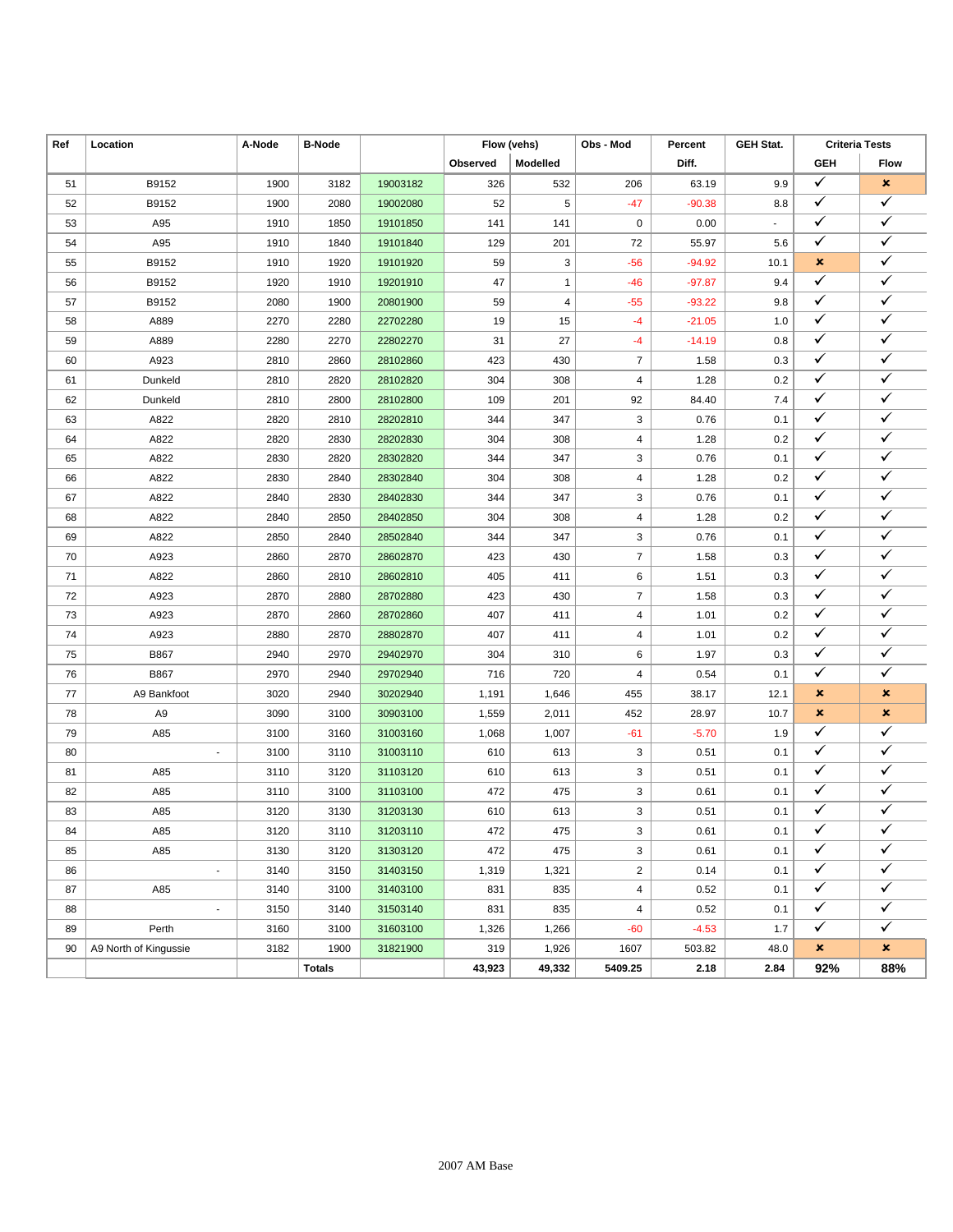| Ref | Location | A-Node | B-Node | | Flow (vehs) | | Obs - Mod | Percent | GEH Stat. | Criteria Tests | |
|---|---|---|---|---|---|---|---|---|---|---|---|
| | | | | | Observed | Modelled | | Diff. | | GEH | Flow |
| 51 | B9152 | 1900 | 3182 | 19003182 | 326 | 532 | 206 | 63.19 | 9.9 | ✓ | ✗ |
| 52 | B9152 | 1900 | 2080 | 19002080 | 52 | 5 | -47 | -90.38 | 8.8 | ✓ | ✓ |
| 53 | A95 | 1910 | 1850 | 19101850 | 141 | 141 | 0 | 0.00 | - | ✓ | ✓ |
| 54 | A95 | 1910 | 1840 | 19101840 | 129 | 201 | 72 | 55.97 | 5.6 | ✓ | ✓ |
| 55 | B9152 | 1910 | 1920 | 19101920 | 59 | 3 | -56 | -94.92 | 10.1 | ✗ | ✓ |
| 56 | B9152 | 1920 | 1910 | 19201910 | 47 | 1 | -46 | -97.87 | 9.4 | ✓ | ✓ |
| 57 | B9152 | 2080 | 1900 | 20801900 | 59 | 4 | -55 | -93.22 | 9.8 | ✓ | ✓ |
| 58 | A889 | 2270 | 2280 | 22702280 | 19 | 15 | -4 | -21.05 | 1.0 | ✓ | ✓ |
| 59 | A889 | 2280 | 2270 | 22802270 | 31 | 27 | -4 | -14.19 | 0.8 | ✓ | ✓ |
| 60 | A923 | 2810 | 2860 | 28102860 | 423 | 430 | 7 | 1.58 | 0.3 | ✓ | ✓ |
| 61 | Dunkeld | 2810 | 2820 | 28102820 | 304 | 308 | 4 | 1.28 | 0.2 | ✓ | ✓ |
| 62 | Dunkeld | 2810 | 2800 | 28102800 | 109 | 201 | 92 | 84.40 | 7.4 | ✓ | ✓ |
| 63 | A822 | 2820 | 2810 | 28202810 | 344 | 347 | 3 | 0.76 | 0.1 | ✓ | ✓ |
| 64 | A822 | 2820 | 2830 | 28202830 | 304 | 308 | 4 | 1.28 | 0.2 | ✓ | ✓ |
| 65 | A822 | 2830 | 2820 | 28302820 | 344 | 347 | 3 | 0.76 | 0.1 | ✓ | ✓ |
| 66 | A822 | 2830 | 2840 | 28302840 | 304 | 308 | 4 | 1.28 | 0.2 | ✓ | ✓ |
| 67 | A822 | 2840 | 2830 | 28402830 | 344 | 347 | 3 | 0.76 | 0.1 | ✓ | ✓ |
| 68 | A822 | 2840 | 2850 | 28402850 | 304 | 308 | 4 | 1.28 | 0.2 | ✓ | ✓ |
| 69 | A822 | 2850 | 2840 | 28502840 | 344 | 347 | 3 | 0.76 | 0.1 | ✓ | ✓ |
| 70 | A923 | 2860 | 2870 | 28602870 | 423 | 430 | 7 | 1.58 | 0.3 | ✓ | ✓ |
| 71 | A822 | 2860 | 2810 | 28602810 | 405 | 411 | 6 | 1.51 | 0.3 | ✓ | ✓ |
| 72 | A923 | 2870 | 2880 | 28702880 | 423 | 430 | 7 | 1.58 | 0.3 | ✓ | ✓ |
| 73 | A923 | 2870 | 2860 | 28702860 | 407 | 411 | 4 | 1.01 | 0.2 | ✓ | ✓ |
| 74 | A923 | 2880 | 2870 | 28802870 | 407 | 411 | 4 | 1.01 | 0.2 | ✓ | ✓ |
| 75 | B867 | 2940 | 2970 | 29402970 | 304 | 310 | 6 | 1.97 | 0.3 | ✓ | ✓ |
| 76 | B867 | 2970 | 2940 | 29702940 | 716 | 720 | 4 | 0.54 | 0.1 | ✓ | ✓ |
| 77 | A9 Bankfoot | 3020 | 2940 | 30202940 | 1,191 | 1,646 | 455 | 38.17 | 12.1 | ✗ | ✗ |
| 78 | A9 | 3090 | 3100 | 30903100 | 1,559 | 2,011 | 452 | 28.97 | 10.7 | ✗ | ✗ |
| 79 | A85 | 3100 | 3160 | 31003160 | 1,068 | 1,007 | -61 | -5.70 | 1.9 | ✓ | ✓ |
| 80 | - | 3100 | 3110 | 31003110 | 610 | 613 | 3 | 0.51 | 0.1 | ✓ | ✓ |
| 81 | A85 | 3110 | 3120 | 31103120 | 610 | 613 | 3 | 0.51 | 0.1 | ✓ | ✓ |
| 82 | A85 | 3110 | 3100 | 31103100 | 472 | 475 | 3 | 0.61 | 0.1 | ✓ | ✓ |
| 83 | A85 | 3120 | 3130 | 31203130 | 610 | 613 | 3 | 0.51 | 0.1 | ✓ | ✓ |
| 84 | A85 | 3120 | 3110 | 31203110 | 472 | 475 | 3 | 0.61 | 0.1 | ✓ | ✓ |
| 85 | A85 | 3130 | 3120 | 31303120 | 472 | 475 | 3 | 0.61 | 0.1 | ✓ | ✓ |
| 86 | - | 3140 | 3150 | 31403150 | 1,319 | 1,321 | 2 | 0.14 | 0.1 | ✓ | ✓ |
| 87 | A85 | 3140 | 3100 | 31403100 | 831 | 835 | 4 | 0.52 | 0.1 | ✓ | ✓ |
| 88 | - | 3150 | 3140 | 31503140 | 831 | 835 | 4 | 0.52 | 0.1 | ✓ | ✓ |
| 89 | Perth | 3160 | 3100 | 31603100 | 1,326 | 1,266 | -60 | -4.53 | 1.7 | ✓ | ✓ |
| 90 | A9 North of Kingussie | 3182 | 1900 | 31821900 | 319 | 1,926 | 1607 | 503.82 | 48.0 | ✗ | ✗ |
| | | | **Totals** | | **43,923** | **49,332** | **5409.25** | **2.18** | **2.84** | **92%** | **88%** |

2007 AM Base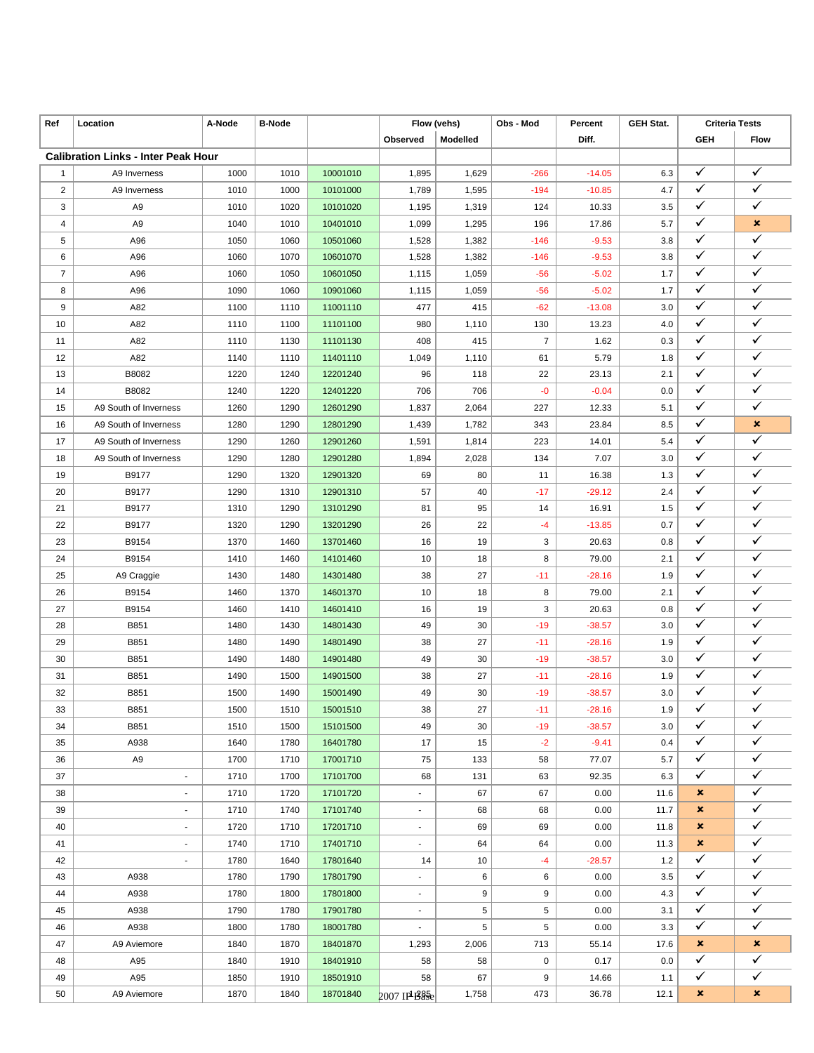| Ref | Location | A-Node | B-Node | | Flow (vehs) | | Obs - Mod | Percent | GEH Stat. | Criteria Tests | |
|---|---|---|---|---|---|---|---|---|---|---|---|
| | | | | | Observed | Modelled | | Diff. | | GEH | Flow |
| **Calibration Links - Inter Peak Hour** | | | | | | | | | | | |
| 1 | A9 Inverness | 1000 | 1010 | 10001010 | 1,895 | 1,629 | -266 | -14.05 | 6.3 | ✓ | ✓ |
| 2 | A9 Inverness | 1010 | 1000 | 10101000 | 1,789 | 1,595 | -194 | -10.85 | 4.7 | ✓ | ✓ |
| 3 | A9 | 1010 | 1020 | 10101020 | 1,195 | 1,319 | 124 | 10.33 | 3.5 | ✓ | ✓ |
| 4 | A9 | 1040 | 1010 | 10401010 | 1,099 | 1,295 | 196 | 17.86 | 5.7 | ✓ | ✗ |
| 5 | A96 | 1050 | 1060 | 10501060 | 1,528 | 1,382 | -146 | -9.53 | 3.8 | ✓ | ✓ |
| 6 | A96 | 1060 | 1070 | 10601070 | 1,528 | 1,382 | -146 | -9.53 | 3.8 | ✓ | ✓ |
| 7 | A96 | 1060 | 1050 | 10601050 | 1,115 | 1,059 | -56 | -5.02 | 1.7 | ✓ | ✓ |
| 8 | A96 | 1090 | 1060 | 10901060 | 1,115 | 1,059 | -56 | -5.02 | 1.7 | ✓ | ✓ |
| 9 | A82 | 1100 | 1110 | 11001110 | 477 | 415 | -62 | -13.08 | 3.0 | ✓ | ✓ |
| 10 | A82 | 1110 | 1100 | 11101100 | 980 | 1,110 | 130 | 13.23 | 4.0 | ✓ | ✓ |
| 11 | A82 | 1110 | 1130 | 11101130 | 408 | 415 | 7 | 1.62 | 0.3 | ✓ | ✓ |
| 12 | A82 | 1140 | 1110 | 11401110 | 1,049 | 1,110 | 61 | 5.79 | 1.8 | ✓ | ✓ |
| 13 | B8082 | 1220 | 1240 | 12201240 | 96 | 118 | 22 | 23.13 | 2.1 | ✓ | ✓ |
| 14 | B8082 | 1240 | 1220 | 12401220 | 706 | 706 | -0 | -0.04 | 0.0 | ✓ | ✓ |
| 15 | A9 South of Inverness | 1260 | 1290 | 12601290 | 1,837 | 2,064 | 227 | 12.33 | 5.1 | ✓ | ✓ |
| 16 | A9 South of Inverness | 1280 | 1290 | 12801290 | 1,439 | 1,782 | 343 | 23.84 | 8.5 | ✓ | ✗ |
| 17 | A9 South of Inverness | 1290 | 1260 | 12901260 | 1,591 | 1,814 | 223 | 14.01 | 5.4 | ✓ | ✓ |
| 18 | A9 South of Inverness | 1290 | 1280 | 12901280 | 1,894 | 2,028 | 134 | 7.07 | 3.0 | ✓ | ✓ |
| 19 | B9177 | 1290 | 1320 | 12901320 | 69 | 80 | 11 | 16.38 | 1.3 | ✓ | ✓ |
| 20 | B9177 | 1290 | 1310 | 12901310 | 57 | 40 | -17 | -29.12 | 2.4 | ✓ | ✓ |
| 21 | B9177 | 1310 | 1290 | 13101290 | 81 | 95 | 14 | 16.91 | 1.5 | ✓ | ✓ |
| 22 | B9177 | 1320 | 1290 | 13201290 | 26 | 22 | -4 | -13.85 | 0.7 | ✓ | ✓ |
| 23 | B9154 | 1370 | 1460 | 13701460 | 16 | 19 | 3 | 20.63 | 0.8 | ✓ | ✓ |
| 24 | B9154 | 1410 | 1460 | 14101460 | 10 | 18 | 8 | 79.00 | 2.1 | ✓ | ✓ |
| 25 | A9 Craggie | 1430 | 1480 | 14301480 | 38 | 27 | -11 | -28.16 | 1.9 | ✓ | ✓ |
| 26 | B9154 | 1460 | 1370 | 14601370 | 10 | 18 | 8 | 79.00 | 2.1 | ✓ | ✓ |
| 27 | B9154 | 1460 | 1410 | 14601410 | 16 | 19 | 3 | 20.63 | 0.8 | ✓ | ✓ |
| 28 | B851 | 1480 | 1430 | 14801430 | 49 | 30 | -19 | -38.57 | 3.0 | ✓ | ✓ |
| 29 | B851 | 1480 | 1490 | 14801490 | 38 | 27 | -11 | -28.16 | 1.9 | ✓ | ✓ |
| 30 | B851 | 1490 | 1480 | 14901480 | 49 | 30 | -19 | -38.57 | 3.0 | ✓ | ✓ |
| 31 | B851 | 1490 | 1500 | 14901500 | 38 | 27 | -11 | -28.16 | 1.9 | ✓ | ✓ |
| 32 | B851 | 1500 | 1490 | 15001490 | 49 | 30 | -19 | -38.57 | 3.0 | ✓ | ✓ |
| 33 | B851 | 1500 | 1510 | 15001510 | 38 | 27 | -11 | -28.16 | 1.9 | ✓ | ✓ |
| 34 | B851 | 1510 | 1500 | 15101500 | 49 | 30 | -19 | -38.57 | 3.0 | ✓ | ✓ |
| 35 | A938 | 1640 | 1780 | 16401780 | 17 | 15 | -2 | -9.41 | 0.4 | ✓ | ✓ |
| 36 | A9 | 1700 | 1710 | 17001710 | 75 | 133 | 58 | 77.07 | 5.7 | ✓ | ✓ |
| 37 | - | 1710 | 1700 | 17101700 | 68 | 131 | 63 | 92.35 | 6.3 | ✓ | ✓ |
| 38 | - | 1710 | 1720 | 17101720 | - | 67 | 67 | 0.00 | 11.6 | ✗ | ✓ |
| 39 | - | 1710 | 1740 | 17101740 | - | 68 | 68 | 0.00 | 11.7 | ✗ | ✓ |
| 40 | - | 1720 | 1710 | 17201710 | - | 69 | 69 | 0.00 | 11.8 | ✗ | ✓ |
| 41 | - | 1740 | 1710 | 17401710 | - | 64 | 64 | 0.00 | 11.3 | ✗ | ✓ |
| 42 | - | 1780 | 1640 | 17801640 | 14 | 10 | -4 | -28.57 | 1.2 | ✓ | ✓ |
| 43 | A938 | 1780 | 1790 | 17801790 | - | 6 | 6 | 0.00 | 3.5 | ✓ | ✓ |
| 44 | A938 | 1780 | 1800 | 17801800 | - | 9 | 9 | 0.00 | 4.3 | ✓ | ✓ |
| 45 | A938 | 1790 | 1780 | 17901780 | - | 5 | 5 | 0.00 | 3.1 | ✓ | ✓ |
| 46 | A938 | 1800 | 1780 | 18001780 | - | 5 | 5 | 0.00 | 3.3 | ✓ | ✓ |
| 47 | A9 Aviemore | 1840 | 1870 | 18401870 | 1,293 | 2,006 | 713 | 55.14 | 17.6 | ✗ | ✗ |
| 48 | A95 | 1840 | 1910 | 18401910 | 58 | 58 | 0 | 0.17 | 0.0 | ✓ | ✓ |
| 49 | A95 | 1850 | 1910 | 18501910 | 58 | 67 | 9 | 14.66 | 1.1 | ✓ | ✓ |
| 50 | A9 Aviemore | 1870 | 1840 | 18701840 | 1,285 | 1,758 | 473 | 36.78 | 12.1 | ✗ | ✗ |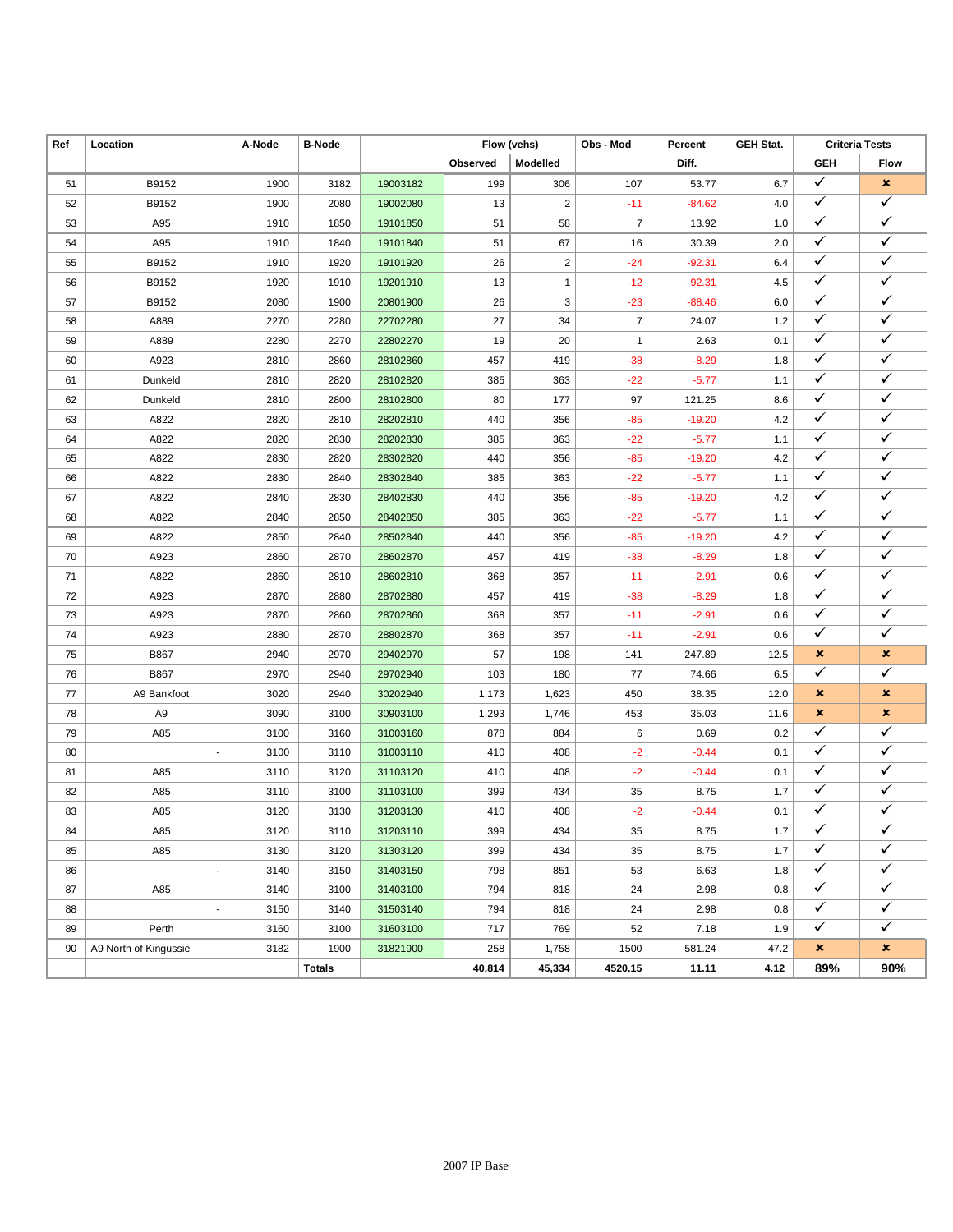| Ref | Location | A-Node | B-Node | | Flow (vehs) | | Obs - Mod | Percent | GEH Stat. | Criteria Tests | |
|---|---|---|---|---|---|---|---|---|---|---|---|
| | | | | | Observed | Modelled | | Diff. | | GEH | Flow |
| 51 | B9152 | 1900 | 3182 | 19003182 | 199 | 306 | 107 | 53.77 | 6.7 | ✓ | ✗ |
| 52 | B9152 | 1900 | 2080 | 19002080 | 13 | 2 | -11 | -84.62 | 4.0 | ✓ | ✓ |
| 53 | A95 | 1910 | 1850 | 19101850 | 51 | 58 | 7 | 13.92 | 1.0 | ✓ | ✓ |
| 54 | A95 | 1910 | 1840 | 19101840 | 51 | 67 | 16 | 30.39 | 2.0 | ✓ | ✓ |
| 55 | B9152 | 1910 | 1920 | 19101920 | 26 | 2 | -24 | -92.31 | 6.4 | ✓ | ✓ |
| 56 | B9152 | 1920 | 1910 | 19201910 | 13 | 1 | -12 | -92.31 | 4.5 | ✓ | ✓ |
| 57 | B9152 | 2080 | 1900 | 20801900 | 26 | 3 | -23 | -88.46 | 6.0 | ✓ | ✓ |
| 58 | A889 | 2270 | 2280 | 22702280 | 27 | 34 | 7 | 24.07 | 1.2 | ✓ | ✓ |
| 59 | A889 | 2280 | 2270 | 22802270 | 19 | 20 | 1 | 2.63 | 0.1 | ✓ | ✓ |
| 60 | A923 | 2810 | 2860 | 28102860 | 457 | 419 | -38 | -8.29 | 1.8 | ✓ | ✓ |
| 61 | Dunkeld | 2810 | 2820 | 28102820 | 385 | 363 | -22 | -5.77 | 1.1 | ✓ | ✓ |
| 62 | Dunkeld | 2810 | 2800 | 28102800 | 80 | 177 | 97 | 121.25 | 8.6 | ✓ | ✓ |
| 63 | A822 | 2820 | 2810 | 28202810 | 440 | 356 | -85 | -19.20 | 4.2 | ✓ | ✓ |
| 64 | A822 | 2820 | 2830 | 28202830 | 385 | 363 | -22 | -5.77 | 1.1 | ✓ | ✓ |
| 65 | A822 | 2830 | 2820 | 28302820 | 440 | 356 | -85 | -19.20 | 4.2 | ✓ | ✓ |
| 66 | A822 | 2830 | 2840 | 28302840 | 385 | 363 | -22 | -5.77 | 1.1 | ✓ | ✓ |
| 67 | A822 | 2840 | 2830 | 28402830 | 440 | 356 | -85 | -19.20 | 4.2 | ✓ | ✓ |
| 68 | A822 | 2840 | 2850 | 28402850 | 385 | 363 | -22 | -5.77 | 1.1 | ✓ | ✓ |
| 69 | A822 | 2850 | 2840 | 28502840 | 440 | 356 | -85 | -19.20 | 4.2 | ✓ | ✓ |
| 70 | A923 | 2860 | 2870 | 28602870 | 457 | 419 | -38 | -8.29 | 1.8 | ✓ | ✓ |
| 71 | A822 | 2860 | 2810 | 28602810 | 368 | 357 | -11 | -2.91 | 0.6 | ✓ | ✓ |
| 72 | A923 | 2870 | 2880 | 28702880 | 457 | 419 | -38 | -8.29 | 1.8 | ✓ | ✓ |
| 73 | A923 | 2870 | 2860 | 28702860 | 368 | 357 | -11 | -2.91 | 0.6 | ✓ | ✓ |
| 74 | A923 | 2880 | 2870 | 28802870 | 368 | 357 | -11 | -2.91 | 0.6 | ✓ | ✓ |
| 75 | B867 | 2940 | 2970 | 29402970 | 57 | 198 | 141 | 247.89 | 12.5 | ✗ | ✗ |
| 76 | B867 | 2970 | 2940 | 29702940 | 103 | 180 | 77 | 74.66 | 6.5 | ✓ | ✓ |
| 77 | A9 Bankfoot | 3020 | 2940 | 30202940 | 1,173 | 1,623 | 450 | 38.35 | 12.0 | ✗ | ✗ |
| 78 | A9 | 3090 | 3100 | 30903100 | 1,293 | 1,746 | 453 | 35.03 | 11.6 | ✗ | ✗ |
| 79 | A85 | 3100 | 3160 | 31003160 | 878 | 884 | 6 | 0.69 | 0.2 | ✓ | ✓ |
| 80 | - | 3100 | 3110 | 31003110 | 410 | 408 | -2 | -0.44 | 0.1 | ✓ | ✓ |
| 81 | A85 | 3110 | 3120 | 31103120 | 410 | 408 | -2 | -0.44 | 0.1 | ✓ | ✓ |
| 82 | A85 | 3110 | 3100 | 31103100 | 399 | 434 | 35 | 8.75 | 1.7 | ✓ | ✓ |
| 83 | A85 | 3120 | 3130 | 31203130 | 410 | 408 | -2 | -0.44 | 0.1 | ✓ | ✓ |
| 84 | A85 | 3120 | 3110 | 31203110 | 399 | 434 | 35 | 8.75 | 1.7 | ✓ | ✓ |
| 85 | A85 | 3130 | 3120 | 31303120 | 399 | 434 | 35 | 8.75 | 1.7 | ✓ | ✓ |
| 86 | - | 3140 | 3150 | 31403150 | 798 | 851 | 53 | 6.63 | 1.8 | ✓ | ✓ |
| 87 | A85 | 3140 | 3100 | 31403100 | 794 | 818 | 24 | 2.98 | 0.8 | ✓ | ✓ |
| 88 | - | 3150 | 3140 | 31503140 | 794 | 818 | 24 | 2.98 | 0.8 | ✓ | ✓ |
| 89 | Perth | 3160 | 3100 | 31603100 | 717 | 769 | 52 | 7.18 | 1.9 | ✓ | ✓ |
| 90 | A9 North of Kingussie | 3182 | 1900 | 31821900 | 258 | 1,758 | 1500 | 581.24 | 47.2 | ✗ | ✗ |
| | | | **Totals** | | **40,814** | **45,334** | **4520.15** | **11.11** | **4.12** | **89%** | **90%** |

2007 IP Base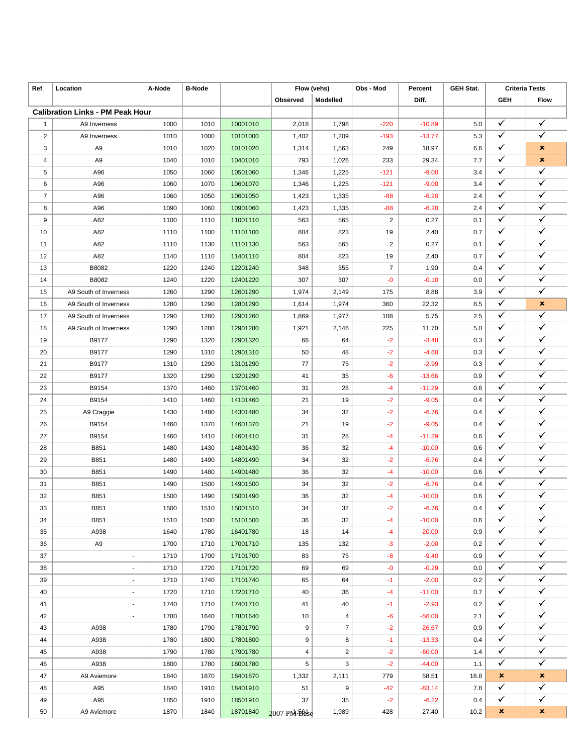| Ref | Location | A-Node | B-Node | | Flow (vehs) | | Obs - Mod | Percent | GEH Stat. | Criteria Tests | |
|---|---|---|---|---|---|---|---|---|---|---|---|
| | | | | | Observed | Modelled | | Diff. | | GEH | Flow |
| **Calibration Links - PM Peak Hour** | | | | | | | | | | | |
| 1 | A9 Inverness | 1000 | 1010 | 10001010 | 2,018 | 1,798 | -220 | -10.89 | 5.0 | ✓ | ✓ |
| 2 | A9 Inverness | 1010 | 1000 | 10101000 | 1,402 | 1,209 | -193 | -13.77 | 5.3 | ✓ | ✓ |
| 3 | A9 | 1010 | 1020 | 10101020 | 1,314 | 1,563 | 249 | 18.97 | 6.6 | ✓ | ✗ |
| 4 | A9 | 1040 | 1010 | 10401010 | 793 | 1,026 | 233 | 29.34 | 7.7 | ✓ | ✗ |
| 5 | A96 | 1050 | 1060 | 10501060 | 1,346 | 1,225 | -121 | -9.00 | 3.4 | ✓ | ✓ |
| 6 | A96 | 1060 | 1070 | 10601070 | 1,346 | 1,225 | -121 | -9.00 | 3.4 | ✓ | ✓ |
| 7 | A96 | 1060 | 1050 | 10601050 | 1,423 | 1,335 | -88 | -6.20 | 2.4 | ✓ | ✓ |
| 8 | A96 | 1090 | 1060 | 10901060 | 1,423 | 1,335 | -88 | -6.20 | 2.4 | ✓ | ✓ |
| 9 | A82 | 1100 | 1110 | 11001110 | 563 | 565 | 2 | 0.27 | 0.1 | ✓ | ✓ |
| 10 | A82 | 1110 | 1100 | 11101100 | 804 | 823 | 19 | 2.40 | 0.7 | ✓ | ✓ |
| 11 | A82 | 1110 | 1130 | 11101130 | 563 | 565 | 2 | 0.27 | 0.1 | ✓ | ✓ |
| 12 | A82 | 1140 | 1110 | 11401110 | 804 | 823 | 19 | 2.40 | 0.7 | ✓ | ✓ |
| 13 | B8082 | 1220 | 1240 | 12201240 | 348 | 355 | 7 | 1.90 | 0.4 | ✓ | ✓ |
| 14 | B8082 | 1240 | 1220 | 12401220 | 307 | 307 | -0 | -0.10 | 0.0 | ✓ | ✓ |
| 15 | A9 South of Inverness | 1260 | 1290 | 12601290 | 1,974 | 2,149 | 175 | 8.88 | 3.9 | ✓ | ✓ |
| 16 | A9 South of Inverness | 1280 | 1290 | 12801290 | 1,614 | 1,974 | 360 | 22.32 | 8.5 | ✓ | ✗ |
| 17 | A9 South of Inverness | 1290 | 1260 | 12901260 | 1,869 | 1,977 | 108 | 5.75 | 2.5 | ✓ | ✓ |
| 18 | A9 South of Inverness | 1290 | 1280 | 12901280 | 1,921 | 2,146 | 225 | 11.70 | 5.0 | ✓ | ✓ |
| 19 | B9177 | 1290 | 1320 | 12901320 | 66 | 64 | -2 | -3.48 | 0.3 | ✓ | ✓ |
| 20 | B9177 | 1290 | 1310 | 12901310 | 50 | 48 | -2 | -4.60 | 0.3 | ✓ | ✓ |
| 21 | B9177 | 1310 | 1290 | 13101290 | 77 | 75 | -2 | -2.99 | 0.3 | ✓ | ✓ |
| 22 | B9177 | 1320 | 1290 | 13201290 | 41 | 35 | -6 | -13.66 | 0.9 | ✓ | ✓ |
| 23 | B9154 | 1370 | 1460 | 13701460 | 31 | 28 | -4 | -11.29 | 0.6 | ✓ | ✓ |
| 24 | B9154 | 1410 | 1460 | 14101460 | 21 | 19 | -2 | -9.05 | 0.4 | ✓ | ✓ |
| 25 | A9 Craggie | 1430 | 1480 | 14301480 | 34 | 32 | -2 | -6.76 | 0.4 | ✓ | ✓ |
| 26 | B9154 | 1460 | 1370 | 14601370 | 21 | 19 | -2 | -9.05 | 0.4 | ✓ | ✓ |
| 27 | B9154 | 1460 | 1410 | 14601410 | 31 | 28 | -4 | -11.29 | 0.6 | ✓ | ✓ |
| 28 | B851 | 1480 | 1430 | 14801430 | 36 | 32 | -4 | -10.00 | 0.6 | ✓ | ✓ |
| 29 | B851 | 1480 | 1490 | 14801490 | 34 | 32 | -2 | -6.76 | 0.4 | ✓ | ✓ |
| 30 | B851 | 1490 | 1480 | 14901480 | 36 | 32 | -4 | -10.00 | 0.6 | ✓ | ✓ |
| 31 | B851 | 1490 | 1500 | 14901500 | 34 | 32 | -2 | -6.76 | 0.4 | ✓ | ✓ |
| 32 | B851 | 1500 | 1490 | 15001490 | 36 | 32 | -4 | -10.00 | 0.6 | ✓ | ✓ |
| 33 | B851 | 1500 | 1510 | 15001510 | 34 | 32 | -2 | -6.76 | 0.4 | ✓ | ✓ |
| 34 | B851 | 1510 | 1500 | 15101500 | 36 | 32 | -4 | -10.00 | 0.6 | ✓ | ✓ |
| 35 | A938 | 1640 | 1780 | 16401780 | 18 | 14 | -4 | -20.00 | 0.9 | ✓ | ✓ |
| 36 | A9 | 1700 | 1710 | 17001710 | 135 | 132 | -3 | -2.00 | 0.2 | ✓ | ✓ |
| 37 | - | 1710 | 1700 | 17101700 | 83 | 75 | -8 | -9.40 | 0.9 | ✓ | ✓ |
| 38 | - | 1710 | 1720 | 17101720 | 69 | 69 | -0 | -0.29 | 0.0 | ✓ | ✓ |
| 39 | - | 1710 | 1740 | 17101740 | 65 | 64 | -1 | -2.00 | 0.2 | ✓ | ✓ |
| 40 | - | 1720 | 1710 | 17201710 | 40 | 36 | -4 | -11.00 | 0.7 | ✓ | ✓ |
| 41 | - | 1740 | 1710 | 17401710 | 41 | 40 | -1 | -2.93 | 0.2 | ✓ | ✓ |
| 42 | - | 1780 | 1640 | 17801640 | 10 | 4 | -6 | -56.00 | 2.1 | ✓ | ✓ |
| 43 | A938 | 1780 | 1790 | 17801790 | 9 | 7 | -2 | -26.67 | 0.9 | ✓ | ✓ |
| 44 | A938 | 1780 | 1800 | 17801800 | 9 | 8 | -1 | -13.33 | 0.4 | ✓ | ✓ |
| 45 | A938 | 1790 | 1780 | 17901780 | 4 | 2 | -2 | -60.00 | 1.4 | ✓ | ✓ |
| 46 | A938 | 1800 | 1780 | 18001780 | 5 | 3 | -2 | -44.00 | 1.1 | ✓ | ✓ |
| 47 | A9 Aviemore | 1840 | 1870 | 18401870 | 1,332 | 2,111 | 779 | 58.51 | 18.8 | ✗ | ✗ |
| 48 | A95 | 1840 | 1910 | 18401910 | 51 | 9 | -42 | -83.14 | 7.8 | ✓ | ✓ |
| 49 | A95 | 1850 | 1910 | 18501910 | 37 | 35 | -2 | -6.22 | 0.4 | ✓ | ✓ |
| 50 | A9 Aviemore | 1870 | 1840 | 18701840 | 1,561 | 1,989 | 428 | 27.40 | 10.2 | ✗ | ✗ |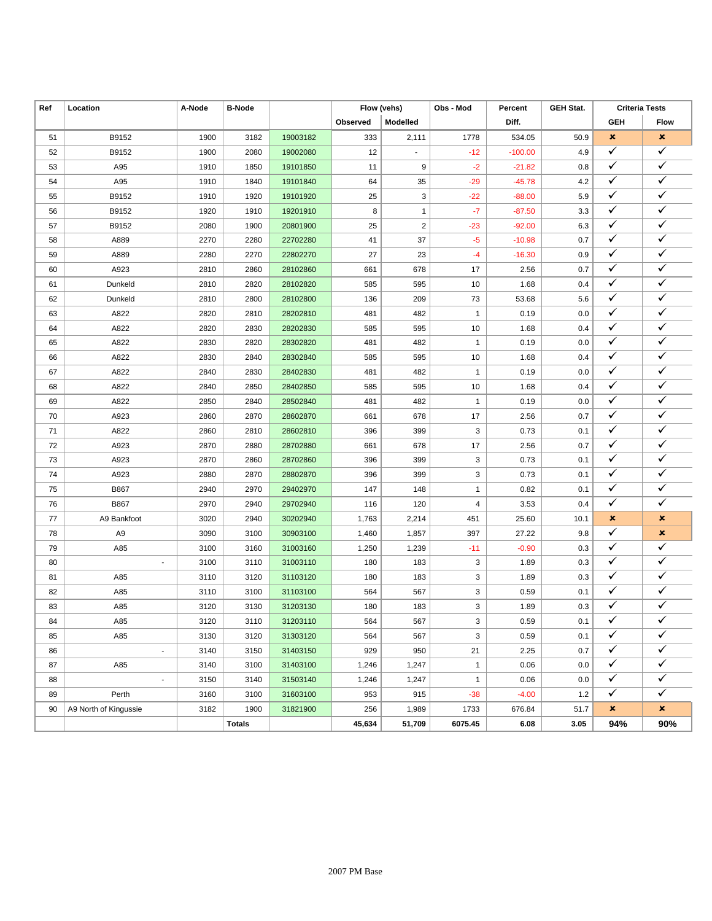| Ref | Location | A-Node | B-Node | | Flow (vehs) | | Obs - Mod | Percent | GEH Stat. | Criteria Tests | |
|---|---|---|---|---|---|---|---|---|---|---|---|
| | | | | | Observed | Modelled | | Diff. | | GEH | Flow |
| 51 | B9152 | 1900 | 3182 | 19003182 | 333 | 2,111 | 1778 | 534.05 | 50.9 | ✗ | ✗ |
| 52 | B9152 | 1900 | 2080 | 19002080 | 12 | - | -12 | -100.00 | 4.9 | ✓ | ✓ |
| 53 | A95 | 1910 | 1850 | 19101850 | 11 | 9 | -2 | -21.82 | 0.8 | ✓ | ✓ |
| 54 | A95 | 1910 | 1840 | 19101840 | 64 | 35 | -29 | -45.78 | 4.2 | ✓ | ✓ |
| 55 | B9152 | 1910 | 1920 | 19101920 | 25 | 3 | -22 | -88.00 | 5.9 | ✓ | ✓ |
| 56 | B9152 | 1920 | 1910 | 19201910 | 8 | 1 | -7 | -87.50 | 3.3 | ✓ | ✓ |
| 57 | B9152 | 2080 | 1900 | 20801900 | 25 | 2 | -23 | -92.00 | 6.3 | ✓ | ✓ |
| 58 | A889 | 2270 | 2280 | 22702280 | 41 | 37 | -5 | -10.98 | 0.7 | ✓ | ✓ |
| 59 | A889 | 2280 | 2270 | 22802270 | 27 | 23 | -4 | -16.30 | 0.9 | ✓ | ✓ |
| 60 | A923 | 2810 | 2860 | 28102860 | 661 | 678 | 17 | 2.56 | 0.7 | ✓ | ✓ |
| 61 | Dunkeld | 2810 | 2820 | 28102820 | 585 | 595 | 10 | 1.68 | 0.4 | ✓ | ✓ |
| 62 | Dunkeld | 2810 | 2800 | 28102800 | 136 | 209 | 73 | 53.68 | 5.6 | ✓ | ✓ |
| 63 | A822 | 2820 | 2810 | 28202810 | 481 | 482 | 1 | 0.19 | 0.0 | ✓ | ✓ |
| 64 | A822 | 2820 | 2830 | 28202830 | 585 | 595 | 10 | 1.68 | 0.4 | ✓ | ✓ |
| 65 | A822 | 2830 | 2820 | 28302820 | 481 | 482 | 1 | 0.19 | 0.0 | ✓ | ✓ |
| 66 | A822 | 2830 | 2840 | 28302840 | 585 | 595 | 10 | 1.68 | 0.4 | ✓ | ✓ |
| 67 | A822 | 2840 | 2830 | 28402830 | 481 | 482 | 1 | 0.19 | 0.0 | ✓ | ✓ |
| 68 | A822 | 2840 | 2850 | 28402850 | 585 | 595 | 10 | 1.68 | 0.4 | ✓ | ✓ |
| 69 | A822 | 2850 | 2840 | 28502840 | 481 | 482 | 1 | 0.19 | 0.0 | ✓ | ✓ |
| 70 | A923 | 2860 | 2870 | 28602870 | 661 | 678 | 17 | 2.56 | 0.7 | ✓ | ✓ |
| 71 | A822 | 2860 | 2810 | 28602810 | 396 | 399 | 3 | 0.73 | 0.1 | ✓ | ✓ |
| 72 | A923 | 2870 | 2880 | 28702880 | 661 | 678 | 17 | 2.56 | 0.7 | ✓ | ✓ |
| 73 | A923 | 2870 | 2860 | 28702860 | 396 | 399 | 3 | 0.73 | 0.1 | ✓ | ✓ |
| 74 | A923 | 2880 | 2870 | 28802870 | 396 | 399 | 3 | 0.73 | 0.1 | ✓ | ✓ |
| 75 | B867 | 2940 | 2970 | 29402970 | 147 | 148 | 1 | 0.82 | 0.1 | ✓ | ✓ |
| 76 | B867 | 2970 | 2940 | 29702940 | 116 | 120 | 4 | 3.53 | 0.4 | ✓ | ✓ |
| 77 | A9 Bankfoot | 3020 | 2940 | 30202940 | 1,763 | 2,214 | 451 | 25.60 | 10.1 | ✗ | ✗ |
| 78 | A9 | 3090 | 3100 | 30903100 | 1,460 | 1,857 | 397 | 27.22 | 9.8 | ✓ | ✗ |
| 79 | A85 | 3100 | 3160 | 31003160 | 1,250 | 1,239 | -11 | -0.90 | 0.3 | ✓ | ✓ |
| 80 | - | 3100 | 3110 | 31003110 | 180 | 183 | 3 | 1.89 | 0.3 | ✓ | ✓ |
| 81 | A85 | 3110 | 3120 | 31103120 | 180 | 183 | 3 | 1.89 | 0.3 | ✓ | ✓ |
| 82 | A85 | 3110 | 3100 | 31103100 | 564 | 567 | 3 | 0.59 | 0.1 | ✓ | ✓ |
| 83 | A85 | 3120 | 3130 | 31203130 | 180 | 183 | 3 | 1.89 | 0.3 | ✓ | ✓ |
| 84 | A85 | 3120 | 3110 | 31203110 | 564 | 567 | 3 | 0.59 | 0.1 | ✓ | ✓ |
| 85 | A85 | 3130 | 3120 | 31303120 | 564 | 567 | 3 | 0.59 | 0.1 | ✓ | ✓ |
| 86 | - | 3140 | 3150 | 31403150 | 929 | 950 | 21 | 2.25 | 0.7 | ✓ | ✓ |
| 87 | A85 | 3140 | 3100 | 31403100 | 1,246 | 1,247 | 1 | 0.06 | 0.0 | ✓ | ✓ |
| 88 | - | 3150 | 3140 | 31503140 | 1,246 | 1,247 | 1 | 0.06 | 0.0 | ✓ | ✓ |
| 89 | Perth | 3160 | 3100 | 31603100 | 953 | 915 | -38 | -4.00 | 1.2 | ✓ | ✓ |
| 90 | A9 North of Kingussie | 3182 | 1900 | 31821900 | 256 | 1,989 | 1733 | 676.84 | 51.7 | ✗ | ✗ |
| | | | **Totals** | | **45,634** | **51,709** | **6075.45** | **6.08** | **3.05** | **94%** | **90%** |

2007 PM Base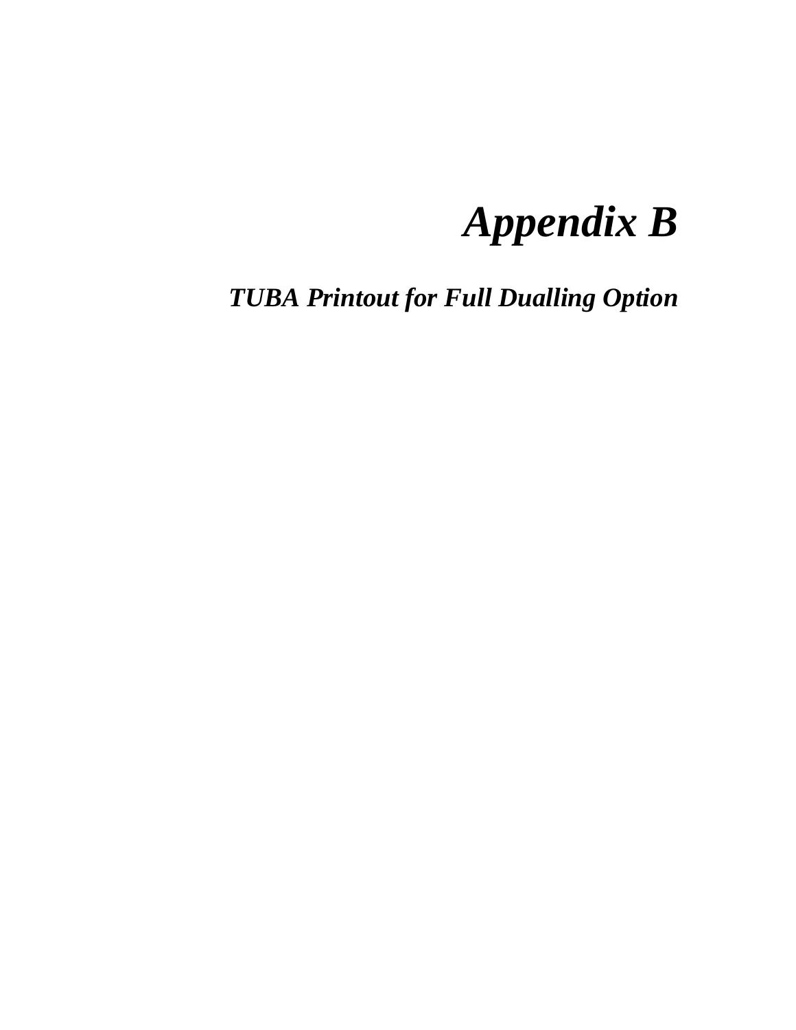# *Appendix B*

## *TUBA Printout for Full Dualling Option*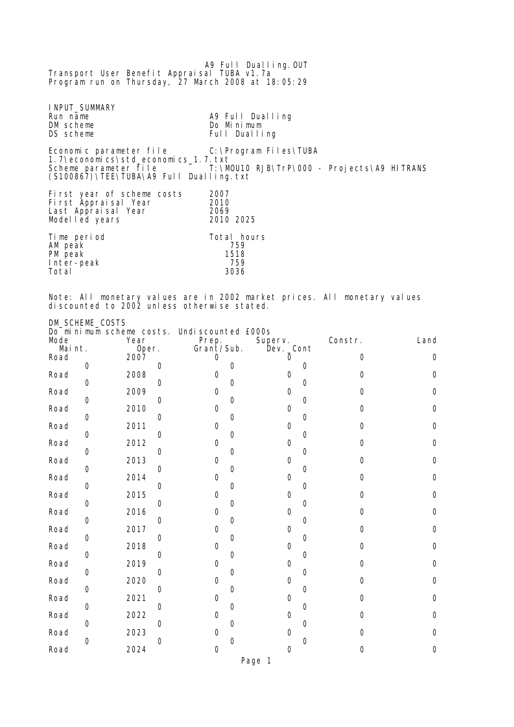A9 Full Dualling.OUT
Transport User Benefit Appraisal TUBA v1.7a
Program run on Thursday, 27 March 2008 at 18:05:29

INPUT_SUMMARY

| | |
|---|---|
| Run name | A9 Full Dualling |
| DM scheme | Do Minimum |
| DS scheme | Full Dualling |

Economic parameter file C:\Program Files\TUBA 1.7\economics\std_economics_1.7.txt
Scheme parameter file T:\MOU10 RJB\TrP\000 - Projects\A9 HITRANS (S100867)\TEE\TUBA\A9 Full Dualling.txt

| | |
|---|---|
| First year of scheme costs | 2007 |
| First Appraisal Year | 2010 |
| Last Appraisal Year | 2069 |
| Modelled years | 2010 2025 |

| Time period | Total hours |
|---|---|
| AM peak | 759 |
| PM peak | 1518 |
| Inter-peak | 759 |
| Total | 3036 |

Note: All monetary values are in 2002 market prices. All monetary values discounted to 2002 unless otherwise stated.

DM_SCHEME_COSTS

Do minimum scheme costs. Undiscounted £000s

| Mode | Year | Prep. | Superv. | Constr. | Land | Maint. | Oper. | Grant/Sub. | Dev._Cont |
|---|---|---|---|---|---|---|---|---|---|
| Road | 2007 | 0 | 0 | 0 | 0 | 0 | 0 | 0 | 0 |
| Road | 2008 | 0 | 0 | 0 | 0 | 0 | 0 | 0 | 0 |
| Road | 2009 | 0 | 0 | 0 | 0 | 0 | 0 | 0 | 0 |
| Road | 2010 | 0 | 0 | 0 | 0 | 0 | 0 | 0 | 0 |
| Road | 2011 | 0 | 0 | 0 | 0 | 0 | 0 | 0 | 0 |
| Road | 2012 | 0 | 0 | 0 | 0 | 0 | 0 | 0 | 0 |
| Road | 2013 | 0 | 0 | 0 | 0 | 0 | 0 | 0 | 0 |
| Road | 2014 | 0 | 0 | 0 | 0 | 0 | 0 | 0 | 0 |
| Road | 2015 | 0 | 0 | 0 | 0 | 0 | 0 | 0 | 0 |
| Road | 2016 | 0 | 0 | 0 | 0 | 0 | 0 | 0 | 0 |
| Road | 2017 | 0 | 0 | 0 | 0 | 0 | 0 | 0 | 0 |
| Road | 2018 | 0 | 0 | 0 | 0 | 0 | 0 | 0 | 0 |
| Road | 2019 | 0 | 0 | 0 | 0 | 0 | 0 | 0 | 0 |
| Road | 2020 | 0 | 0 | 0 | 0 | 0 | 0 | 0 | 0 |
| Road | 2021 | 0 | 0 | 0 | 0 | 0 | 0 | 0 | 0 |
| Road | 2022 | 0 | 0 | 0 | 0 | 0 | 0 | 0 | 0 |
| Road | 2023 | 0 | 0 | 0 | 0 | 0 | 0 | 0 | 0 |
| Road | 2024 | 0 | 0 | 0 | 0 | | | | |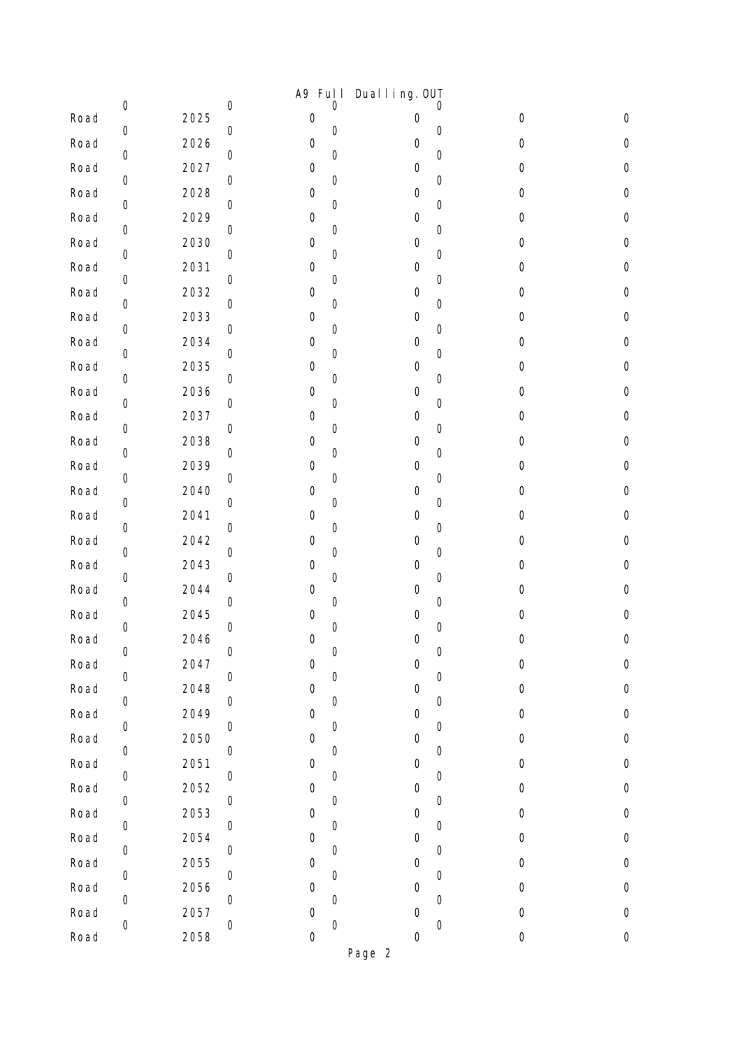| | | | | | | | | | |
|---|---|---|---|---|---|---|---|---|---|
| Road | 0 | 2025 | 0 | 0 | 0 | 0 | 0 | 0 | 0 |
| Road | 0 | 2026 | 0 | 0 | 0 | 0 | 0 | 0 | 0 |
| Road | 0 | 2027 | 0 | 0 | 0 | 0 | 0 | 0 | 0 |
| Road | 0 | 2028 | 0 | 0 | 0 | 0 | 0 | 0 | 0 |
| Road | 0 | 2029 | 0 | 0 | 0 | 0 | 0 | 0 | 0 |
| Road | 0 | 2030 | 0 | 0 | 0 | 0 | 0 | 0 | 0 |
| Road | 0 | 2031 | 0 | 0 | 0 | 0 | 0 | 0 | 0 |
| Road | 0 | 2032 | 0 | 0 | 0 | 0 | 0 | 0 | 0 |
| Road | 0 | 2033 | 0 | 0 | 0 | 0 | 0 | 0 | 0 |
| Road | 0 | 2034 | 0 | 0 | 0 | 0 | 0 | 0 | 0 |
| Road | 0 | 2035 | 0 | 0 | 0 | 0 | 0 | 0 | 0 |
| Road | 0 | 2036 | 0 | 0 | 0 | 0 | 0 | 0 | 0 |
| Road | 0 | 2037 | 0 | 0 | 0 | 0 | 0 | 0 | 0 |
| Road | 0 | 2038 | 0 | 0 | 0 | 0 | 0 | 0 | 0 |
| Road | 0 | 2039 | 0 | 0 | 0 | 0 | 0 | 0 | 0 |
| Road | 0 | 2040 | 0 | 0 | 0 | 0 | 0 | 0 | 0 |
| Road | 0 | 2041 | 0 | 0 | 0 | 0 | 0 | 0 | 0 |
| Road | 0 | 2042 | 0 | 0 | 0 | 0 | 0 | 0 | 0 |
| Road | 0 | 2043 | 0 | 0 | 0 | 0 | 0 | 0 | 0 |
| Road | 0 | 2044 | 0 | 0 | 0 | 0 | 0 | 0 | 0 |
| Road | 0 | 2045 | 0 | 0 | 0 | 0 | 0 | 0 | 0 |
| Road | 0 | 2046 | 0 | 0 | 0 | 0 | 0 | 0 | 0 |
| Road | 0 | 2047 | 0 | 0 | 0 | 0 | 0 | 0 | 0 |
| Road | 0 | 2048 | 0 | 0 | 0 | 0 | 0 | 0 | 0 |
| Road | 0 | 2049 | 0 | 0 | 0 | 0 | 0 | 0 | 0 |
| Road | 0 | 2050 | 0 | 0 | 0 | 0 | 0 | 0 | 0 |
| Road | 0 | 2051 | 0 | 0 | 0 | 0 | 0 | 0 | 0 |
| Road | 0 | 2052 | 0 | 0 | 0 | 0 | 0 | 0 | 0 |
| Road | 0 | 2053 | 0 | 0 | 0 | 0 | 0 | 0 | 0 |
| Road | 0 | 2054 | 0 | 0 | 0 | 0 | 0 | 0 | 0 |
| Road | 0 | 2055 | 0 | 0 | 0 | 0 | 0 | 0 | 0 |
| Road | 0 | 2056 | 0 | 0 | 0 | 0 | 0 | 0 | 0 |
| Road | 0 | 2057 | 0 | 0 | 0 | 0 | 0 | 0 | 0 |
| Road | 0 | 2058 | 0 | 0 | 0 | 0 | 0 | 0 | 0 |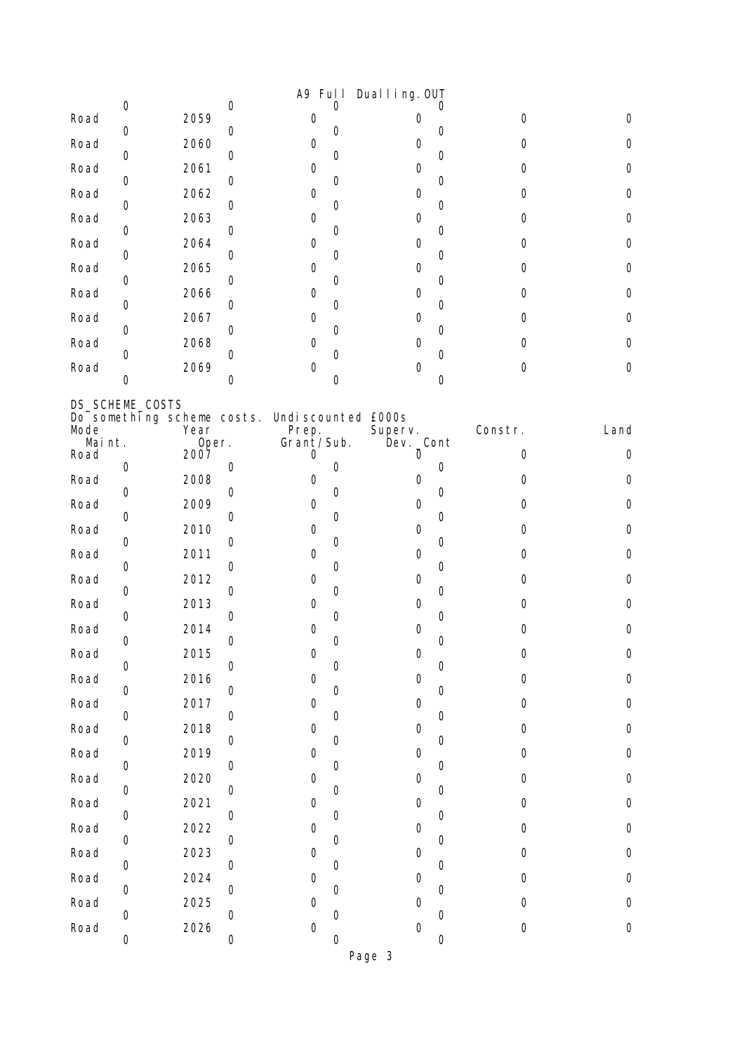| Mode | Year | Prep. | Superv. | Constr. | Land |
|---|---|---|---|---|---|
| Maint. | Oper. | Grant/Sub. | Dev. Cont | | |
| 0 | 0 | 0 | 0 | | |
| Road | 2059 | 0 | 0 | 0 | 0 |
| 0 | 0 | 0 | 0 | | |
| Road | 2060 | 0 | 0 | 0 | 0 |
| 0 | 0 | 0 | 0 | | |
| Road | 2061 | 0 | 0 | 0 | 0 |
| 0 | 0 | 0 | 0 | | |
| Road | 2062 | 0 | 0 | 0 | 0 |
| 0 | 0 | 0 | 0 | | |
| Road | 2063 | 0 | 0 | 0 | 0 |
| 0 | 0 | 0 | 0 | | |
| Road | 2064 | 0 | 0 | 0 | 0 |
| 0 | 0 | 0 | 0 | | |
| Road | 2065 | 0 | 0 | 0 | 0 |
| 0 | 0 | 0 | 0 | | |
| Road | 2066 | 0 | 0 | 0 | 0 |
| 0 | 0 | 0 | 0 | | |
| Road | 2067 | 0 | 0 | 0 | 0 |
| 0 | 0 | 0 | 0 | | |
| Road | 2068 | 0 | 0 | 0 | 0 |
| 0 | 0 | 0 | 0 | | |
| Road | 2069 | 0 | 0 | 0 | 0 |
| 0 | 0 | 0 | 0 | | |

DS_SCHEME_COSTS

Do something scheme costs. Undiscounted £000s

| Mode | Year | Prep. | Superv. | Constr. | Land |
|---|---|---|---|---|---|
| Maint. | Oper. | Grant/Sub. | Dev. Cont | | |
| Road | 2007 | 0 | 0 | 0 | 0 |
| 0 | 0 | 0 | 0 | | |
| Road | 2008 | 0 | 0 | 0 | 0 |
| 0 | 0 | 0 | 0 | | |
| Road | 2009 | 0 | 0 | 0 | 0 |
| 0 | 0 | 0 | 0 | | |
| Road | 2010 | 0 | 0 | 0 | 0 |
| 0 | 0 | 0 | 0 | | |
| Road | 2011 | 0 | 0 | 0 | 0 |
| 0 | 0 | 0 | 0 | | |
| Road | 2012 | 0 | 0 | 0 | 0 |
| 0 | 0 | 0 | 0 | | |
| Road | 2013 | 0 | 0 | 0 | 0 |
| 0 | 0 | 0 | 0 | | |
| Road | 2014 | 0 | 0 | 0 | 0 |
| 0 | 0 | 0 | 0 | | |
| Road | 2015 | 0 | 0 | 0 | 0 |
| 0 | 0 | 0 | 0 | | |
| Road | 2016 | 0 | 0 | 0 | 0 |
| 0 | 0 | 0 | 0 | | |
| Road | 2017 | 0 | 0 | 0 | 0 |
| 0 | 0 | 0 | 0 | | |
| Road | 2018 | 0 | 0 | 0 | 0 |
| 0 | 0 | 0 | 0 | | |
| Road | 2019 | 0 | 0 | 0 | 0 |
| 0 | 0 | 0 | 0 | | |
| Road | 2020 | 0 | 0 | 0 | 0 |
| 0 | 0 | 0 | 0 | | |
| Road | 2021 | 0 | 0 | 0 | 0 |
| 0 | 0 | 0 | 0 | | |
| Road | 2022 | 0 | 0 | 0 | 0 |
| 0 | 0 | 0 | 0 | | |
| Road | 2023 | 0 | 0 | 0 | 0 |
| 0 | 0 | 0 | 0 | | |
| Road | 2024 | 0 | 0 | 0 | 0 |
| 0 | 0 | 0 | 0 | | |
| Road | 2025 | 0 | 0 | 0 | 0 |
| 0 | 0 | 0 | 0 | | |
| Road | 2026 | 0 | 0 | 0 | 0 |
| 0 | 0 | 0 | 0 | | |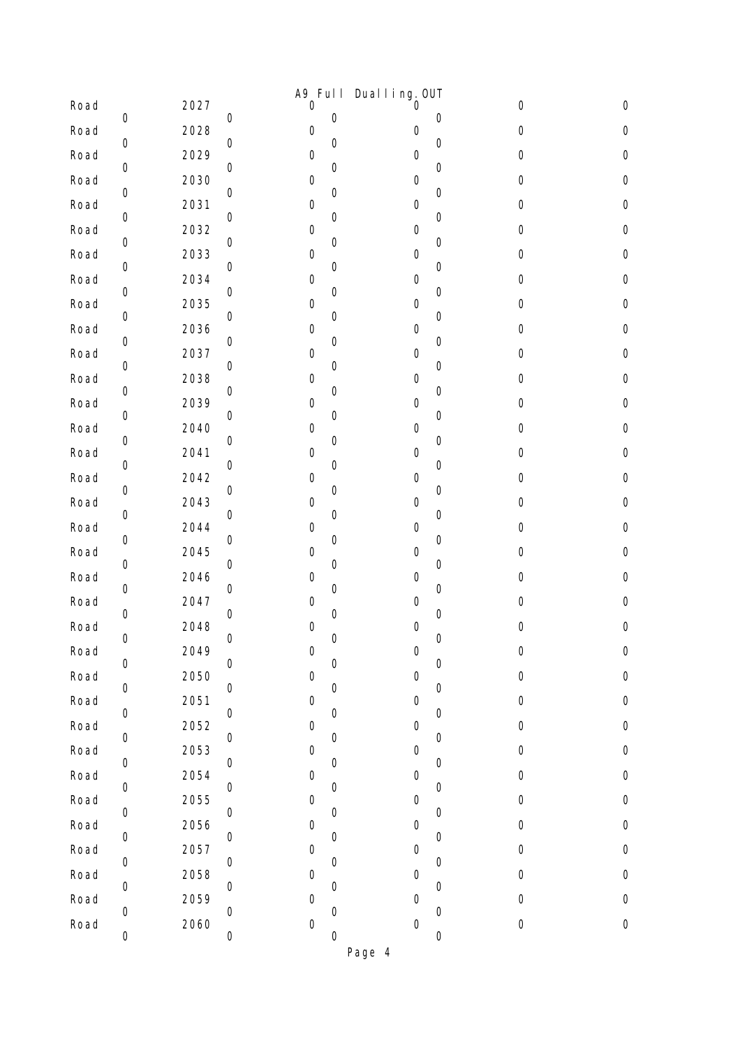| | | | | | | | | | |
|---|---|---|---|---|---|---|---|---|---|
| Road | 2027 | 0 | 0 | 0 | 0 | 0 | 0 | 0 | 0 |
| Road | 2028 | 0 | 0 | 0 | 0 | 0 | 0 | 0 | 0 |
| Road | 2029 | 0 | 0 | 0 | 0 | 0 | 0 | 0 | 0 |
| Road | 2030 | 0 | 0 | 0 | 0 | 0 | 0 | 0 | 0 |
| Road | 2031 | 0 | 0 | 0 | 0 | 0 | 0 | 0 | 0 |
| Road | 2032 | 0 | 0 | 0 | 0 | 0 | 0 | 0 | 0 |
| Road | 2033 | 0 | 0 | 0 | 0 | 0 | 0 | 0 | 0 |
| Road | 2034 | 0 | 0 | 0 | 0 | 0 | 0 | 0 | 0 |
| Road | 2035 | 0 | 0 | 0 | 0 | 0 | 0 | 0 | 0 |
| Road | 2036 | 0 | 0 | 0 | 0 | 0 | 0 | 0 | 0 |
| Road | 2037 | 0 | 0 | 0 | 0 | 0 | 0 | 0 | 0 |
| Road | 2038 | 0 | 0 | 0 | 0 | 0 | 0 | 0 | 0 |
| Road | 2039 | 0 | 0 | 0 | 0 | 0 | 0 | 0 | 0 |
| Road | 2040 | 0 | 0 | 0 | 0 | 0 | 0 | 0 | 0 |
| Road | 2041 | 0 | 0 | 0 | 0 | 0 | 0 | 0 | 0 |
| Road | 2042 | 0 | 0 | 0 | 0 | 0 | 0 | 0 | 0 |
| Road | 2043 | 0 | 0 | 0 | 0 | 0 | 0 | 0 | 0 |
| Road | 2044 | 0 | 0 | 0 | 0 | 0 | 0 | 0 | 0 |
| Road | 2045 | 0 | 0 | 0 | 0 | 0 | 0 | 0 | 0 |
| Road | 2046 | 0 | 0 | 0 | 0 | 0 | 0 | 0 | 0 |
| Road | 2047 | 0 | 0 | 0 | 0 | 0 | 0 | 0 | 0 |
| Road | 2048 | 0 | 0 | 0 | 0 | 0 | 0 | 0 | 0 |
| Road | 2049 | 0 | 0 | 0 | 0 | 0 | 0 | 0 | 0 |
| Road | 2050 | 0 | 0 | 0 | 0 | 0 | 0 | 0 | 0 |
| Road | 2051 | 0 | 0 | 0 | 0 | 0 | 0 | 0 | 0 |
| Road | 2052 | 0 | 0 | 0 | 0 | 0 | 0 | 0 | 0 |
| Road | 2053 | 0 | 0 | 0 | 0 | 0 | 0 | 0 | 0 |
| Road | 2054 | 0 | 0 | 0 | 0 | 0 | 0 | 0 | 0 |
| Road | 2055 | 0 | 0 | 0 | 0 | 0 | 0 | 0 | 0 |
| Road | 2056 | 0 | 0 | 0 | 0 | 0 | 0 | 0 | 0 |
| Road | 2057 | 0 | 0 | 0 | 0 | 0 | 0 | 0 | 0 |
| Road | 2058 | 0 | 0 | 0 | 0 | 0 | 0 | 0 | 0 |
| Road | 2059 | 0 | 0 | 0 | 0 | 0 | 0 | 0 | 0 |
| Road | 2060 | 0 | 0 | 0 | 0 | 0 | 0 | 0 | 0 |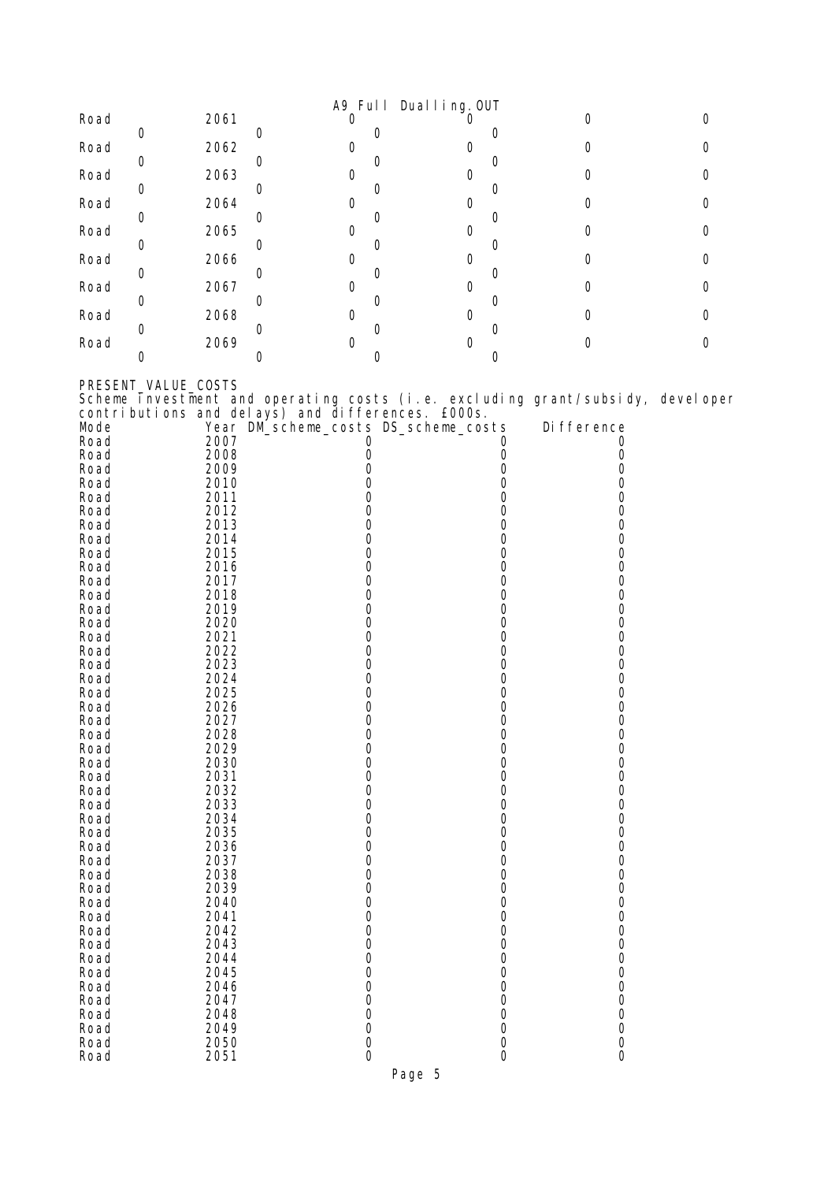| Road | 2061 | 0 | 0 | 0 | 0 |
|---|---|---|---|---|---|
| 0 | | 0 | 0 | 0 | |
| Road | 2062 | 0 | 0 | 0 | 0 |
| 0 | | 0 | 0 | 0 | |
| Road | 2063 | 0 | 0 | 0 | 0 |
| 0 | | 0 | 0 | 0 | |
| Road | 2064 | 0 | 0 | 0 | 0 |
| 0 | | 0 | 0 | 0 | |
| Road | 2065 | 0 | 0 | 0 | 0 |
| 0 | | 0 | 0 | 0 | |
| Road | 2066 | 0 | 0 | 0 | 0 |
| 0 | | 0 | 0 | 0 | |
| Road | 2067 | 0 | 0 | 0 | 0 |
| 0 | | 0 | 0 | 0 | |
| Road | 2068 | 0 | 0 | 0 | 0 |
| 0 | | 0 | 0 | 0 | |
| Road | 2069 | 0 | 0 | 0 | 0 |
| 0 | | 0 | 0 | 0 | |

PRESENT_VALUE_COSTS

Scheme investment and operating costs (i.e. excluding grant/subsidy, developer contributions and delays) and differences. £000s.

| Mode | Year | DM_scheme_costs | DS_scheme_costs | Difference |
|---|---|---|---|---|
| Road | 2007 | 0 | 0 | 0 |
| Road | 2008 | 0 | 0 | 0 |
| Road | 2009 | 0 | 0 | 0 |
| Road | 2010 | 0 | 0 | 0 |
| Road | 2011 | 0 | 0 | 0 |
| Road | 2012 | 0 | 0 | 0 |
| Road | 2013 | 0 | 0 | 0 |
| Road | 2014 | 0 | 0 | 0 |
| Road | 2015 | 0 | 0 | 0 |
| Road | 2016 | 0 | 0 | 0 |
| Road | 2017 | 0 | 0 | 0 |
| Road | 2018 | 0 | 0 | 0 |
| Road | 2019 | 0 | 0 | 0 |
| Road | 2020 | 0 | 0 | 0 |
| Road | 2021 | 0 | 0 | 0 |
| Road | 2022 | 0 | 0 | 0 |
| Road | 2023 | 0 | 0 | 0 |
| Road | 2024 | 0 | 0 | 0 |
| Road | 2025 | 0 | 0 | 0 |
| Road | 2026 | 0 | 0 | 0 |
| Road | 2027 | 0 | 0 | 0 |
| Road | 2028 | 0 | 0 | 0 |
| Road | 2029 | 0 | 0 | 0 |
| Road | 2030 | 0 | 0 | 0 |
| Road | 2031 | 0 | 0 | 0 |
| Road | 2032 | 0 | 0 | 0 |
| Road | 2033 | 0 | 0 | 0 |
| Road | 2034 | 0 | 0 | 0 |
| Road | 2035 | 0 | 0 | 0 |
| Road | 2036 | 0 | 0 | 0 |
| Road | 2037 | 0 | 0 | 0 |
| Road | 2038 | 0 | 0 | 0 |
| Road | 2039 | 0 | 0 | 0 |
| Road | 2040 | 0 | 0 | 0 |
| Road | 2041 | 0 | 0 | 0 |
| Road | 2042 | 0 | 0 | 0 |
| Road | 2043 | 0 | 0 | 0 |
| Road | 2044 | 0 | 0 | 0 |
| Road | 2045 | 0 | 0 | 0 |
| Road | 2046 | 0 | 0 | 0 |
| Road | 2047 | 0 | 0 | 0 |
| Road | 2048 | 0 | 0 | 0 |
| Road | 2049 | 0 | 0 | 0 |
| Road | 2050 | 0 | 0 | 0 |
| Road | 2051 | 0 | 0 | 0 |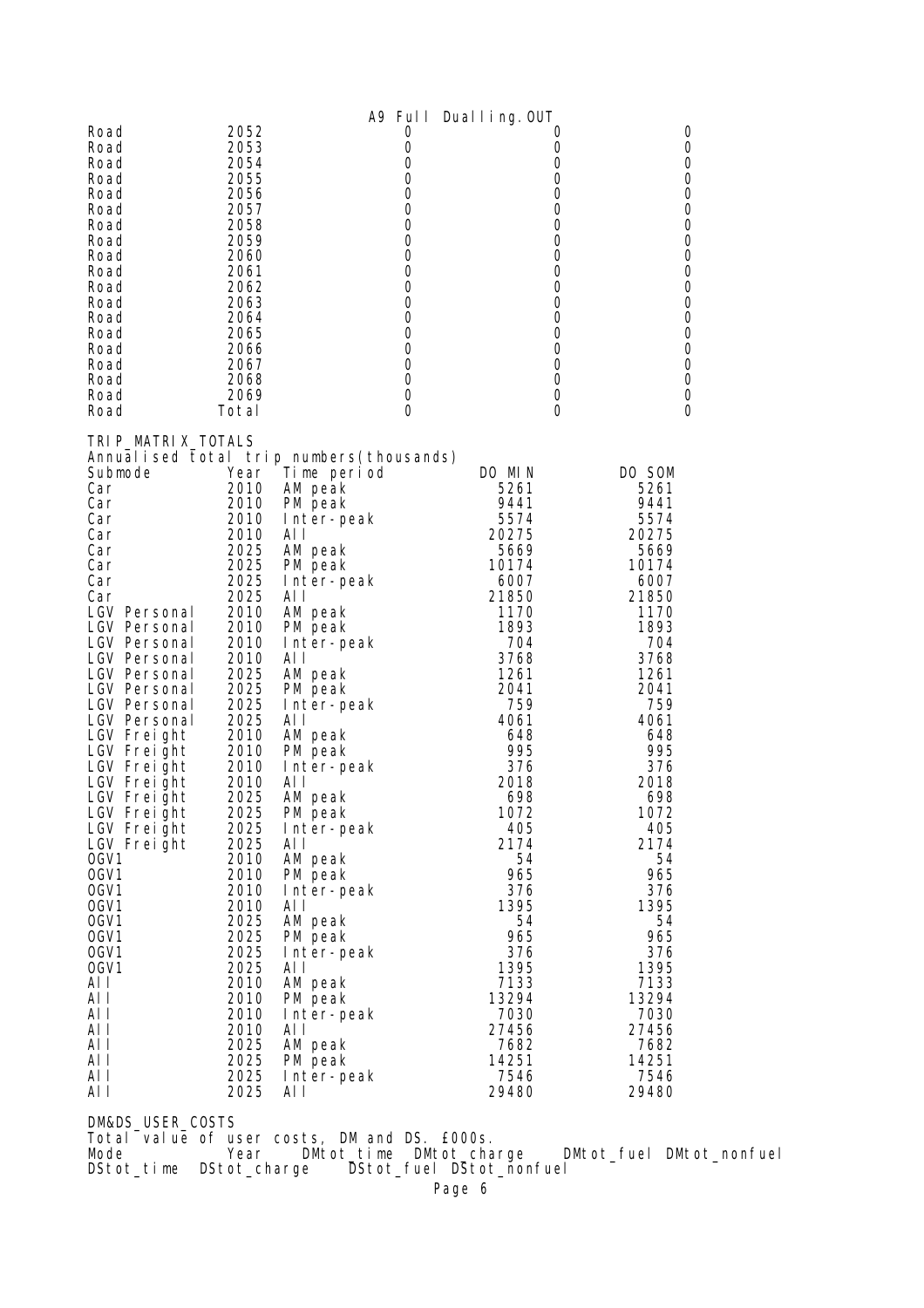| Road | 2052 | 0 | 0 | 0 |
|---|---|---|---|---|
| Road | 2053 | 0 | 0 | 0 |
| Road | 2054 | 0 | 0 | 0 |
| Road | 2055 | 0 | 0 | 0 |
| Road | 2056 | 0 | 0 | 0 |
| Road | 2057 | 0 | 0 | 0 |
| Road | 2058 | 0 | 0 | 0 |
| Road | 2059 | 0 | 0 | 0 |
| Road | 2060 | 0 | 0 | 0 |
| Road | 2061 | 0 | 0 | 0 |
| Road | 2062 | 0 | 0 | 0 |
| Road | 2063 | 0 | 0 | 0 |
| Road | 2064 | 0 | 0 | 0 |
| Road | 2065 | 0 | 0 | 0 |
| Road | 2066 | 0 | 0 | 0 |
| Road | 2067 | 0 | 0 | 0 |
| Road | 2068 | 0 | 0 | 0 |
| Road | 2069 | 0 | 0 | 0 |
| Road | Total | 0 | 0 | 0 |

TRIP_MATRIX_TOTALS
Annualised total trip numbers(thousands)

| Submode | Year | Time period | DO MIN | DO SOM |
|---|---|---|---|---|
| Car | 2010 | AM peak | 5261 | 5261 |
| Car | 2010 | PM peak | 9441 | 9441 |
| Car | 2010 | Inter-peak | 5574 | 5574 |
| Car | 2010 | All | 20275 | 20275 |
| Car | 2025 | AM peak | 5669 | 5669 |
| Car | 2025 | PM peak | 10174 | 10174 |
| Car | 2025 | Inter-peak | 6007 | 6007 |
| Car | 2025 | All | 21850 | 21850 |
| LGV Personal | 2010 | AM peak | 1170 | 1170 |
| LGV Personal | 2010 | PM peak | 1893 | 1893 |
| LGV Personal | 2010 | Inter-peak | 704 | 704 |
| LGV Personal | 2010 | All | 3768 | 3768 |
| LGV Personal | 2025 | AM peak | 1261 | 1261 |
| LGV Personal | 2025 | PM peak | 2041 | 2041 |
| LGV Personal | 2025 | Inter-peak | 759 | 759 |
| LGV Personal | 2025 | All | 4061 | 4061 |
| LGV Freight | 2010 | AM peak | 648 | 648 |
| LGV Freight | 2010 | PM peak | 995 | 995 |
| LGV Freight | 2010 | Inter-peak | 376 | 376 |
| LGV Freight | 2010 | All | 2018 | 2018 |
| LGV Freight | 2025 | AM peak | 698 | 698 |
| LGV Freight | 2025 | PM peak | 1072 | 1072 |
| LGV Freight | 2025 | Inter-peak | 405 | 405 |
| LGV Freight | 2025 | All | 2174 | 2174 |
| OGV1 | 2010 | AM peak | 54 | 54 |
| OGV1 | 2010 | PM peak | 965 | 965 |
| OGV1 | 2010 | Inter-peak | 376 | 376 |
| OGV1 | 2010 | All | 1395 | 1395 |
| OGV1 | 2025 | AM peak | 54 | 54 |
| OGV1 | 2025 | PM peak | 965 | 965 |
| OGV1 | 2025 | Inter-peak | 376 | 376 |
| OGV1 | 2025 | All | 1395 | 1395 |
| All | 2010 | AM peak | 7133 | 7133 |
| All | 2010 | PM peak | 13294 | 13294 |
| All | 2010 | Inter-peak | 7030 | 7030 |
| All | 2010 | All | 27456 | 27456 |
| All | 2025 | AM peak | 7682 | 7682 |
| All | 2025 | PM peak | 14251 | 14251 |
| All | 2025 | Inter-peak | 7546 | 7546 |
| All | 2025 | All | 29480 | 29480 |

DM&DS_USER_COSTS
Total value of user costs, DM and DS. £000s.

| Mode | Year | DMtot_time | DMtot_charge | DMtot_fuel | DMtot_nonfuel | DStot_time | DStot_charge | DStot_fuel | DStot_nonfuel |
|---|---|---|---|---|---|---|---|---|---|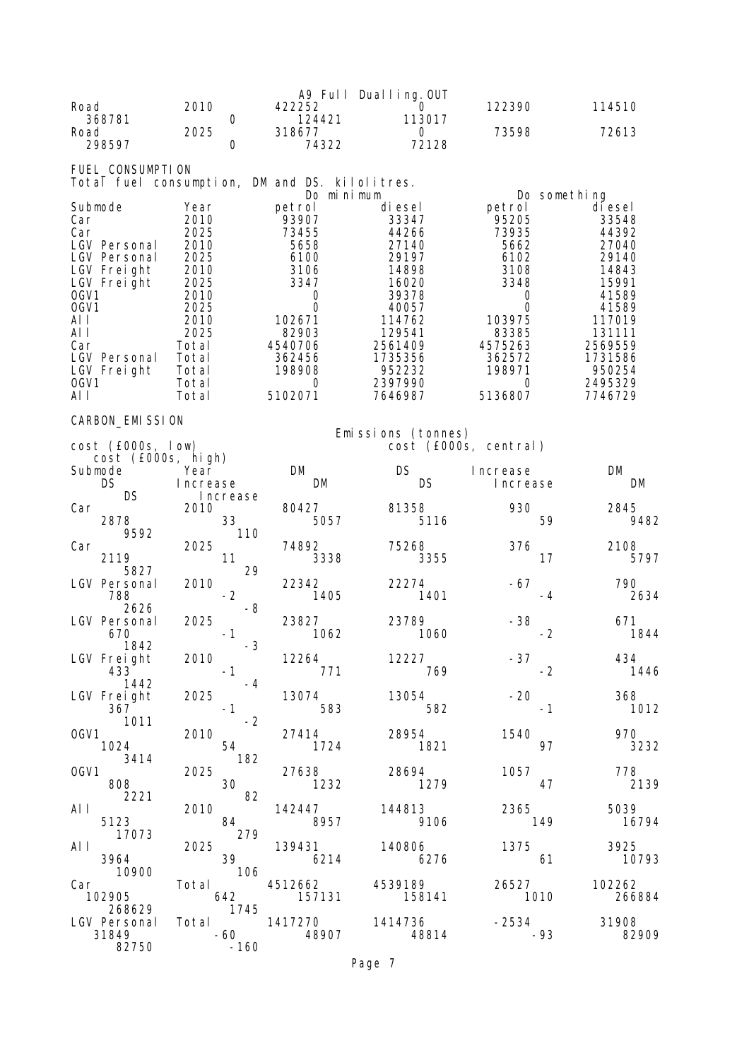A9 Full Dualling.OUT

| Road | 2010 | 422252 | 0 | 122390 | 114510 |
|---|---|---|---|---|---|
| 368781 | 0 | 124421 | 113017 | | |
| Road | 2025 | 318677 | 0 | 73598 | 72613 |
| 298597 | 0 | 74322 | 72128 | | |

FUEL_CONSUMPTION

Total fuel consumption, DM and DS. kilolitres.

| | | Do minimum | | Do something | |
|---|---|---|---|---|---|
| Submode | Year | petrol | diesel | petrol | diesel |
| Car | 2010 | 93907 | 33347 | 95205 | 33548 |
| Car | 2025 | 73455 | 44266 | 73935 | 44392 |
| LGV Personal | 2010 | 5658 | 27140 | 5662 | 27040 |
| LGV Personal | 2025 | 6100 | 29197 | 6102 | 29140 |
| LGV Freight | 2010 | 3106 | 14898 | 3108 | 14843 |
| LGV Freight | 2025 | 3347 | 16020 | 3348 | 15991 |
| OGV1 | 2010 | 0 | 39378 | 0 | 41589 |
| OGV1 | 2025 | 0 | 40057 | 0 | 41589 |
| All | 2010 | 102671 | 114762 | 103975 | 117019 |
| All | 2025 | 82903 | 129541 | 83385 | 131111 |
| Car | Total | 4540706 | 2561409 | 4575263 | 2569559 |
| LGV Personal | Total | 362456 | 1735356 | 362572 | 1731586 |
| LGV Freight | Total | 198908 | 952232 | 198971 | 950254 |
| OGV1 | Total | 0 | 2397990 | 0 | 2495329 |
| All | Total | 5102071 | 7646987 | 5136807 | 7746729 |

CARBON_EMISSION

| | | Emissions (tonnes) | | | cost (£000s, low) | | | cost (£000s, central) | | | cost (£000s, high) | | |
|---|---|---|---|---|---|---|---|---|---|---|---|---|---|
| Submode | Year | DM | DS | Increase | DM | DS | Increase | DM | DS | Increase | DM | DS | Increase |
| Car | 2010 | 80427 | 81358 | 930 | 2845 | 2878 | 33 | 5057 | 5116 | 59 | 9482 | 9592 | 110 |
| Car | 2025 | 74892 | 75268 | 376 | 2108 | 2119 | 11 | 3338 | 3355 | 17 | 5797 | 5827 | 29 |
| LGV Personal | 2010 | 22342 | 22274 | -67 | 790 | 788 | -2 | 1405 | 1401 | -4 | 2634 | 2626 | -8 |
| LGV Personal | 2025 | 23827 | 23789 | -38 | 671 | 670 | -1 | 1062 | 1060 | -2 | 1844 | 1842 | -3 |
| LGV Freight | 2010 | 12264 | 12227 | -37 | 434 | 433 | -1 | 771 | 769 | -2 | 1446 | 1442 | -4 |
| LGV Freight | 2025 | 13074 | 13054 | -20 | 368 | 367 | -1 | 583 | 582 | -1 | 1012 | 1011 | -2 |
| OGV1 | 2010 | 27414 | 28954 | 1540 | 970 | 1024 | 54 | 1724 | 1821 | 97 | 3232 | 3414 | 182 |
| OGV1 | 2025 | 27638 | 28694 | 1057 | 778 | 808 | 30 | 1232 | 1279 | 47 | 2139 | 2221 | 82 |
| All | 2010 | 142447 | 144813 | 2365 | 5039 | 5123 | 84 | 8957 | 9106 | 149 | 16794 | 17073 | 279 |
| All | 2025 | 139431 | 140806 | 1375 | 3925 | 3964 | 39 | 6214 | 6276 | 61 | 10793 | 10900 | 106 |
| Car | Total | 4512662 | 4539189 | 26527 | 102262 | 102905 | 642 | 157131 | 158141 | 1010 | 266884 | 268629 | 1745 |
| LGV Personal | Total | 1417270 | 1414736 | -2534 | 31908 | 31849 | -60 | 48907 | 48814 | -93 | 82909 | 82750 | -160 |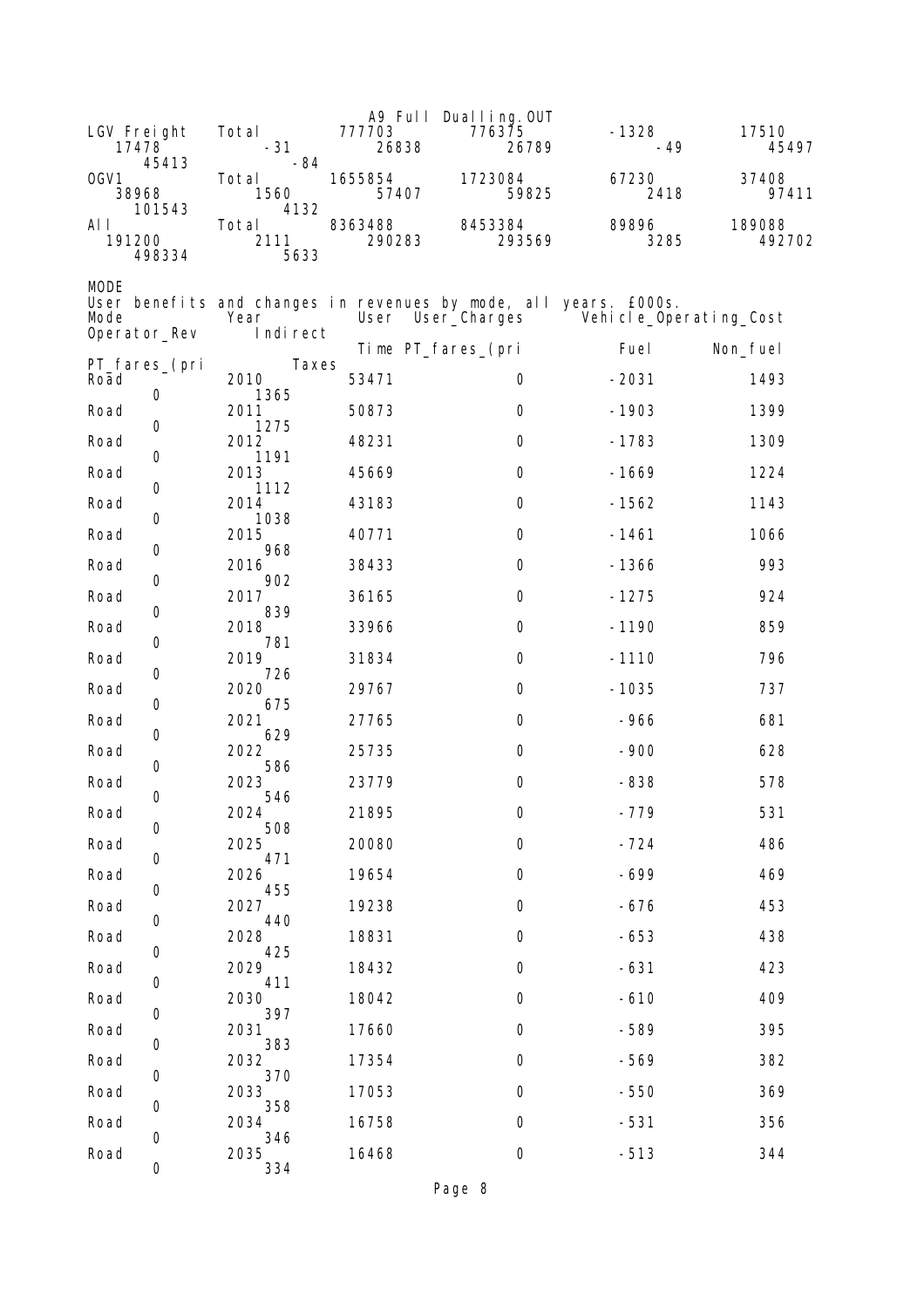| | | | | | | | | | | | | |
|---|---|---|---|---|---|---|---|---|---|---|---|---|
| LGV Freight | Total | 777703 | 776375 | -1328 | 17510 | 17478 | -31 | 26838 | 26789 | -49 | 45497 | 45413 | -84 |
| OGV1 | Total | 1655854 | 1723084 | 67230 | 37408 | 38968 | 1560 | 57407 | 59825 | 2418 | 97411 | 101543 | 4132 |
| All | Total | 8363488 | 8453384 | 89896 | 189088 | 191200 | 2111 | 290283 | 293569 | 3285 | 492702 | 498334 | 5633 |

MODE

User benefits and changes in revenues by mode, all years. £000s.

| Mode | Year | User Time | User_Charges PT_fares_(pri | Vehicle_Operating_Cost Fuel | Vehicle_Operating_Cost Non_fuel | Operator_Rev PT_fares_(pri | Indirect Taxes |
|---|---|---|---|---|---|---|---|
| Road | 2010 | 53471 | 0 | -2031 | 1493 | 0 | 1365 |
| Road | 2011 | 50873 | 0 | -1903 | 1399 | 0 | 1275 |
| Road | 2012 | 48231 | 0 | -1783 | 1309 | 0 | 1191 |
| Road | 2013 | 45669 | 0 | -1669 | 1224 | 0 | 1112 |
| Road | 2014 | 43183 | 0 | -1562 | 1143 | 0 | 1038 |
| Road | 2015 | 40771 | 0 | -1461 | 1066 | 0 | 968 |
| Road | 2016 | 38433 | 0 | -1366 | 993 | 0 | 902 |
| Road | 2017 | 36165 | 0 | -1275 | 924 | 0 | 839 |
| Road | 2018 | 33966 | 0 | -1190 | 859 | 0 | 781 |
| Road | 2019 | 31834 | 0 | -1110 | 796 | 0 | 726 |
| Road | 2020 | 29767 | 0 | -1035 | 737 | 0 | 675 |
| Road | 2021 | 27765 | 0 | -966 | 681 | 0 | 629 |
| Road | 2022 | 25735 | 0 | -900 | 628 | 0 | 586 |
| Road | 2023 | 23779 | 0 | -838 | 578 | 0 | 546 |
| Road | 2024 | 21895 | 0 | -779 | 531 | 0 | 508 |
| Road | 2025 | 20080 | 0 | -724 | 486 | 0 | 471 |
| Road | 2026 | 19654 | 0 | -699 | 469 | 0 | 455 |
| Road | 2027 | 19238 | 0 | -676 | 453 | 0 | 440 |
| Road | 2028 | 18831 | 0 | -653 | 438 | 0 | 425 |
| Road | 2029 | 18432 | 0 | -631 | 423 | 0 | 411 |
| Road | 2030 | 18042 | 0 | -610 | 409 | 0 | 397 |
| Road | 2031 | 17660 | 0 | -589 | 395 | 0 | 383 |
| Road | 2032 | 17354 | 0 | -569 | 382 | 0 | 370 |
| Road | 2033 | 17053 | 0 | -550 | 369 | 0 | 358 |
| Road | 2034 | 16758 | 0 | -531 | 356 | 0 | 346 |
| Road | 2035 | 16468 | 0 | -513 | 344 | 0 | 334 |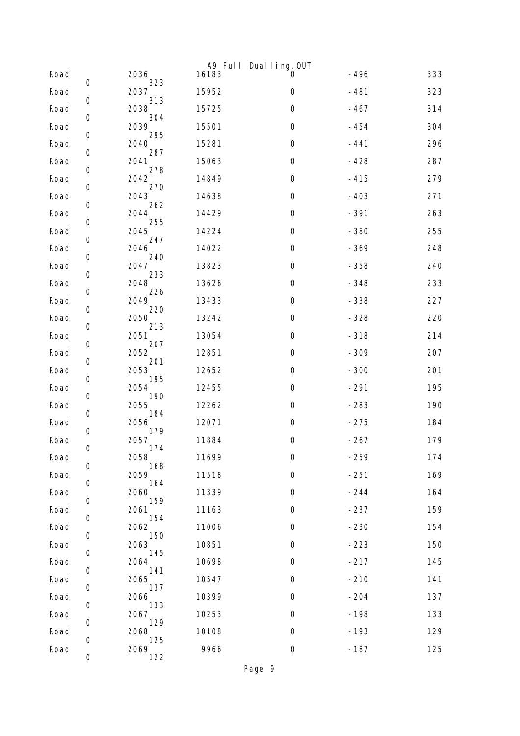| | | | | | | | |
|---|---|---|---|---|---|---|---|
| Road | 2036 | 16183 | 0 | -496 | 333 | 0 | 323 |
| Road | 2037 | 15952 | 0 | -481 | 323 | 0 | 313 |
| Road | 2038 | 15725 | 0 | -467 | 314 | 0 | 304 |
| Road | 2039 | 15501 | 0 | -454 | 304 | 0 | 295 |
| Road | 2040 | 15281 | 0 | -441 | 296 | 0 | 287 |
| Road | 2041 | 15063 | 0 | -428 | 287 | 0 | 278 |
| Road | 2042 | 14849 | 0 | -415 | 279 | 0 | 270 |
| Road | 2043 | 14638 | 0 | -403 | 271 | 0 | 262 |
| Road | 2044 | 14429 | 0 | -391 | 263 | 0 | 255 |
| Road | 2045 | 14224 | 0 | -380 | 255 | 0 | 247 |
| Road | 2046 | 14022 | 0 | -369 | 248 | 0 | 240 |
| Road | 2047 | 13823 | 0 | -358 | 240 | 0 | 233 |
| Road | 2048 | 13626 | 0 | -348 | 233 | 0 | 226 |
| Road | 2049 | 13433 | 0 | -338 | 227 | 0 | 220 |
| Road | 2050 | 13242 | 0 | -328 | 220 | 0 | 213 |
| Road | 2051 | 13054 | 0 | -318 | 214 | 0 | 207 |
| Road | 2052 | 12851 | 0 | -309 | 207 | 0 | 201 |
| Road | 2053 | 12652 | 0 | -300 | 201 | 0 | 195 |
| Road | 2054 | 12455 | 0 | -291 | 195 | 0 | 190 |
| Road | 2055 | 12262 | 0 | -283 | 190 | 0 | 184 |
| Road | 2056 | 12071 | 0 | -275 | 184 | 0 | 179 |
| Road | 2057 | 11884 | 0 | -267 | 179 | 0 | 174 |
| Road | 2058 | 11699 | 0 | -259 | 174 | 0 | 168 |
| Road | 2059 | 11518 | 0 | -251 | 169 | 0 | 164 |
| Road | 2060 | 11339 | 0 | -244 | 164 | 0 | 159 |
| Road | 2061 | 11163 | 0 | -237 | 159 | 0 | 154 |
| Road | 2062 | 11006 | 0 | -230 | 154 | 0 | 150 |
| Road | 2063 | 10851 | 0 | -223 | 150 | 0 | 145 |
| Road | 2064 | 10698 | 0 | -217 | 145 | 0 | 141 |
| Road | 2065 | 10547 | 0 | -210 | 141 | 0 | 137 |
| Road | 2066 | 10399 | 0 | -204 | 137 | 0 | 133 |
| Road | 2067 | 10253 | 0 | -198 | 133 | 0 | 129 |
| Road | 2068 | 10108 | 0 | -193 | 129 | 0 | 125 |
| Road | 2069 | 9966 | 0 | -187 | 125 | 0 | 122 |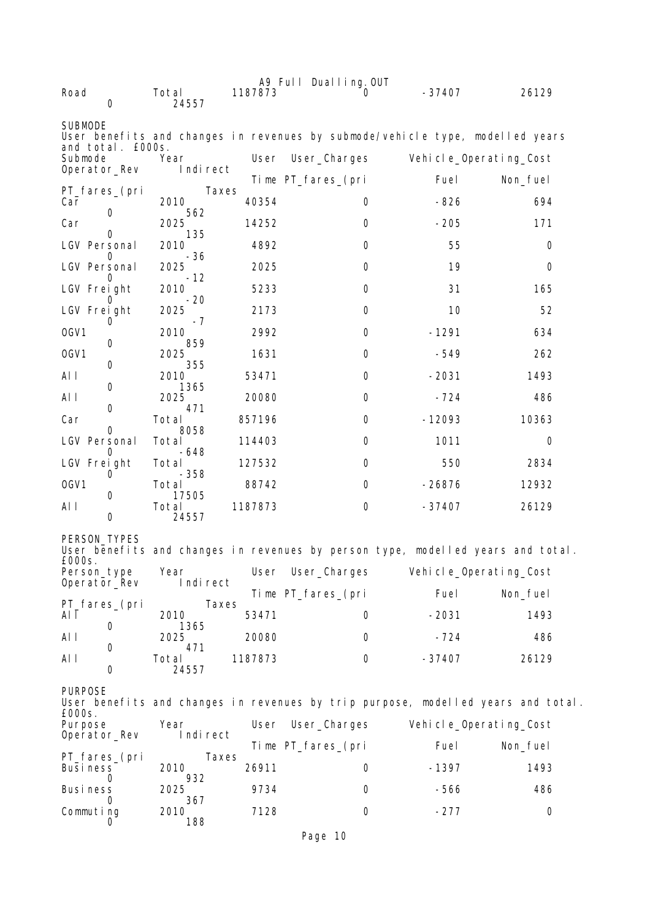| Road | Total | 1187873 | 0 | -37407 | 26129 | 0 | 24557 |
|---|---|---|---|---|---|---|---|

SUBMODE

User benefits and changes in revenues by submode/vehicle type, modelled years and total. £000s.

| Submode | Year | User Time | User_Charges PT_fares_(pri | Vehicle_Operating_Cost Fuel | Non_fuel | Operator_Rev PT_fares_(pri | Indirect Taxes |
|---|---|---|---|---|---|---|---|
| Car | 2010 | 40354 | 0 | -826 | 694 | 0 | 562 |
| Car | 2025 | 14252 | 0 | -205 | 171 | 0 | 135 |
| LGV Personal | 2010 | 4892 | 0 | 55 | 0 | 0 | -36 |
| LGV Personal | 2025 | 2025 | 0 | 19 | 0 | 0 | -12 |
| LGV Freight | 2010 | 5233 | 0 | 31 | 165 | 0 | -20 |
| LGV Freight | 2025 | 2173 | 0 | 10 | 52 | 0 | -7 |
| OGV1 | 2010 | 2992 | 0 | -1291 | 634 | 0 | 859 |
| OGV1 | 2025 | 1631 | 0 | -549 | 262 | 0 | 355 |
| All | 2010 | 53471 | 0 | -2031 | 1493 | 0 | 1365 |
| All | 2025 | 20080 | 0 | -724 | 486 | 0 | 471 |
| Car | Total | 857196 | 0 | -12093 | 10363 | 0 | 8058 |
| LGV Personal | Total | 114403 | 0 | 1011 | 0 | 0 | -648 |
| LGV Freight | Total | 127532 | 0 | 550 | 2834 | 0 | -358 |
| OGV1 | Total | 88742 | 0 | -26876 | 12932 | 0 | 17505 |
| All | Total | 1187873 | 0 | -37407 | 26129 | 0 | 24557 |

PERSON_TYPES

User benefits and changes in revenues by person type, modelled years and total. £000s.

| Person_type | Year | User Time | User_Charges PT_fares_(pri | Vehicle_Operating_Cost Fuel | Non_fuel | Operator_Rev PT_fares_(pri | Indirect Taxes |
|---|---|---|---|---|---|---|---|
| All | 2010 | 53471 | 0 | -2031 | 1493 | 0 | 1365 |
| All | 2025 | 20080 | 0 | -724 | 486 | 0 | 471 |
| All | Total | 1187873 | 0 | -37407 | 26129 | 0 | 24557 |

PURPOSE

User benefits and changes in revenues by trip purpose, modelled years and total. £000s.

| Purpose | Year | User Time | User_Charges PT_fares_(pri | Vehicle_Operating_Cost Fuel | Non_fuel | Operator_Rev PT_fares_(pri | Indirect Taxes |
|---|---|---|---|---|---|---|---|
| Business | 2010 | 26911 | 0 | -1397 | 1493 | 0 | 932 |
| Business | 2025 | 9734 | 0 | -566 | 486 | 0 | 367 |
| Commuting | 2010 | 7128 | 0 | -277 | 0 | 0 | 188 |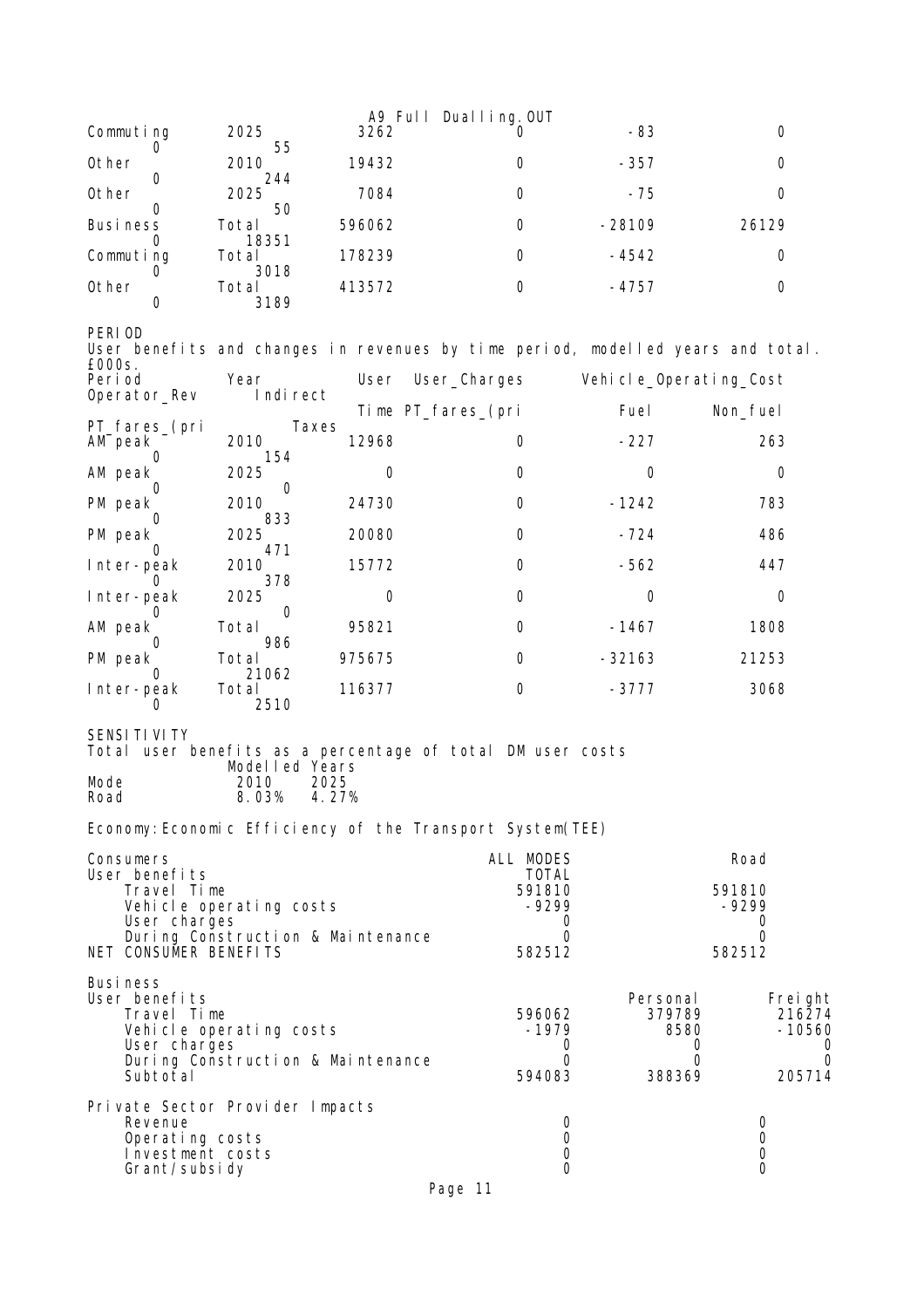A9 Full Dualling.OUT

| | | | | | | |
|---|---|---|---|---|---|---|
| Commuting | 2025 | 3262 | 0 | -83 | 0 | |
| 0 | 55 | | | | | |
| Other | 2010 | 19432 | 0 | -357 | 0 | |
| 0 | 244 | | | | | |
| Other | 2025 | 7084 | 0 | -75 | 0 | |
| 0 | 50 | | | | | |
| Business | Total | 596062 | 0 | -28109 | 26129 | |
| 0 | 18351 | | | | | |
| Commuting | Total | 178239 | 0 | -4542 | 0 | |
| 0 | 3018 | | | | | |
| Other | Total | 413572 | 0 | -4757 | 0 | |
| 0 | 3189 | | | | | |

PERIOD

User benefits and changes in revenues by time period, modelled years and total. £000s.

| Period | Year | User | User_Charges | Vehicle_Operating_Cost | |
|---|---|---|---|---|---|
| Operator_Rev | Indirect | | | | |
| | | Time | PT_fares_(pri | Fuel | Non_fuel |
| PT_fares_(pri | Taxes | | | | |
| AM peak | 2010 | 12968 | 0 | -227 | 263 |
| 0 | 154 | | | | |
| AM peak | 2025 | 0 | 0 | 0 | 0 |
| 0 | 0 | | | | |
| PM peak | 2010 | 24730 | 0 | -1242 | 783 |
| 0 | 833 | | | | |
| PM peak | 2025 | 20080 | 0 | -724 | 486 |
| 0 | 471 | | | | |
| Inter-peak | 2010 | 15772 | 0 | -562 | 447 |
| 0 | 378 | | | | |
| Inter-peak | 2025 | 0 | 0 | 0 | 0 |
| 0 | 0 | | | | |
| AM peak | Total | 95821 | 0 | -1467 | 1808 |
| 0 | 986 | | | | |
| PM peak | Total | 975675 | 0 | -32163 | 21253 |
| 0 | 21062 | | | | |
| Inter-peak | Total | 116377 | 0 | -3777 | 3068 |
| 0 | 2510 | | | | |

SENSITIVITY

Total user benefits as a percentage of total DM user costs

| Mode | Modelled Years 2010 | 2025 |
|---|---|---|
| Road | 8.03% | 4.27% |

Economy:Economic Efficiency of the Transport System(TEE)

| Consumers | ALL MODES | Road |
|---|---|---|
| User benefits | TOTAL | |
| Travel Time | 591810 | 591810 |
| Vehicle operating costs | -9299 | -9299 |
| User charges | 0 | 0 |
| During Construction & Maintenance | 0 | 0 |
| NET CONSUMER BENEFITS | 582512 | 582512 |

| Business | | | |
|---|---|---|---|
| User benefits | | Personal | Freight |
| Travel Time | 596062 | 379789 | 216274 |
| Vehicle operating costs | -1979 | 8580 | -10560 |
| User charges | 0 | 0 | 0 |
| During Construction & Maintenance | 0 | 0 | 0 |
| Subtotal | 594083 | 388369 | 205714 |

| Private Sector Provider Impacts | | |
|---|---|---|
| Revenue | 0 | 0 |
| Operating costs | 0 | 0 |
| Investment costs | 0 | 0 |
| Grant/subsidy | 0 | 0 |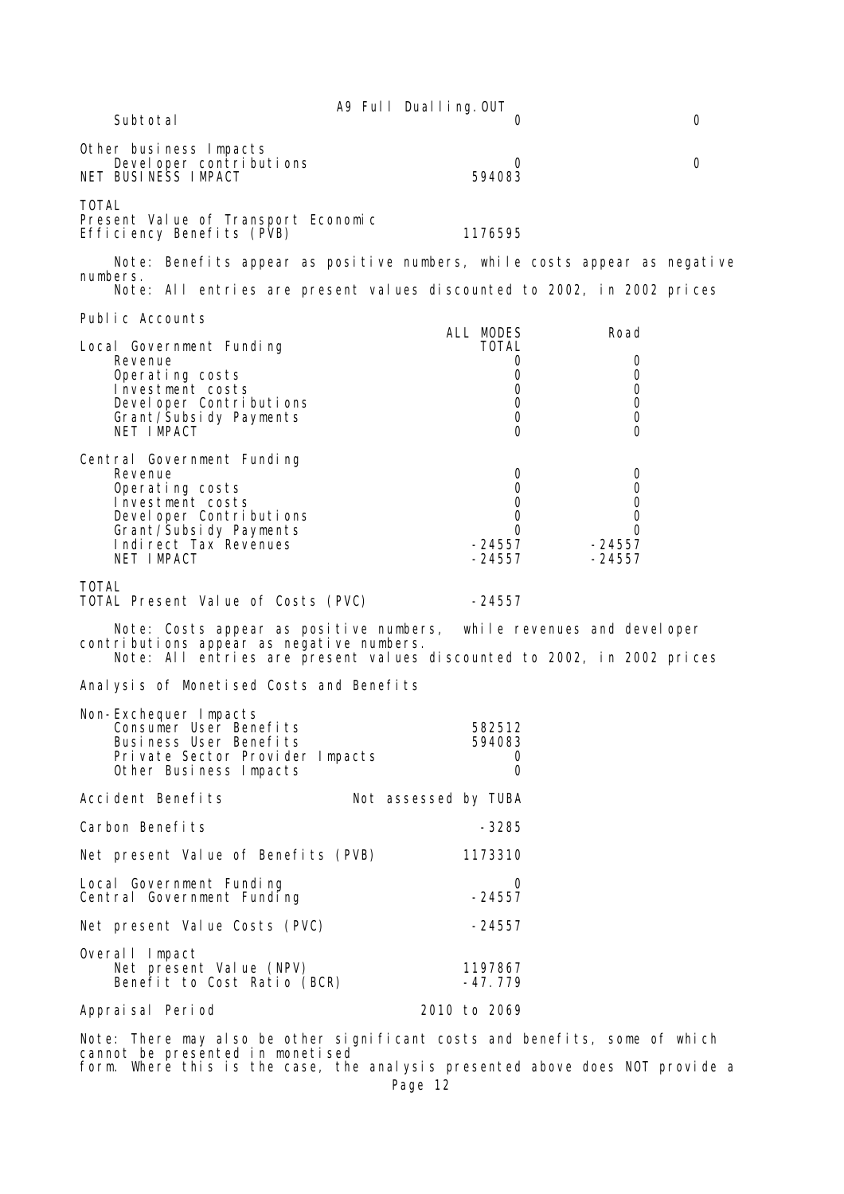Subtotal 0 0

Other business Impacts

| | | |
|---|---|---|
| Developer contributions | 0 | 0 |
| NET BUSINESS IMPACT | 594083 | |

TOTAL

| | |
|---|---|
| Present Value of Transport Economic Efficiency Benefits (PVB) | 1176595 |

Note: Benefits appear as positive numbers, while costs appear as negative numbers.
Note: All entries are present values discounted to 2002, in 2002 prices

Public Accounts

| | ALL MODES TOTAL | Road |
|---|---|---|
| **Local Government Funding** | | |
| Revenue | 0 | 0 |
| Operating costs | 0 | 0 |
| Investment costs | 0 | 0 |
| Developer Contributions | 0 | 0 |
| Grant/Subsidy Payments | 0 | 0 |
| NET IMPACT | 0 | 0 |
| **Central Government Funding** | | |
| Revenue | 0 | 0 |
| Operating costs | 0 | 0 |
| Investment costs | 0 | 0 |
| Developer Contributions | 0 | 0 |
| Grant/Subsidy Payments | 0 | 0 |
| Indirect Tax Revenues | -24557 | -24557 |
| NET IMPACT | -24557 | -24557 |

TOTAL

| | |
|---|---|
| TOTAL Present Value of Costs (PVC) | -24557 |

Note: Costs appear as positive numbers, while revenues and developer contributions appear as negative numbers.
Note: All entries are present values discounted to 2002, in 2002 prices

Analysis of Monetised Costs and Benefits

| | |
|---|---|
| **Non-Exchequer Impacts** | |
| Consumer User Benefits | 582512 |
| Business User Benefits | 594083 |
| Private Sector Provider Impacts | 0 |
| Other Business Impacts | 0 |
| Accident Benefits | Not assessed by TUBA |
| Carbon Benefits | -3285 |
| Net present Value of Benefits (PVB) | 1173310 |
| Local Government Funding | 0 |
| Central Government Funding | -24557 |
| Net present Value Costs (PVC) | -24557 |
| **Overall Impact** | |
| Net present Value (NPV) | 1197867 |
| Benefit to Cost Ratio (BCR) | -47.779 |
| Appraisal Period | 2010 to 2069 |

Note: There may also be other significant costs and benefits, some of which cannot be presented in monetised
form. Where this is the case, the analysis presented above does NOT provide a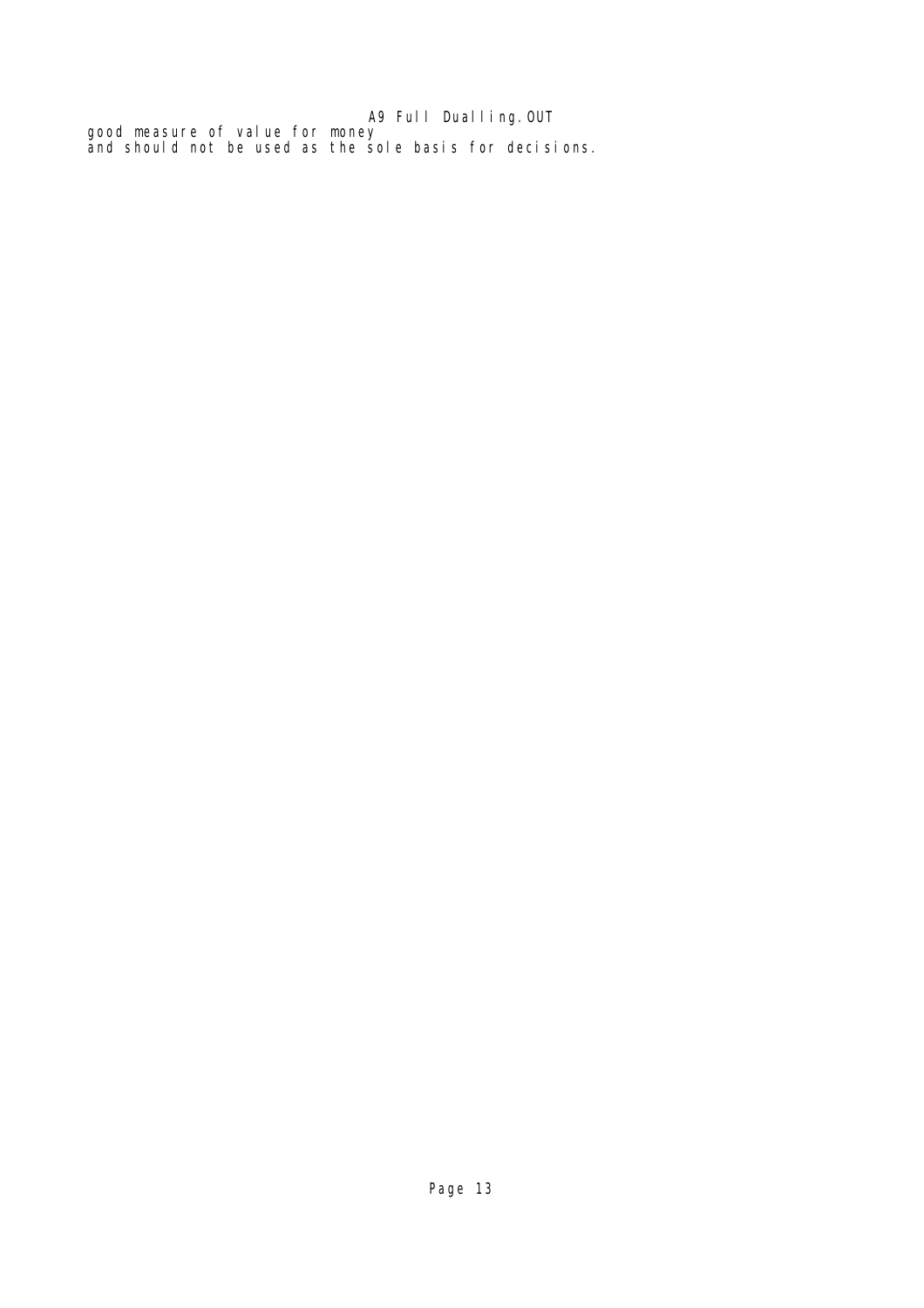good measure of value for money
and should not be used as the sole basis for decisions.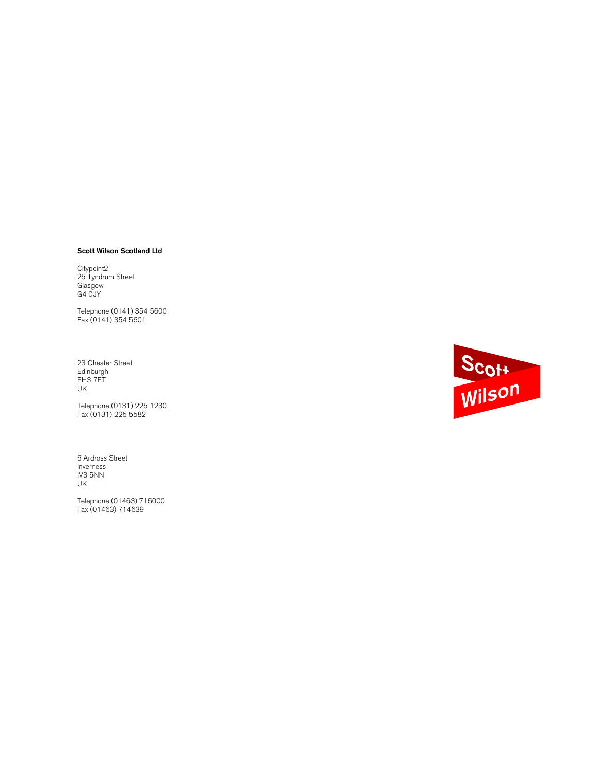**Scott Wilson Scotland Ltd**

Citypoint2
25 Tyndrum Street
Glasgow
G4 0JY

Telephone (0141) 354 5600
Fax (0141) 354 5601

23 Chester Street
Edinburgh
EH3 7ET
UK

Telephone (0131) 225 1230
Fax (0131) 225 5582

6 Ardross Street
Inverness
IV3 5NN
UK

Telephone (01463) 716000
Fax (01463) 714639

Scott Wilson